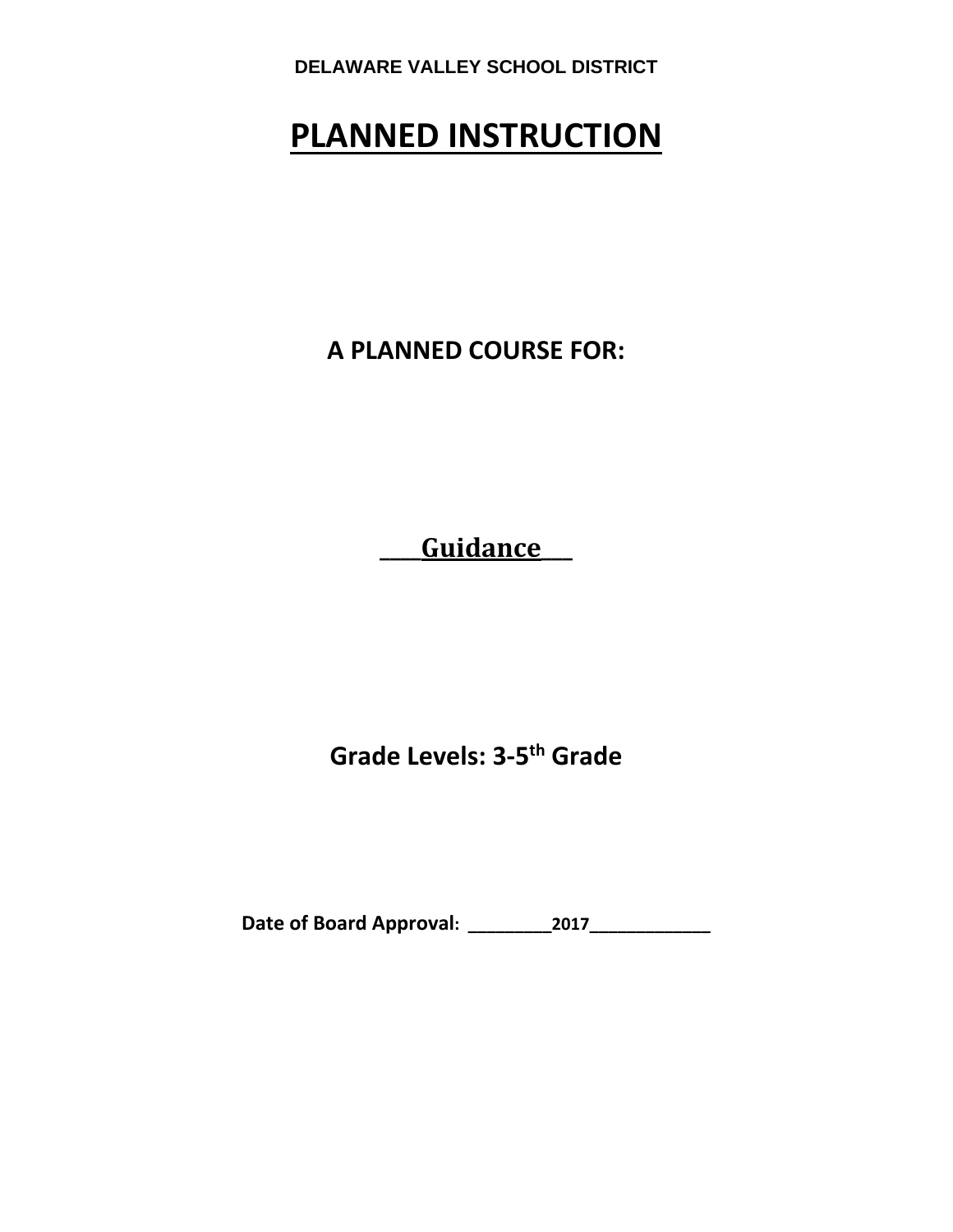DELAWARE VALLEY SCHOOL DISTRICT

# PLANNED INSTRUCTION

## A PLANNED COURSE FOR:

## ____Guidance___

## Grade Levels: 3-5th Grade

**Date of Board Approval: ________2017____________**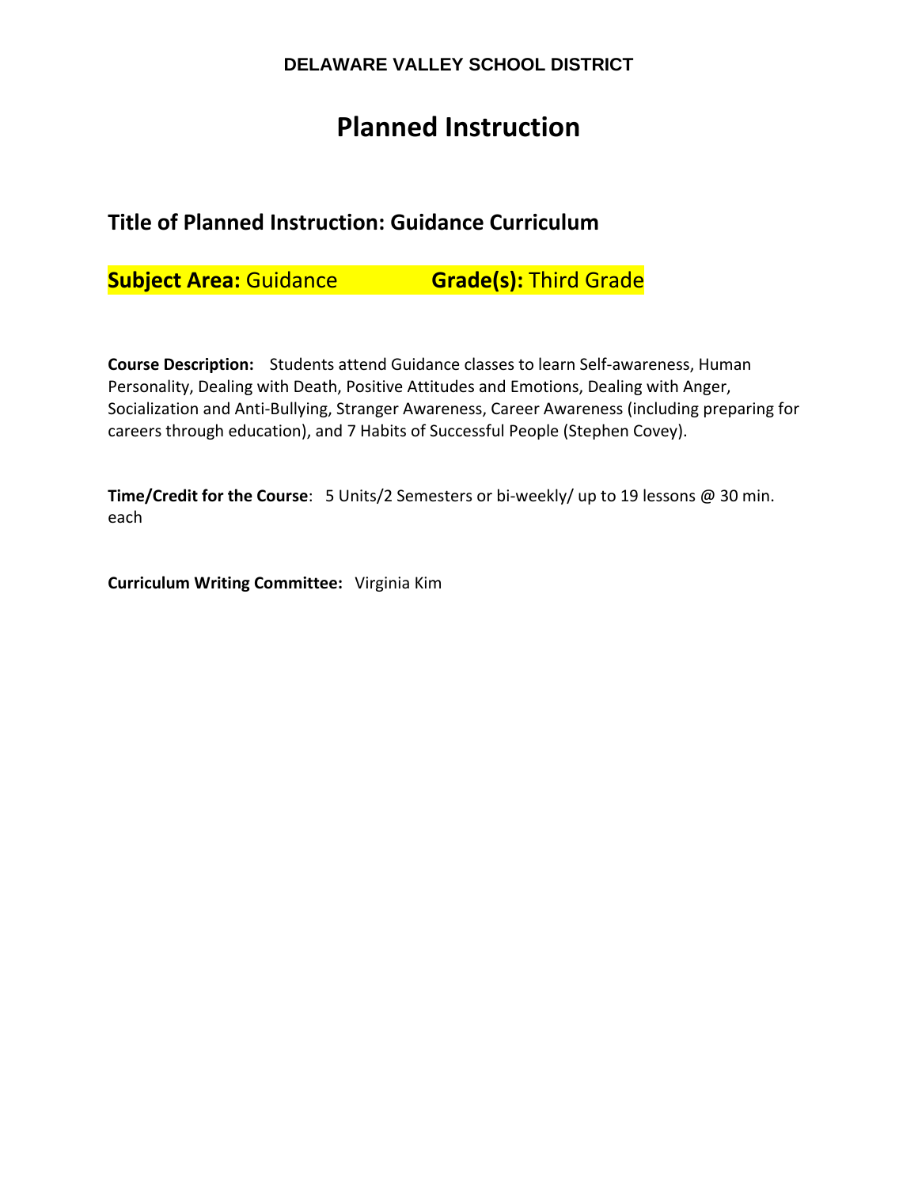**DELAWARE VALLEY SCHOOL DISTRICT**

# Planned Instruction

## Title of Planned Instruction: Guidance Curriculum

**Subject Area:** Guidance **Grade(s):** Third Grade

**Course Description:** Students attend Guidance classes to learn Self-awareness, Human Personality, Dealing with Death, Positive Attitudes and Emotions, Dealing with Anger, Socialization and Anti-Bullying, Stranger Awareness, Career Awareness (including preparing for careers through education), and 7 Habits of Successful People (Stephen Covey).

**Time/Credit for the Course**: 5 Units/2 Semesters or bi-weekly/ up to 19 lessons @ 30 min. each

**Curriculum Writing Committee:** Virginia Kim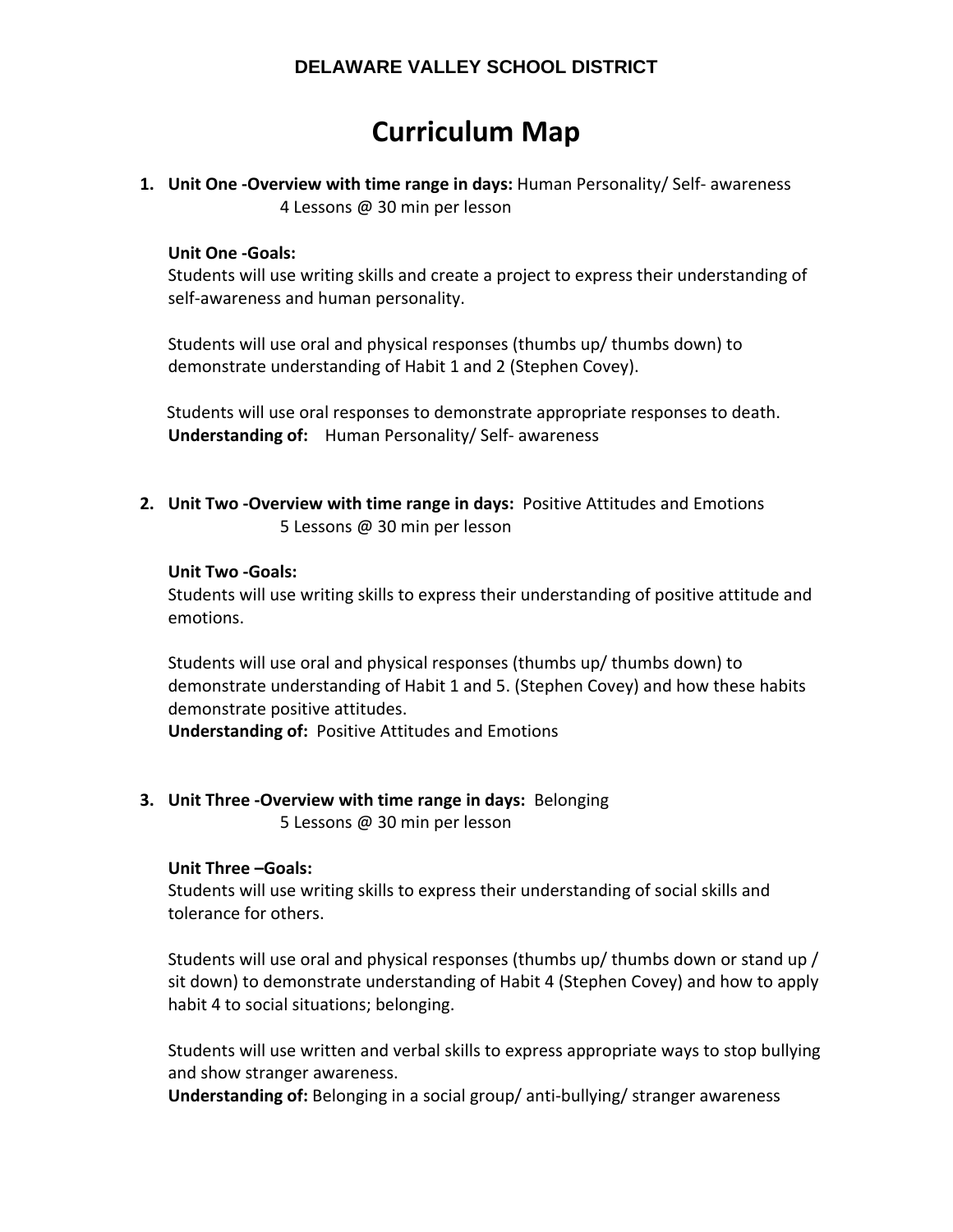**DELAWARE VALLEY SCHOOL DISTRICT**

# Curriculum Map

1. **Unit One -Overview with time range in days:** Human Personality/ Self- awareness
   4 Lessons @ 30 min per lesson

   **Unit One -Goals:**
   Students will use writing skills and create a project to express their understanding of self-awareness and human personality.

   Students will use oral and physical responses (thumbs up/ thumbs down) to demonstrate understanding of Habit 1 and 2 (Stephen Covey).

   Students will use oral responses to demonstrate appropriate responses to death.
   **Understanding of:** Human Personality/ Self- awareness

2. **Unit Two -Overview with time range in days:** Positive Attitudes and Emotions
   5 Lessons @ 30 min per lesson

   **Unit Two -Goals:**
   Students will use writing skills to express their understanding of positive attitude and emotions.

   Students will use oral and physical responses (thumbs up/ thumbs down) to demonstrate understanding of Habit 1 and 5. (Stephen Covey) and how these habits demonstrate positive attitudes.
   **Understanding of:** Positive Attitudes and Emotions

3. **Unit Three -Overview with time range in days:** Belonging
   5 Lessons @ 30 min per lesson

   **Unit Three –Goals:**
   Students will use writing skills to express their understanding of social skills and tolerance for others.

   Students will use oral and physical responses (thumbs up/ thumbs down or stand up / sit down) to demonstrate understanding of Habit 4 (Stephen Covey) and how to apply habit 4 to social situations; belonging.

   Students will use written and verbal skills to express appropriate ways to stop bullying and show stranger awareness.
   **Understanding of:** Belonging in a social group/ anti-bullying/ stranger awareness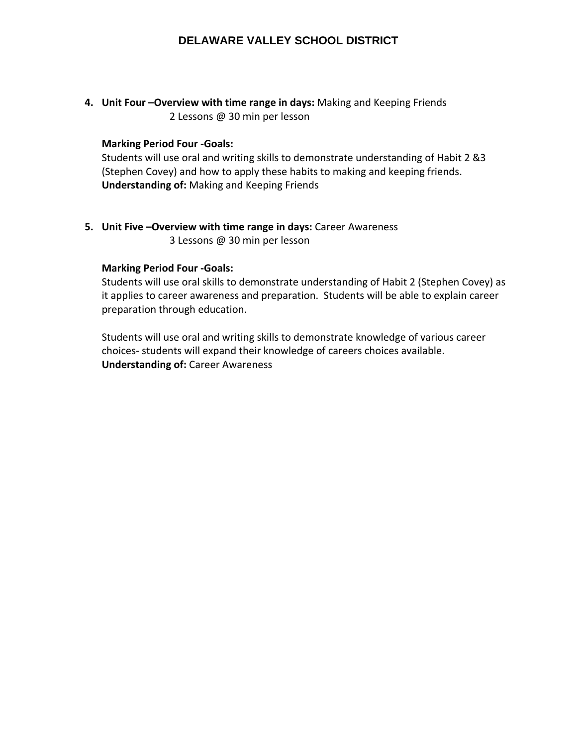4. **Unit Four –Overview with time range in days:** Making and Keeping Friends
   2 Lessons @ 30 min per lesson

   **Marking Period Four -Goals:**
   Students will use oral and writing skills to demonstrate understanding of Habit 2 &3 (Stephen Covey) and how to apply these habits to making and keeping friends.
   **Understanding of:** Making and Keeping Friends

5. **Unit Five –Overview with time range in days:** Career Awareness
   3 Lessons @ 30 min per lesson

   **Marking Period Four -Goals:**
   Students will use oral skills to demonstrate understanding of Habit 2 (Stephen Covey) as it applies to career awareness and preparation. Students will be able to explain career preparation through education.

   Students will use oral and writing skills to demonstrate knowledge of various career choices- students will expand their knowledge of careers choices available.
   **Understanding of:** Career Awareness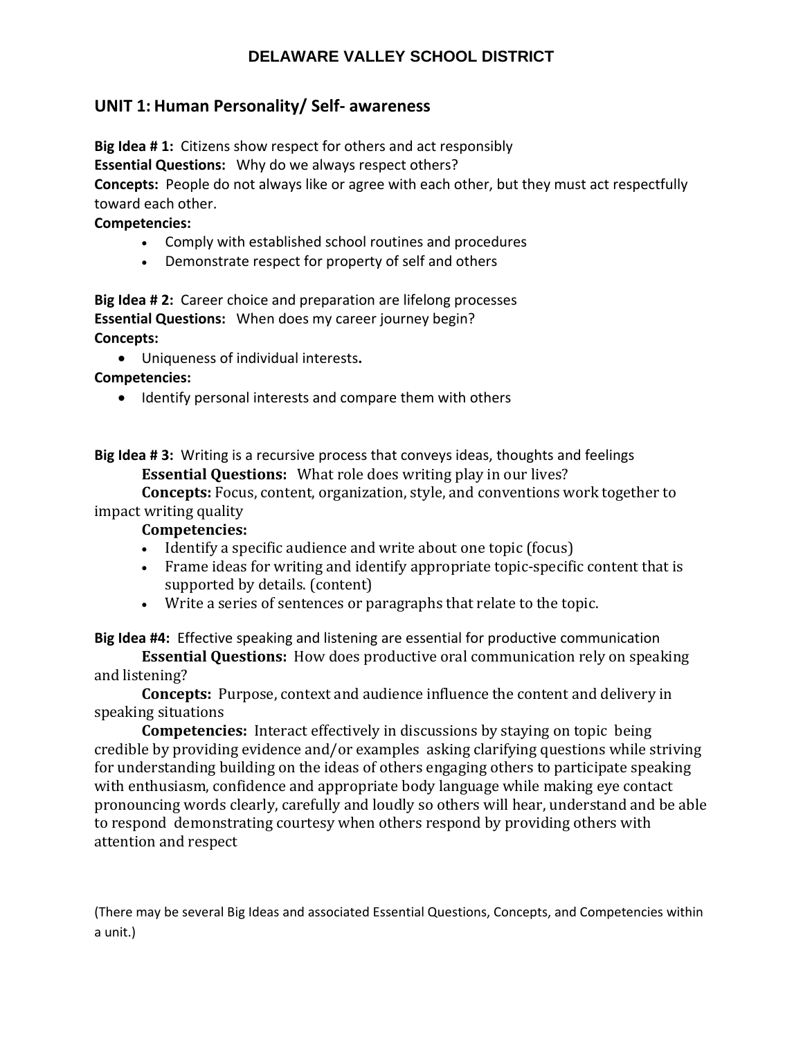# DELAWARE VALLEY SCHOOL DISTRICT

## UNIT 1: Human Personality/ Self- awareness

**Big Idea # 1:** Citizens show respect for others and act responsibly
**Essential Questions:** Why do we always respect others?
**Concepts:** People do not always like or agree with each other, but they must act respectfully toward each other.
**Competencies:**

- Comply with established school routines and procedures
- Demonstrate respect for property of self and others

**Big Idea # 2:** Career choice and preparation are lifelong processes
**Essential Questions:** When does my career journey begin?
**Concepts:**

- Uniqueness of individual interests**.**

**Competencies:**

- Identify personal interests and compare them with others

**Big Idea # 3:** Writing is a recursive process that conveys ideas, thoughts and feelings
**Essential Questions:** What role does writing play in our lives?
**Concepts:** Focus, content, organization, style, and conventions work together to impact writing quality
**Competencies:**

- Identify a specific audience and write about one topic (focus)
- Frame ideas for writing and identify appropriate topic-specific content that is supported by details. (content)
- Write a series of sentences or paragraphs that relate to the topic.

**Big Idea #4:** Effective speaking and listening are essential for productive communication
**Essential Questions:** How does productive oral communication rely on speaking and listening?
**Concepts:** Purpose, context and audience influence the content and delivery in speaking situations
**Competencies:** Interact effectively in discussions by staying on topic being credible by providing evidence and/or examples asking clarifying questions while striving for understanding building on the ideas of others engaging others to participate speaking with enthusiasm, confidence and appropriate body language while making eye contact pronouncing words clearly, carefully and loudly so others will hear, understand and be able to respond demonstrating courtesy when others respond by providing others with attention and respect

(There may be several Big Ideas and associated Essential Questions, Concepts, and Competencies within a unit.)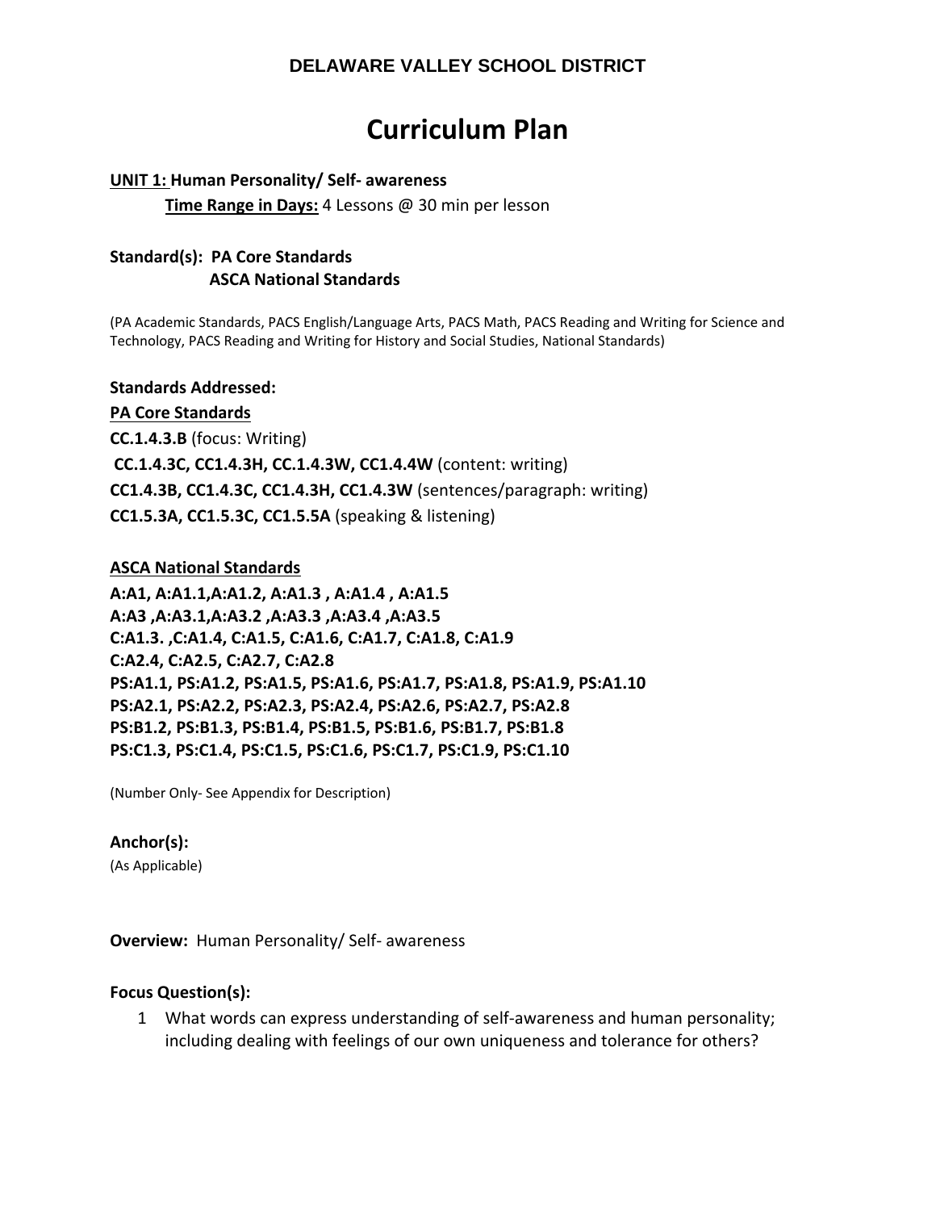**DELAWARE VALLEY SCHOOL DISTRICT**

# Curriculum Plan

**UNIT 1: Human Personality/ Self- awareness**

**Time Range in Days:** 4 Lessons @ 30 min per lesson

**Standard(s): PA Core Standards**
**ASCA National Standards**

(PA Academic Standards, PACS English/Language Arts, PACS Math, PACS Reading and Writing for Science and Technology, PACS Reading and Writing for History and Social Studies, National Standards)

**Standards Addressed:**

**PA Core Standards**

**CC.1.4.3.B** (focus: Writing)
**CC.1.4.3C, CC1.4.3H, CC.1.4.3W, CC1.4.4W** (content: writing)
**CC1.4.3B, CC1.4.3C, CC1.4.3H, CC1.4.3W** (sentences/paragraph: writing)
**CC1.5.3A, CC1.5.3C, CC1.5.5A** (speaking & listening)

**ASCA National Standards**

**A:A1, A:A1.1,A:A1.2, A:A1.3 , A:A1.4 , A:A1.5**
**A:A3 ,A:A3.1,A:A3.2 ,A:A3.3 ,A:A3.4 ,A:A3.5**
**C:A1.3. ,C:A1.4, C:A1.5, C:A1.6, C:A1.7, C:A1.8, C:A1.9**
**C:A2.4, C:A2.5, C:A2.7, C:A2.8**
**PS:A1.1, PS:A1.2, PS:A1.5, PS:A1.6, PS:A1.7, PS:A1.8, PS:A1.9, PS:A1.10**
**PS:A2.1, PS:A2.2, PS:A2.3, PS:A2.4, PS:A2.6, PS:A2.7, PS:A2.8**
**PS:B1.2, PS:B1.3, PS:B1.4, PS:B1.5, PS:B1.6, PS:B1.7, PS:B1.8**
**PS:C1.3, PS:C1.4, PS:C1.5, PS:C1.6, PS:C1.7, PS:C1.9, PS:C1.10**

(Number Only- See Appendix for Description)

**Anchor(s):**
(As Applicable)

**Overview:** Human Personality/ Self- awareness

**Focus Question(s):**

1. What words can express understanding of self-awareness and human personality; including dealing with feelings of our own uniqueness and tolerance for others?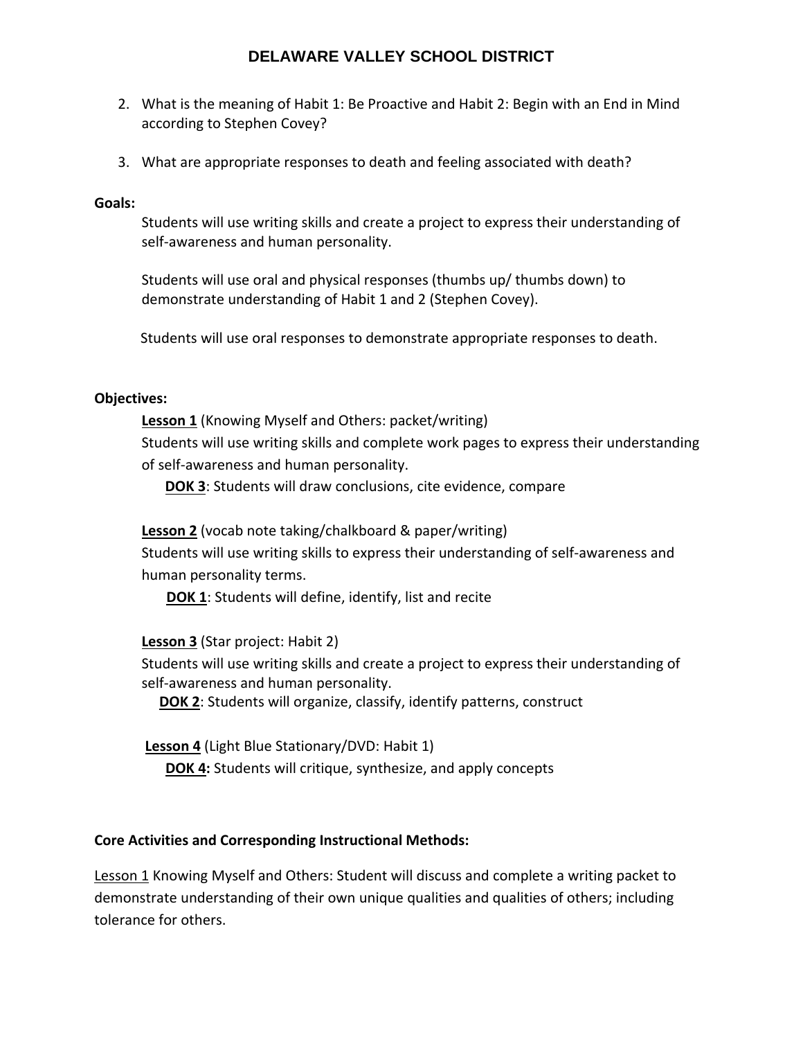2. What is the meaning of Habit 1: Be Proactive and Habit 2: Begin with an End in Mind according to Stephen Covey?

3. What are appropriate responses to death and feeling associated with death?

**Goals:**

Students will use writing skills and create a project to express their understanding of self-awareness and human personality.

Students will use oral and physical responses (thumbs up/ thumbs down) to demonstrate understanding of Habit 1 and 2 (Stephen Covey).

Students will use oral responses to demonstrate appropriate responses to death.

**Objectives:**

**Lesson 1** (Knowing Myself and Others: packet/writing)
Students will use writing skills and complete work pages to express their understanding of self-awareness and human personality.

**DOK 3**: Students will draw conclusions, cite evidence, compare

**Lesson 2** (vocab note taking/chalkboard & paper/writing)
Students will use writing skills to express their understanding of self-awareness and human personality terms.

**DOK 1**: Students will define, identify, list and recite

**Lesson 3** (Star project: Habit 2)
Students will use writing skills and create a project to express their understanding of self-awareness and human personality.

**DOK 2**: Students will organize, classify, identify patterns, construct

**Lesson 4** (Light Blue Stationary/DVD: Habit 1)

**DOK 4:** Students will critique, synthesize, and apply concepts

**Core Activities and Corresponding Instructional Methods:**

Lesson 1 Knowing Myself and Others: Student will discuss and complete a writing packet to demonstrate understanding of their own unique qualities and qualities of others; including tolerance for others.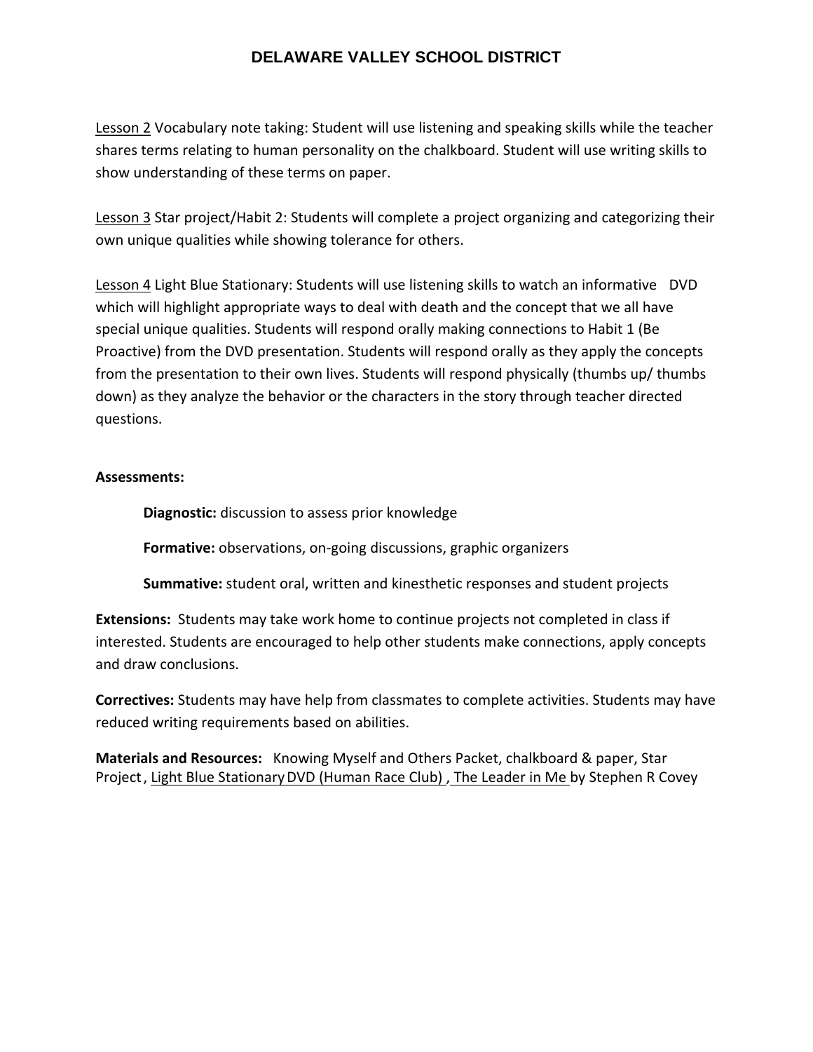Lesson 2 Vocabulary note taking: Student will use listening and speaking skills while the teacher shares terms relating to human personality on the chalkboard. Student will use writing skills to show understanding of these terms on paper.

Lesson 3 Star project/Habit 2: Students will complete a project organizing and categorizing their own unique qualities while showing tolerance for others.

Lesson 4 Light Blue Stationary: Students will use listening skills to watch an informative DVD which will highlight appropriate ways to deal with death and the concept that we all have special unique qualities. Students will respond orally making connections to Habit 1 (Be Proactive) from the DVD presentation. Students will respond orally as they apply the concepts from the presentation to their own lives. Students will respond physically (thumbs up/ thumbs down) as they analyze the behavior or the characters in the story through teacher directed questions.

**Assessments:**

**Diagnostic:** discussion to assess prior knowledge

**Formative:** observations, on-going discussions, graphic organizers

**Summative:** student oral, written and kinesthetic responses and student projects

**Extensions:** Students may take work home to continue projects not completed in class if interested. Students are encouraged to help other students make connections, apply concepts and draw conclusions.

**Correctives:** Students may have help from classmates to complete activities. Students may have reduced writing requirements based on abilities.

**Materials and Resources:** Knowing Myself and Others Packet, chalkboard & paper, Star Project, Light Blue Stationary DVD (Human Race Club), The Leader in Me by Stephen R Covey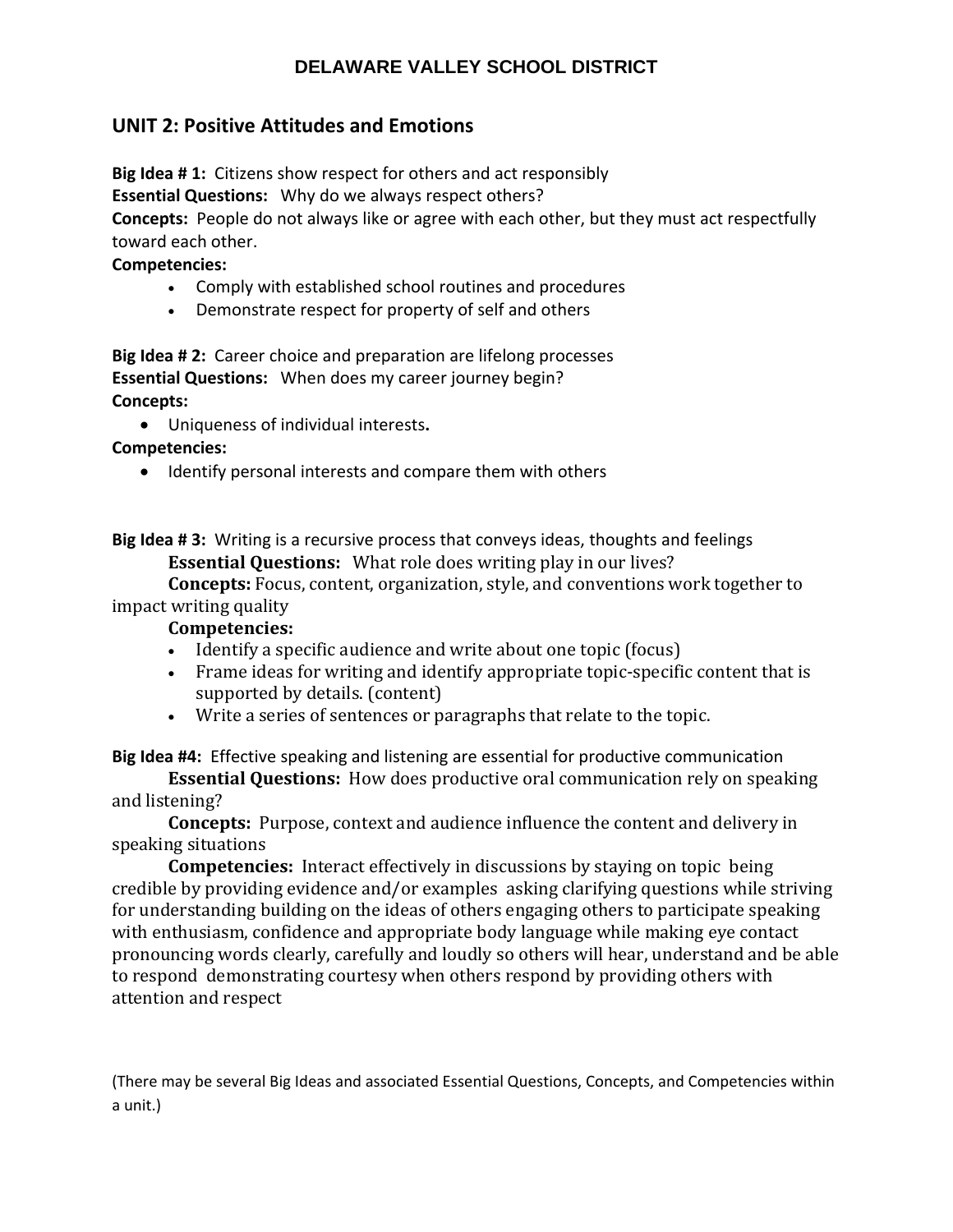**DELAWARE VALLEY SCHOOL DISTRICT**

## UNIT 2: Positive Attitudes and Emotions

**Big Idea # 1:** Citizens show respect for others and act responsibly

**Essential Questions:** Why do we always respect others?

**Concepts:** People do not always like or agree with each other, but they must act respectfully toward each other.

**Competencies:**

- Comply with established school routines and procedures
- Demonstrate respect for property of self and others

**Big Idea # 2:** Career choice and preparation are lifelong processes

**Essential Questions:** When does my career journey begin?

**Concepts:**

- Uniqueness of individual interests**.**

**Competencies:**

- Identify personal interests and compare them with others

**Big Idea # 3:** Writing is a recursive process that conveys ideas, thoughts and feelings

**Essential Questions:** What role does writing play in our lives?

**Concepts:** Focus, content, organization, style, and conventions work together to impact writing quality

**Competencies:**

- Identify a specific audience and write about one topic (focus)
- Frame ideas for writing and identify appropriate topic-specific content that is supported by details. (content)
- Write a series of sentences or paragraphs that relate to the topic.

**Big Idea #4:** Effective speaking and listening are essential for productive communication

**Essential Questions:** How does productive oral communication rely on speaking and listening?

**Concepts:** Purpose, context and audience influence the content and delivery in speaking situations

**Competencies:** Interact effectively in discussions by staying on topic being credible by providing evidence and/or examples asking clarifying questions while striving for understanding building on the ideas of others engaging others to participate speaking with enthusiasm, confidence and appropriate body language while making eye contact pronouncing words clearly, carefully and loudly so others will hear, understand and be able to respond demonstrating courtesy when others respond by providing others with attention and respect

(There may be several Big Ideas and associated Essential Questions, Concepts, and Competencies within a unit.)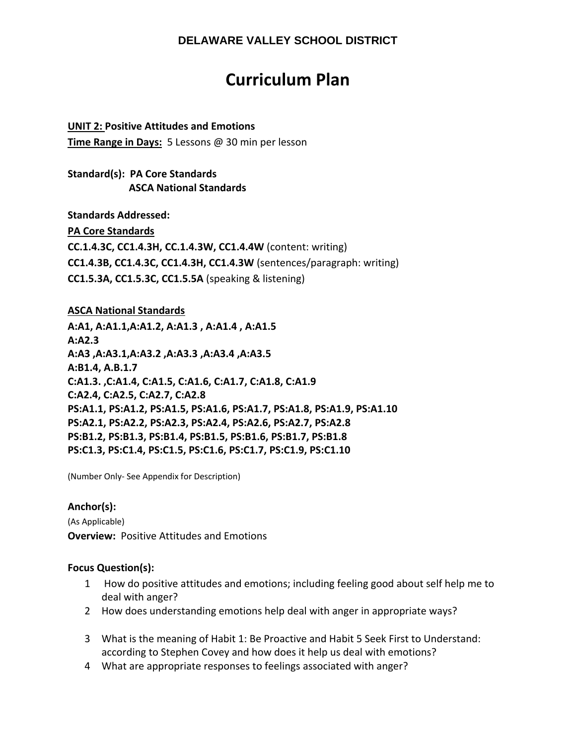**DELAWARE VALLEY SCHOOL DISTRICT**

# Curriculum Plan

**UNIT 2: Positive Attitudes and Emotions**
**Time Range in Days:** 5 Lessons @ 30 min per lesson

**Standard(s): PA Core Standards**
**ASCA National Standards**

**Standards Addressed:**
**PA Core Standards**
**CC.1.4.3C, CC1.4.3H, CC.1.4.3W, CC1.4.4W** (content: writing)
**CC1.4.3B, CC1.4.3C, CC1.4.3H, CC1.4.3W** (sentences/paragraph: writing)
**CC1.5.3A, CC1.5.3C, CC1.5.5A** (speaking & listening)

**ASCA National Standards**
**A:A1, A:A1.1,A:A1.2, A:A1.3 , A:A1.4 , A:A1.5**
**A:A2.3**
**A:A3 ,A:A3.1,A:A3.2 ,A:A3.3 ,A:A3.4 ,A:A3.5**
**A:B1.4, A.B.1.7**
**C:A1.3. ,C:A1.4, C:A1.5, C:A1.6, C:A1.7, C:A1.8, C:A1.9**
**C:A2.4, C:A2.5, C:A2.7, C:A2.8**
**PS:A1.1, PS:A1.2, PS:A1.5, PS:A1.6, PS:A1.7, PS:A1.8, PS:A1.9, PS:A1.10**
**PS:A2.1, PS:A2.2, PS:A2.3, PS:A2.4, PS:A2.6, PS:A2.7, PS:A2.8**
**PS:B1.2, PS:B1.3, PS:B1.4, PS:B1.5, PS:B1.6, PS:B1.7, PS:B1.8**
**PS:C1.3, PS:C1.4, PS:C1.5, PS:C1.6, PS:C1.7, PS:C1.9, PS:C1.10**

(Number Only- See Appendix for Description)

**Anchor(s):**
(As Applicable)
**Overview:** Positive Attitudes and Emotions

**Focus Question(s):**

1. How do positive attitudes and emotions; including feeling good about self help me to deal with anger?
2. How does understanding emotions help deal with anger in appropriate ways?
3. What is the meaning of Habit 1: Be Proactive and Habit 5 Seek First to Understand: according to Stephen Covey and how does it help us deal with emotions?
4. What are appropriate responses to feelings associated with anger?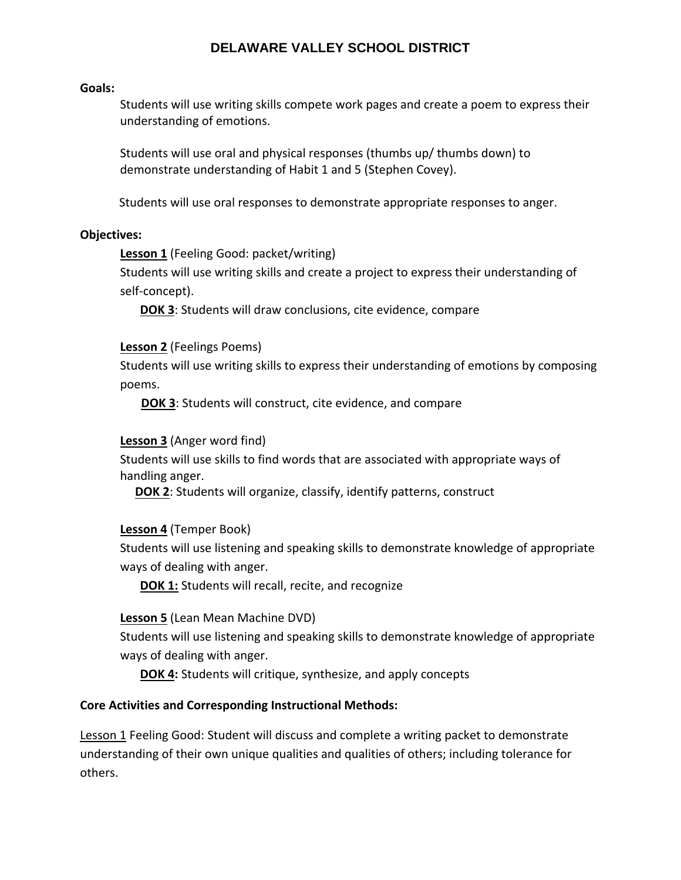# DELAWARE VALLEY SCHOOL DISTRICT

**Goals:**

Students will use writing skills compete work pages and create a poem to express their understanding of emotions.

Students will use oral and physical responses (thumbs up/ thumbs down) to demonstrate understanding of Habit 1 and 5 (Stephen Covey).

Students will use oral responses to demonstrate appropriate responses to anger.

**Objectives:**

**Lesson 1** (Feeling Good: packet/writing)
Students will use writing skills and create a project to express their understanding of self-concept).

**DOK 3**: Students will draw conclusions, cite evidence, compare

**Lesson 2** (Feelings Poems)
Students will use writing skills to express their understanding of emotions by composing poems.

**DOK 3**: Students will construct, cite evidence, and compare

**Lesson 3** (Anger word find)
Students will use skills to find words that are associated with appropriate ways of handling anger.

**DOK 2**: Students will organize, classify, identify patterns, construct

**Lesson 4** (Temper Book)
Students will use listening and speaking skills to demonstrate knowledge of appropriate ways of dealing with anger.

**DOK 1:** Students will recall, recite, and recognize

**Lesson 5** (Lean Mean Machine DVD)
Students will use listening and speaking skills to demonstrate knowledge of appropriate ways of dealing with anger.

**DOK 4:** Students will critique, synthesize, and apply concepts

**Core Activities and Corresponding Instructional Methods:**

Lesson 1 Feeling Good: Student will discuss and complete a writing packet to demonstrate understanding of their own unique qualities and qualities of others; including tolerance for others.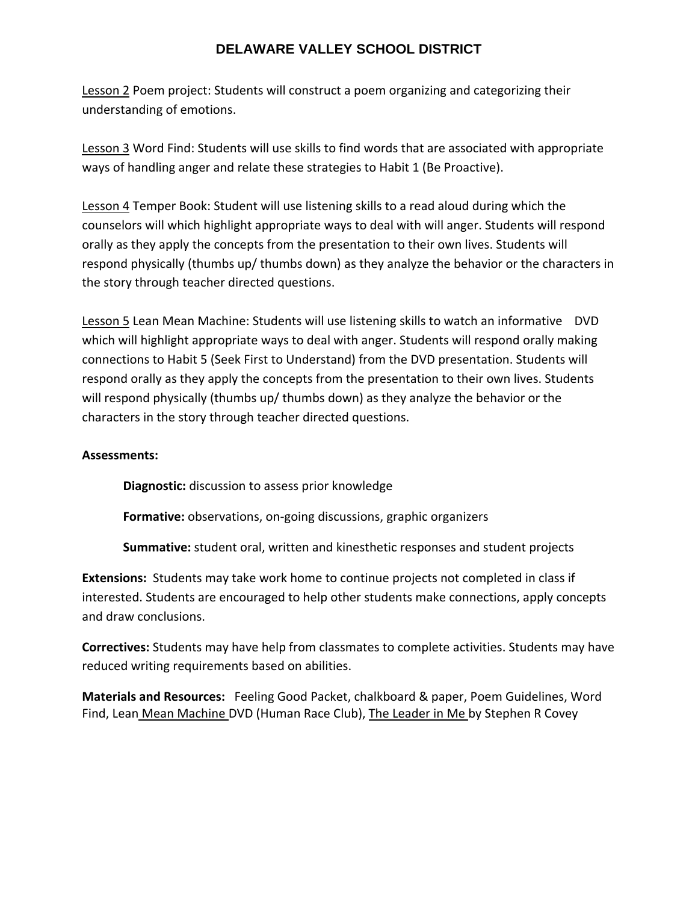Lesson 2 Poem project: Students will construct a poem organizing and categorizing their understanding of emotions.

Lesson 3 Word Find: Students will use skills to find words that are associated with appropriate ways of handling anger and relate these strategies to Habit 1 (Be Proactive).

Lesson 4 Temper Book: Student will use listening skills to a read aloud during which the counselors will which highlight appropriate ways to deal with will anger. Students will respond orally as they apply the concepts from the presentation to their own lives. Students will respond physically (thumbs up/ thumbs down) as they analyze the behavior or the characters in the story through teacher directed questions.

Lesson 5 Lean Mean Machine: Students will use listening skills to watch an informative DVD which will highlight appropriate ways to deal with anger. Students will respond orally making connections to Habit 5 (Seek First to Understand) from the DVD presentation. Students will respond orally as they apply the concepts from the presentation to their own lives. Students will respond physically (thumbs up/ thumbs down) as they analyze the behavior or the characters in the story through teacher directed questions.

**Assessments:**

**Diagnostic:** discussion to assess prior knowledge

**Formative:** observations, on-going discussions, graphic organizers

**Summative:** student oral, written and kinesthetic responses and student projects

**Extensions:** Students may take work home to continue projects not completed in class if interested. Students are encouraged to help other students make connections, apply concepts and draw conclusions.

**Correctives:** Students may have help from classmates to complete activities. Students may have reduced writing requirements based on abilities.

**Materials and Resources:** Feeling Good Packet, chalkboard & paper, Poem Guidelines, Word Find, Lean Mean Machine DVD (Human Race Club), The Leader in Me by Stephen R Covey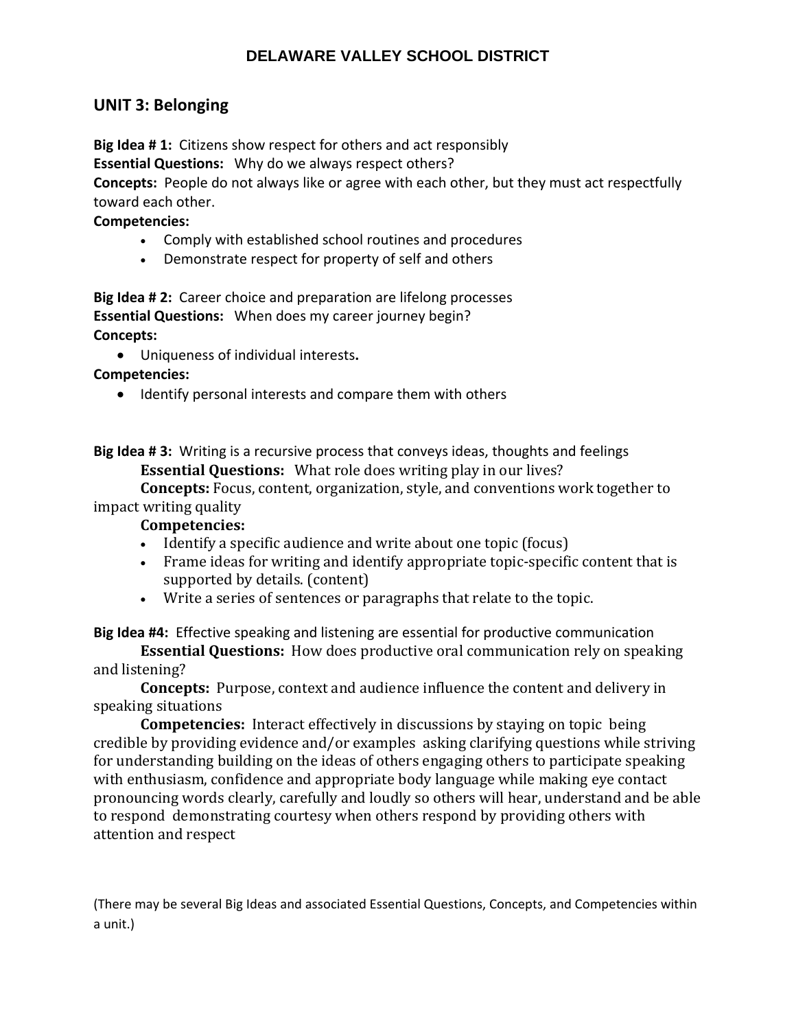**DELAWARE VALLEY SCHOOL DISTRICT**

## UNIT 3: Belonging

**Big Idea # 1:** Citizens show respect for others and act responsibly
**Essential Questions:** Why do we always respect others?
**Concepts:** People do not always like or agree with each other, but they must act respectfully toward each other.
**Competencies:**

- Comply with established school routines and procedures
- Demonstrate respect for property of self and others

**Big Idea # 2:** Career choice and preparation are lifelong processes
**Essential Questions:** When does my career journey begin?
**Concepts:**

- Uniqueness of individual interests**.**

**Competencies:**

- Identify personal interests and compare them with others

**Big Idea # 3:** Writing is a recursive process that conveys ideas, thoughts and feelings
**Essential Questions:** What role does writing play in our lives?
**Concepts:** Focus, content, organization, style, and conventions work together to impact writing quality
**Competencies:**

- Identify a specific audience and write about one topic (focus)
- Frame ideas for writing and identify appropriate topic-specific content that is supported by details. (content)
- Write a series of sentences or paragraphs that relate to the topic.

**Big Idea #4:** Effective speaking and listening are essential for productive communication
**Essential Questions:** How does productive oral communication rely on speaking and listening?
**Concepts:** Purpose, context and audience influence the content and delivery in speaking situations
**Competencies:** Interact effectively in discussions by staying on topic being credible by providing evidence and/or examples asking clarifying questions while striving for understanding building on the ideas of others engaging others to participate speaking with enthusiasm, confidence and appropriate body language while making eye contact pronouncing words clearly, carefully and loudly so others will hear, understand and be able to respond demonstrating courtesy when others respond by providing others with attention and respect

(There may be several Big Ideas and associated Essential Questions, Concepts, and Competencies within a unit.)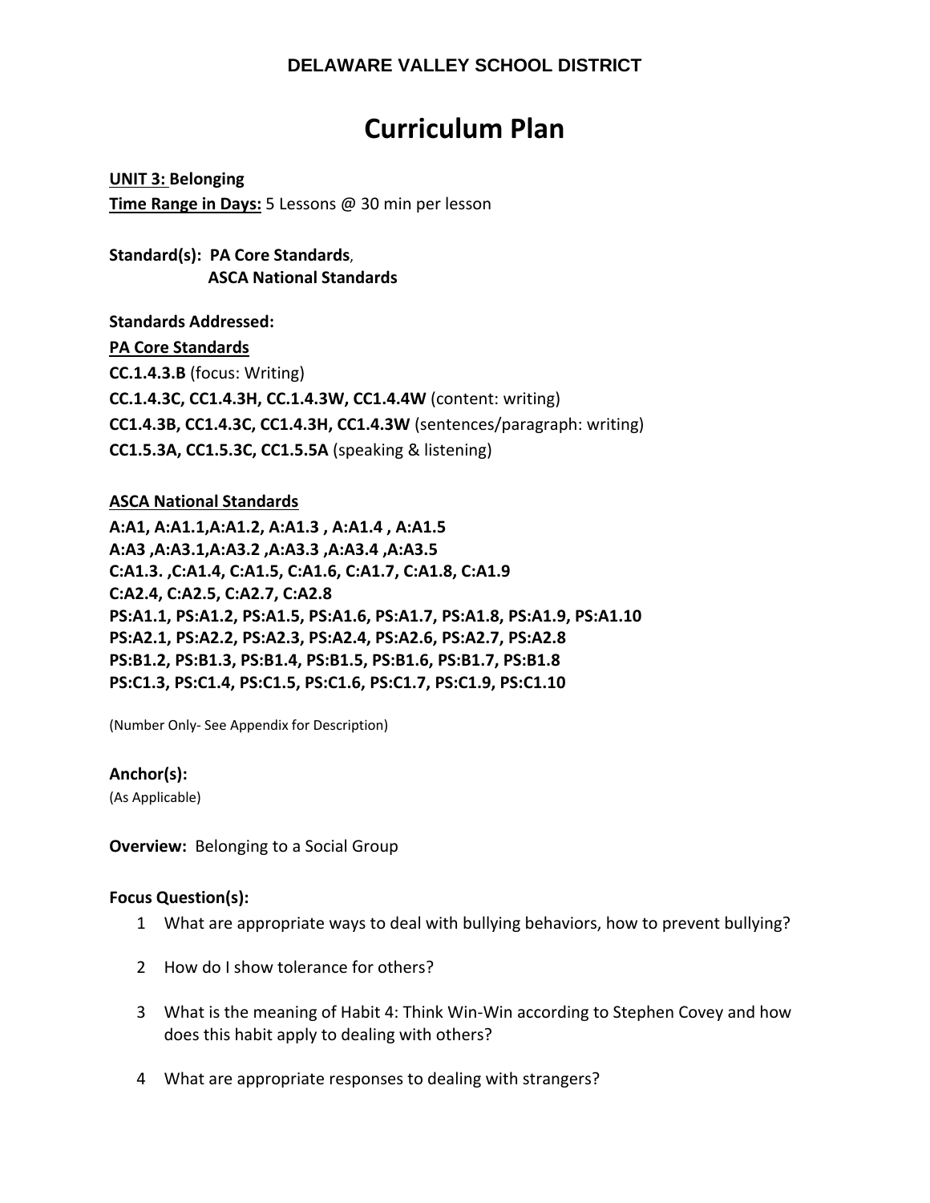**DELAWARE VALLEY SCHOOL DISTRICT**

# Curriculum Plan

**UNIT 3: Belonging**
**Time Range in Days:** 5 Lessons @ 30 min per lesson

**Standard(s): PA Core Standards**,
**ASCA National Standards**

**Standards Addressed:**

**PA Core Standards**

**CC.1.4.3.B** (focus: Writing)
**CC.1.4.3C, CC1.4.3H, CC.1.4.3W, CC1.4.4W** (content: writing)
**CC1.4.3B, CC1.4.3C, CC1.4.3H, CC1.4.3W** (sentences/paragraph: writing)
**CC1.5.3A, CC1.5.3C, CC1.5.5A** (speaking & listening)

**ASCA National Standards**

**A:A1, A:A1.1,A:A1.2, A:A1.3 , A:A1.4 , A:A1.5**
**A:A3 ,A:A3.1,A:A3.2 ,A:A3.3 ,A:A3.4 ,A:A3.5**
**C:A1.3. ,C:A1.4, C:A1.5, C:A1.6, C:A1.7, C:A1.8, C:A1.9**
**C:A2.4, C:A2.5, C:A2.7, C:A2.8**
**PS:A1.1, PS:A1.2, PS:A1.5, PS:A1.6, PS:A1.7, PS:A1.8, PS:A1.9, PS:A1.10**
**PS:A2.1, PS:A2.2, PS:A2.3, PS:A2.4, PS:A2.6, PS:A2.7, PS:A2.8**
**PS:B1.2, PS:B1.3, PS:B1.4, PS:B1.5, PS:B1.6, PS:B1.7, PS:B1.8**
**PS:C1.3, PS:C1.4, PS:C1.5, PS:C1.6, PS:C1.7, PS:C1.9, PS:C1.10**

(Number Only- See Appendix for Description)

**Anchor(s):**
(As Applicable)

**Overview:** Belonging to a Social Group

**Focus Question(s):**

1. What are appropriate ways to deal with bullying behaviors, how to prevent bullying?
2. How do I show tolerance for others?
3. What is the meaning of Habit 4: Think Win-Win according to Stephen Covey and how does this habit apply to dealing with others?
4. What are appropriate responses to dealing with strangers?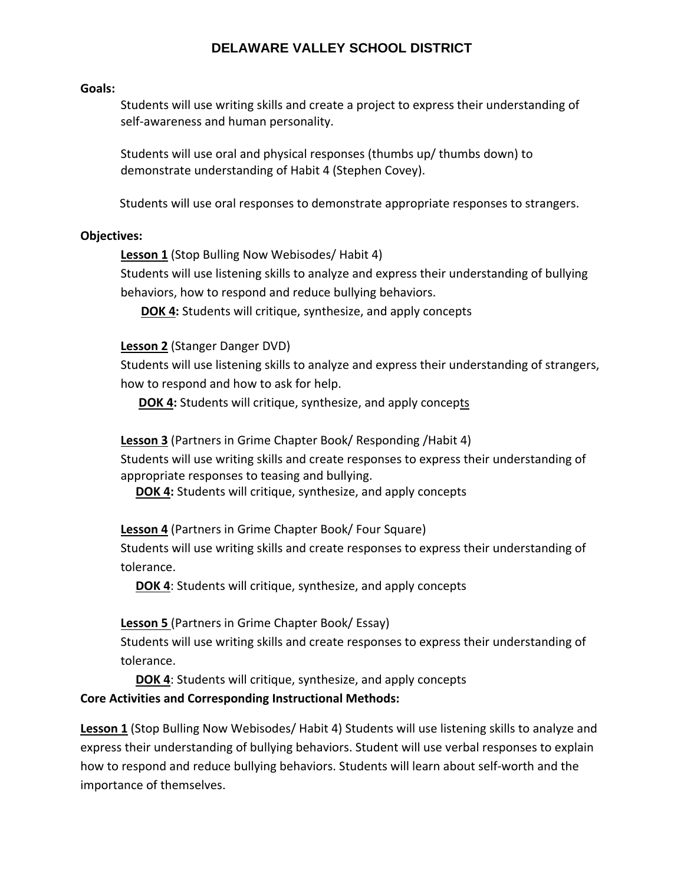# DELAWARE VALLEY SCHOOL DISTRICT

**Goals:**

Students will use writing skills and create a project to express their understanding of self-awareness and human personality.

Students will use oral and physical responses (thumbs up/ thumbs down) to demonstrate understanding of Habit 4 (Stephen Covey).

Students will use oral responses to demonstrate appropriate responses to strangers.

**Objectives:**

**Lesson 1** (Stop Bulling Now Webisodes/ Habit 4)
Students will use listening skills to analyze and express their understanding of bullying behaviors, how to respond and reduce bullying behaviors.

**DOK 4:** Students will critique, synthesize, and apply concepts

**Lesson 2** (Stanger Danger DVD)
Students will use listening skills to analyze and express their understanding of strangers, how to respond and how to ask for help.

**DOK 4:** Students will critique, synthesize, and apply concepts

**Lesson 3** (Partners in Grime Chapter Book/ Responding /Habit 4)
Students will use writing skills and create responses to express their understanding of appropriate responses to teasing and bullying.

**DOK 4:** Students will critique, synthesize, and apply concepts

**Lesson 4** (Partners in Grime Chapter Book/ Four Square)
Students will use writing skills and create responses to express their understanding of tolerance.

**DOK 4**: Students will critique, synthesize, and apply concepts

**Lesson 5** (Partners in Grime Chapter Book/ Essay)
Students will use writing skills and create responses to express their understanding of tolerance.

**DOK 4**: Students will critique, synthesize, and apply concepts

**Core Activities and Corresponding Instructional Methods:**

**Lesson 1** (Stop Bulling Now Webisodes/ Habit 4) Students will use listening skills to analyze and express their understanding of bullying behaviors. Student will use verbal responses to explain how to respond and reduce bullying behaviors. Students will learn about self-worth and the importance of themselves.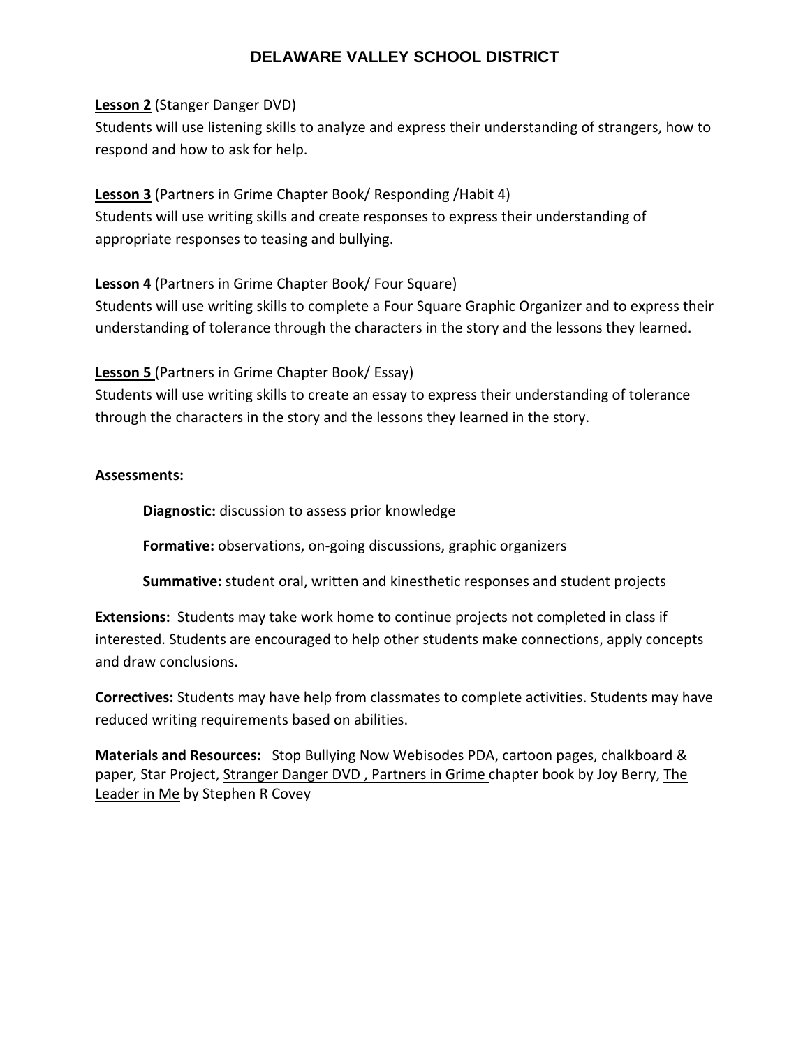# DELAWARE VALLEY SCHOOL DISTRICT

**<u>Lesson 2</u>** (Stanger Danger DVD)
Students will use listening skills to analyze and express their understanding of strangers, how to respond and how to ask for help.

**<u>Lesson 3</u>** (Partners in Grime Chapter Book/ Responding /Habit 4)
Students will use writing skills and create responses to express their understanding of appropriate responses to teasing and bullying.

**<u>Lesson 4</u>** (Partners in Grime Chapter Book/ Four Square)
Students will use writing skills to complete a Four Square Graphic Organizer and to express their understanding of tolerance through the characters in the story and the lessons they learned.

**<u>Lesson 5</u>** (Partners in Grime Chapter Book/ Essay)
Students will use writing skills to create an essay to express their understanding of tolerance through the characters in the story and the lessons they learned in the story.

**Assessments:**

**Diagnostic:** discussion to assess prior knowledge

**Formative:** observations, on-going discussions, graphic organizers

**Summative:** student oral, written and kinesthetic responses and student projects

**Extensions:** Students may take work home to continue projects not completed in class if interested. Students are encouraged to help other students make connections, apply concepts and draw conclusions.

**Correctives:** Students may have help from classmates to complete activities. Students may have reduced writing requirements based on abilities.

**Materials and Resources:** Stop Bullying Now Webisodes PDA, cartoon pages, chalkboard & paper, Star Project, <u>Stranger Danger DVD</u>, <u>Partners in Grime</u> chapter book by Joy Berry, <u>The Leader in Me</u> by Stephen R Covey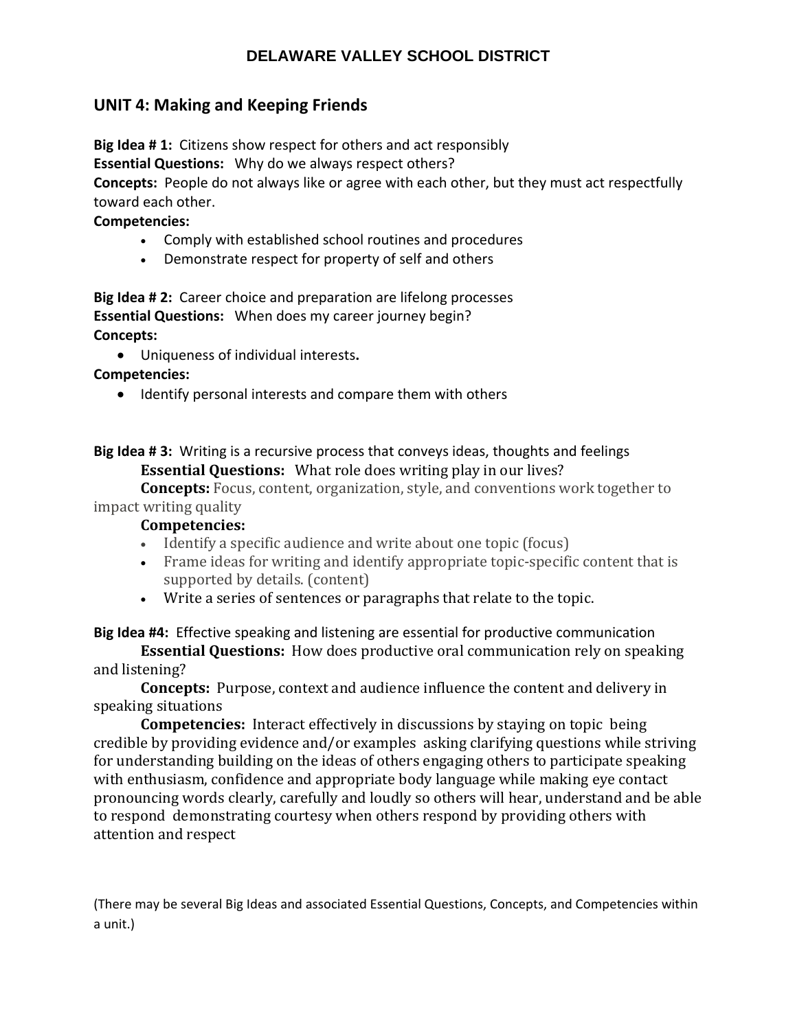# DELAWARE VALLEY SCHOOL DISTRICT

## UNIT 4: Making and Keeping Friends

**Big Idea # 1:** Citizens show respect for others and act responsibly

**Essential Questions:** Why do we always respect others?

**Concepts:** People do not always like or agree with each other, but they must act respectfully toward each other.

**Competencies:**

- Comply with established school routines and procedures
- Demonstrate respect for property of self and others

**Big Idea # 2:** Career choice and preparation are lifelong processes

**Essential Questions:** When does my career journey begin?

**Concepts:**

- Uniqueness of individual interests**.**

**Competencies:**

- Identify personal interests and compare them with others

**Big Idea # 3:** Writing is a recursive process that conveys ideas, thoughts and feelings

**Essential Questions:** What role does writing play in our lives?

**Concepts:** Focus, content, organization, style, and conventions work together to impact writing quality

**Competencies:**

- Identify a specific audience and write about one topic (focus)
- Frame ideas for writing and identify appropriate topic-specific content that is supported by details. (content)
- Write a series of sentences or paragraphs that relate to the topic.

**Big Idea #4:** Effective speaking and listening are essential for productive communication

**Essential Questions:** How does productive oral communication rely on speaking and listening?

**Concepts:** Purpose, context and audience influence the content and delivery in speaking situations

**Competencies:** Interact effectively in discussions by staying on topic being credible by providing evidence and/or examples asking clarifying questions while striving for understanding building on the ideas of others engaging others to participate speaking with enthusiasm, confidence and appropriate body language while making eye contact pronouncing words clearly, carefully and loudly so others will hear, understand and be able to respond demonstrating courtesy when others respond by providing others with attention and respect

(There may be several Big Ideas and associated Essential Questions, Concepts, and Competencies within a unit.)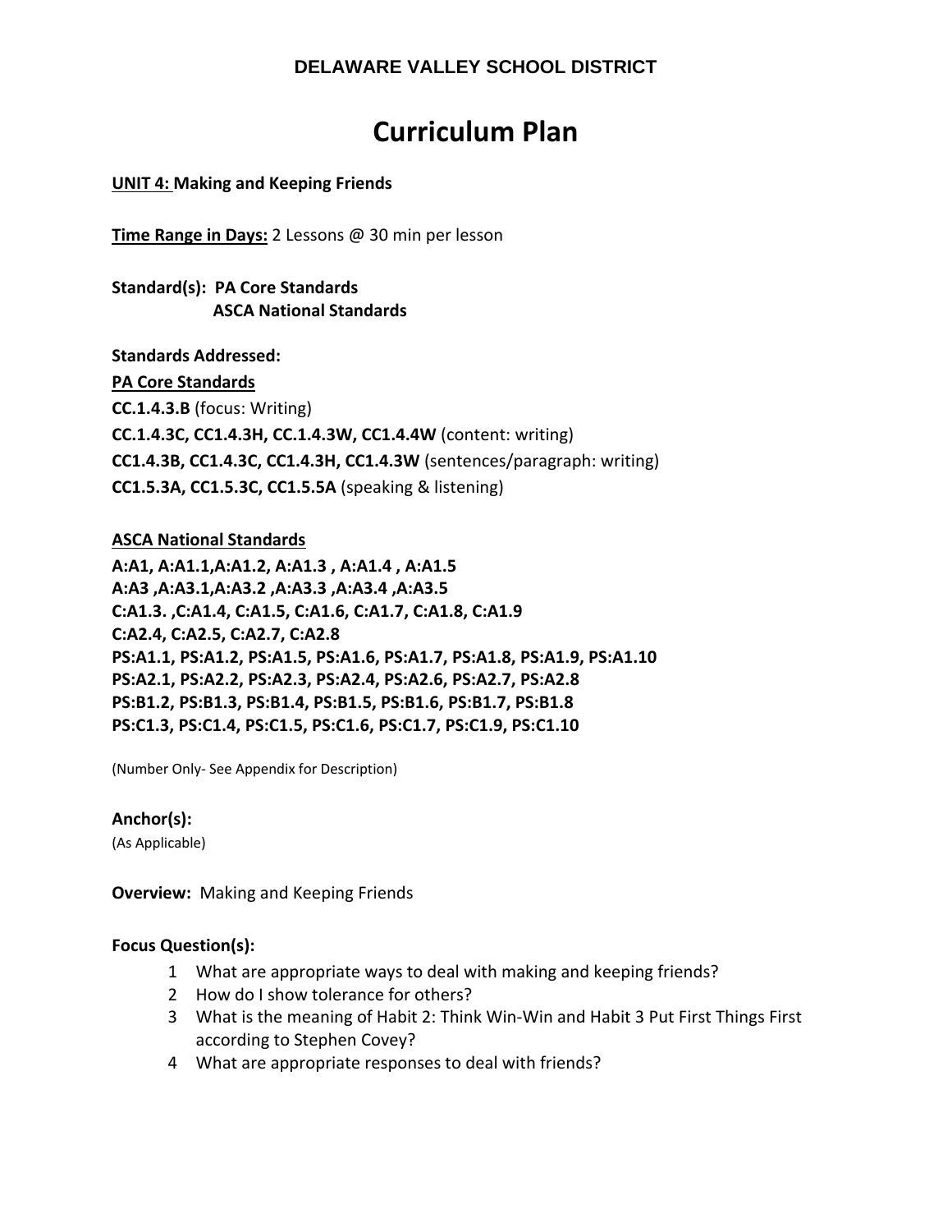**DELAWARE VALLEY SCHOOL DISTRICT**

# Curriculum Plan

**UNIT 4: Making and Keeping Friends**

**Time Range in Days:** 2 Lessons @ 30 min per lesson

**Standard(s): PA Core Standards**
**ASCA National Standards**

**Standards Addressed:**

**PA Core Standards**

**CC.1.4.3.B** (focus: Writing)
**CC.1.4.3C, CC1.4.3H, CC.1.4.3W, CC1.4.4W** (content: writing)
**CC1.4.3B, CC1.4.3C, CC1.4.3H, CC1.4.3W** (sentences/paragraph: writing)
**CC1.5.3A, CC1.5.3C, CC1.5.5A** (speaking & listening)

**ASCA National Standards**

**A:A1, A:A1.1,A:A1.2, A:A1.3 , A:A1.4 , A:A1.5**
**A:A3 ,A:A3.1,A:A3.2 ,A:A3.3 ,A:A3.4 ,A:A3.5**
**C:A1.3. ,C:A1.4, C:A1.5, C:A1.6, C:A1.7, C:A1.8, C:A1.9**
**C:A2.4, C:A2.5, C:A2.7, C:A2.8**
**PS:A1.1, PS:A1.2, PS:A1.5, PS:A1.6, PS:A1.7, PS:A1.8, PS:A1.9, PS:A1.10**
**PS:A2.1, PS:A2.2, PS:A2.3, PS:A2.4, PS:A2.6, PS:A2.7, PS:A2.8**
**PS:B1.2, PS:B1.3, PS:B1.4, PS:B1.5, PS:B1.6, PS:B1.7, PS:B1.8**
**PS:C1.3, PS:C1.4, PS:C1.5, PS:C1.6, PS:C1.7, PS:C1.9, PS:C1.10**

(Number Only- See Appendix for Description)

**Anchor(s):**
(As Applicable)

**Overview:** Making and Keeping Friends

**Focus Question(s):**

1. What are appropriate ways to deal with making and keeping friends?
2. How do I show tolerance for others?
3. What is the meaning of Habit 2: Think Win-Win and Habit 3 Put First Things First according to Stephen Covey?
4. What are appropriate responses to deal with friends?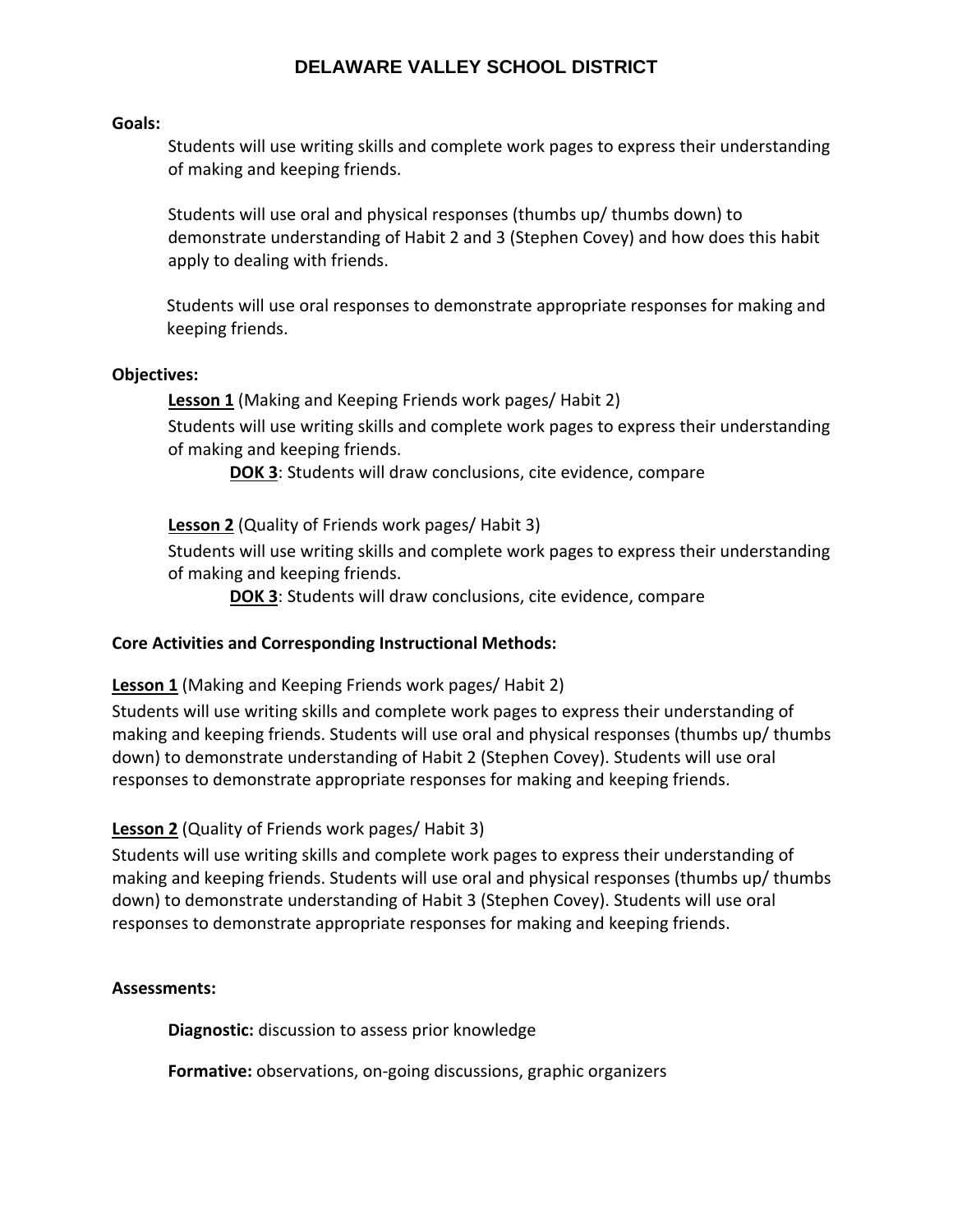# DELAWARE VALLEY SCHOOL DISTRICT

**Goals:**

Students will use writing skills and complete work pages to express their understanding of making and keeping friends.

Students will use oral and physical responses (thumbs up/ thumbs down) to demonstrate understanding of Habit 2 and 3 (Stephen Covey) and how does this habit apply to dealing with friends.

Students will use oral responses to demonstrate appropriate responses for making and keeping friends.

**Objectives:**

**Lesson 1** (Making and Keeping Friends work pages/ Habit 2)
Students will use writing skills and complete work pages to express their understanding of making and keeping friends.

**DOK 3**: Students will draw conclusions, cite evidence, compare

**Lesson 2** (Quality of Friends work pages/ Habit 3)
Students will use writing skills and complete work pages to express their understanding of making and keeping friends.

**DOK 3**: Students will draw conclusions, cite evidence, compare

**Core Activities and Corresponding Instructional Methods:**

**Lesson 1** (Making and Keeping Friends work pages/ Habit 2)
Students will use writing skills and complete work pages to express their understanding of making and keeping friends. Students will use oral and physical responses (thumbs up/ thumbs down) to demonstrate understanding of Habit 2 (Stephen Covey). Students will use oral responses to demonstrate appropriate responses for making and keeping friends.

**Lesson 2** (Quality of Friends work pages/ Habit 3)
Students will use writing skills and complete work pages to express their understanding of making and keeping friends. Students will use oral and physical responses (thumbs up/ thumbs down) to demonstrate understanding of Habit 3 (Stephen Covey). Students will use oral responses to demonstrate appropriate responses for making and keeping friends.

**Assessments:**

**Diagnostic:** discussion to assess prior knowledge

**Formative:** observations, on-going discussions, graphic organizers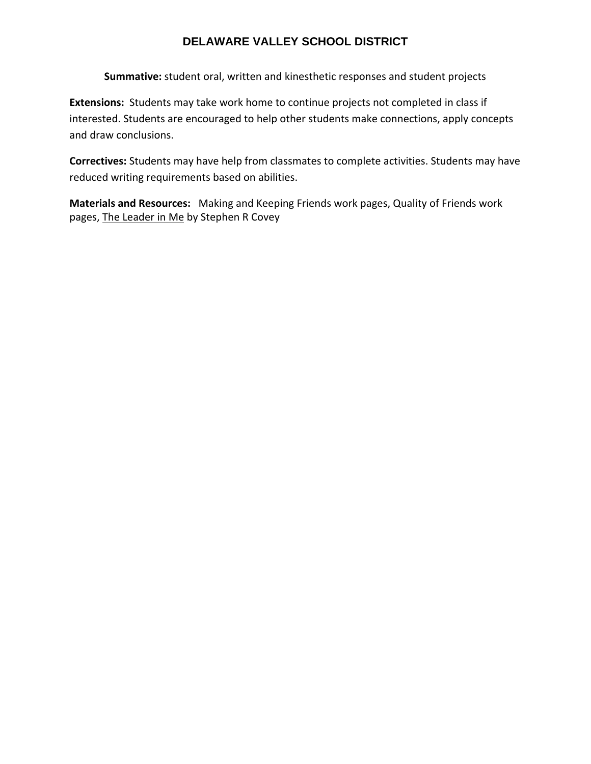**Summative:** student oral, written and kinesthetic responses and student projects

**Extensions:** Students may take work home to continue projects not completed in class if interested. Students are encouraged to help other students make connections, apply concepts and draw conclusions.

**Correctives:** Students may have help from classmates to complete activities. Students may have reduced writing requirements based on abilities.

**Materials and Resources:** Making and Keeping Friends work pages, Quality of Friends work pages, The Leader in Me by Stephen R Covey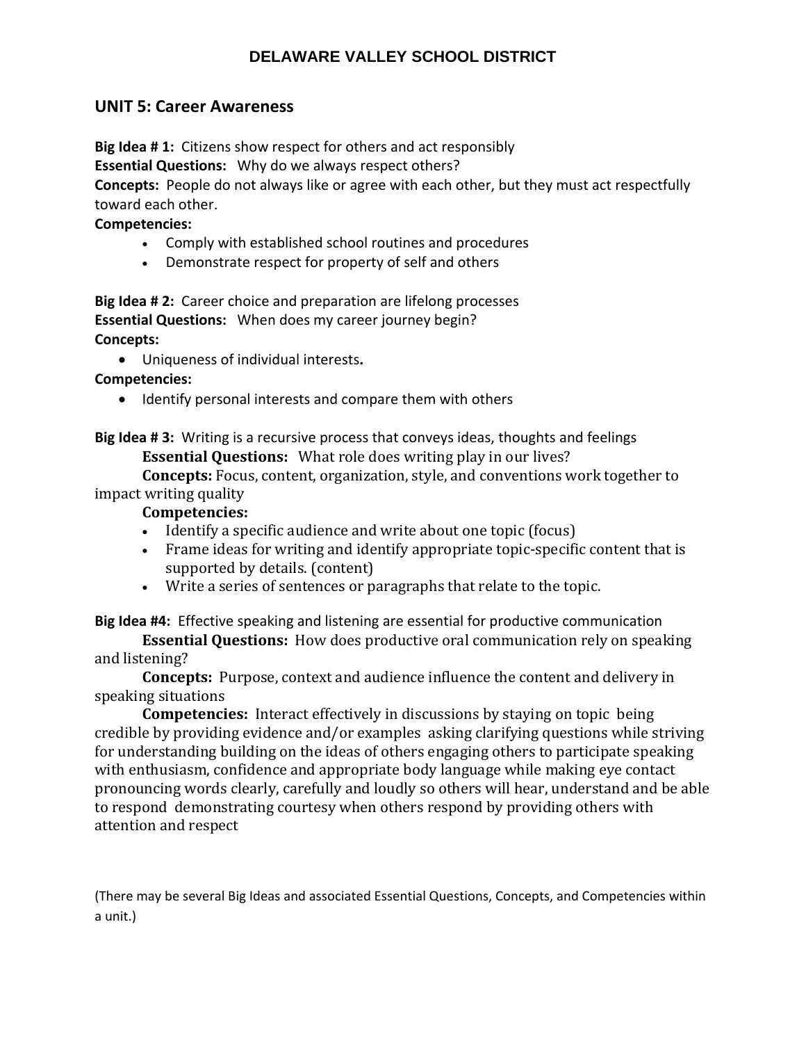## DELAWARE VALLEY SCHOOL DISTRICT

### UNIT 5: Career Awareness

**Big Idea # 1:** Citizens show respect for others and act responsibly
**Essential Questions:** Why do we always respect others?
**Concepts:** People do not always like or agree with each other, but they must act respectfully toward each other.
**Competencies:**

- Comply with established school routines and procedures
- Demonstrate respect for property of self and others

**Big Idea # 2:** Career choice and preparation are lifelong processes
**Essential Questions:** When does my career journey begin?
**Concepts:**

- Uniqueness of individual interests**.**

**Competencies:**

- Identify personal interests and compare them with others

**Big Idea # 3:** Writing is a recursive process that conveys ideas, thoughts and feelings
**Essential Questions:** What role does writing play in our lives?
**Concepts:** Focus, content, organization, style, and conventions work together to impact writing quality
**Competencies:**

- Identify a specific audience and write about one topic (focus)
- Frame ideas for writing and identify appropriate topic-specific content that is supported by details. (content)
- Write a series of sentences or paragraphs that relate to the topic.

**Big Idea #4:** Effective speaking and listening are essential for productive communication
**Essential Questions:** How does productive oral communication rely on speaking and listening?
**Concepts:** Purpose, context and audience influence the content and delivery in speaking situations
**Competencies:** Interact effectively in discussions by staying on topic being credible by providing evidence and/or examples asking clarifying questions while striving for understanding building on the ideas of others engaging others to participate speaking with enthusiasm, confidence and appropriate body language while making eye contact pronouncing words clearly, carefully and loudly so others will hear, understand and be able to respond demonstrating courtesy when others respond by providing others with attention and respect

(There may be several Big Ideas and associated Essential Questions, Concepts, and Competencies within a unit.)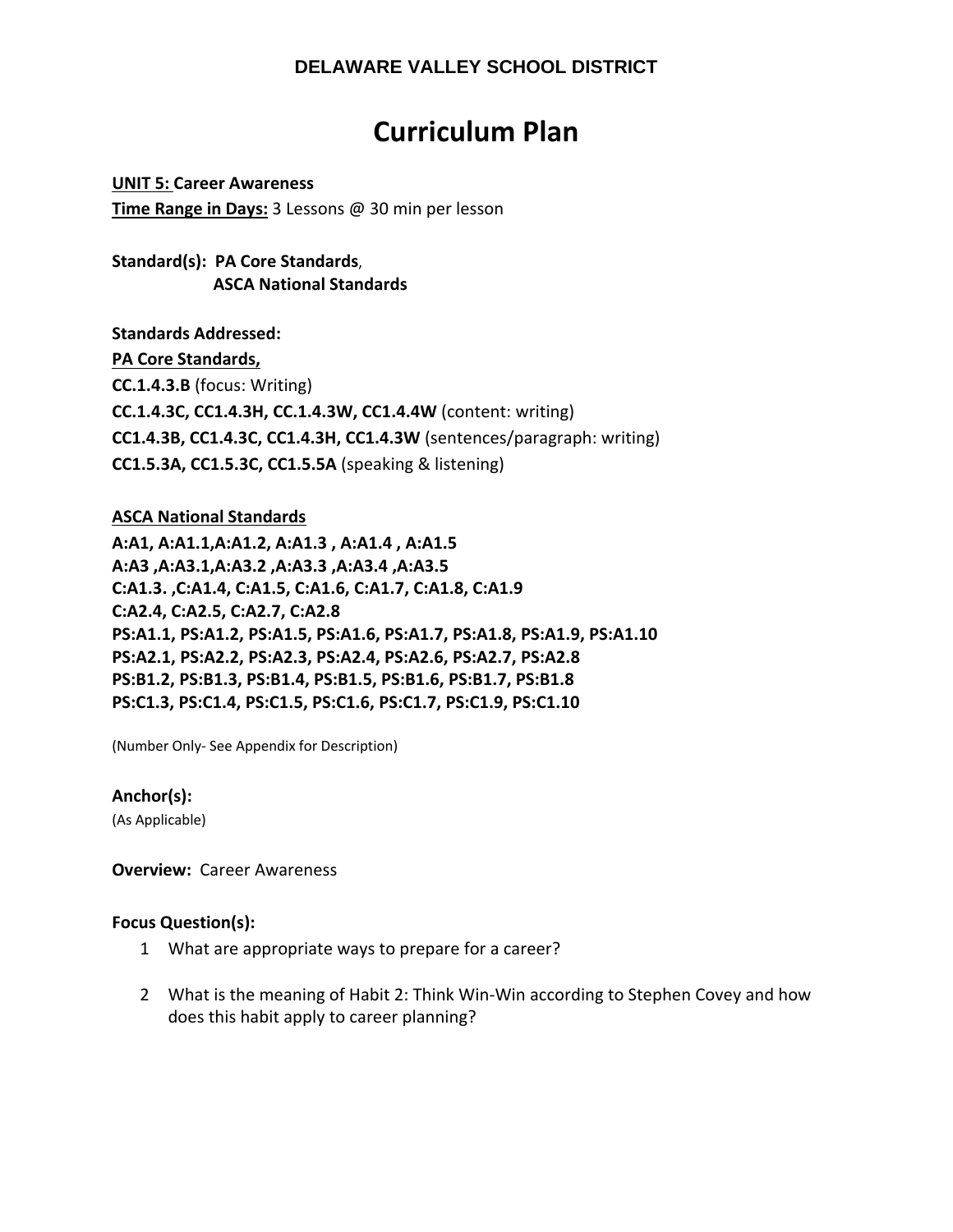**DELAWARE VALLEY SCHOOL DISTRICT**

# Curriculum Plan

**UNIT 5: Career Awareness**
**Time Range in Days:** 3 Lessons @ 30 min per lesson

**Standard(s): PA Core Standards**,
**ASCA National Standards**

**Standards Addressed:**
**PA Core Standards,**
**CC.1.4.3.B** (focus: Writing)
**CC.1.4.3C, CC1.4.3H, CC.1.4.3W, CC1.4.4W** (content: writing)
**CC1.4.3B, CC1.4.3C, CC1.4.3H, CC1.4.3W** (sentences/paragraph: writing)
**CC1.5.3A, CC1.5.3C, CC1.5.5A** (speaking & listening)

**ASCA National Standards**
**A:A1, A:A1.1,A:A1.2, A:A1.3 , A:A1.4 , A:A1.5**
**A:A3 ,A:A3.1,A:A3.2 ,A:A3.3 ,A:A3.4 ,A:A3.5**
**C:A1.3. ,C:A1.4, C:A1.5, C:A1.6, C:A1.7, C:A1.8, C:A1.9**
**C:A2.4, C:A2.5, C:A2.7, C:A2.8**
**PS:A1.1, PS:A1.2, PS:A1.5, PS:A1.6, PS:A1.7, PS:A1.8, PS:A1.9, PS:A1.10**
**PS:A2.1, PS:A2.2, PS:A2.3, PS:A2.4, PS:A2.6, PS:A2.7, PS:A2.8**
**PS:B1.2, PS:B1.3, PS:B1.4, PS:B1.5, PS:B1.6, PS:B1.7, PS:B1.8**
**PS:C1.3, PS:C1.4, PS:C1.5, PS:C1.6, PS:C1.7, PS:C1.9, PS:C1.10**

(Number Only- See Appendix for Description)

**Anchor(s):**
(As Applicable)

**Overview:** Career Awareness

**Focus Question(s):**

1. What are appropriate ways to prepare for a career?
2. What is the meaning of Habit 2: Think Win-Win according to Stephen Covey and how does this habit apply to career planning?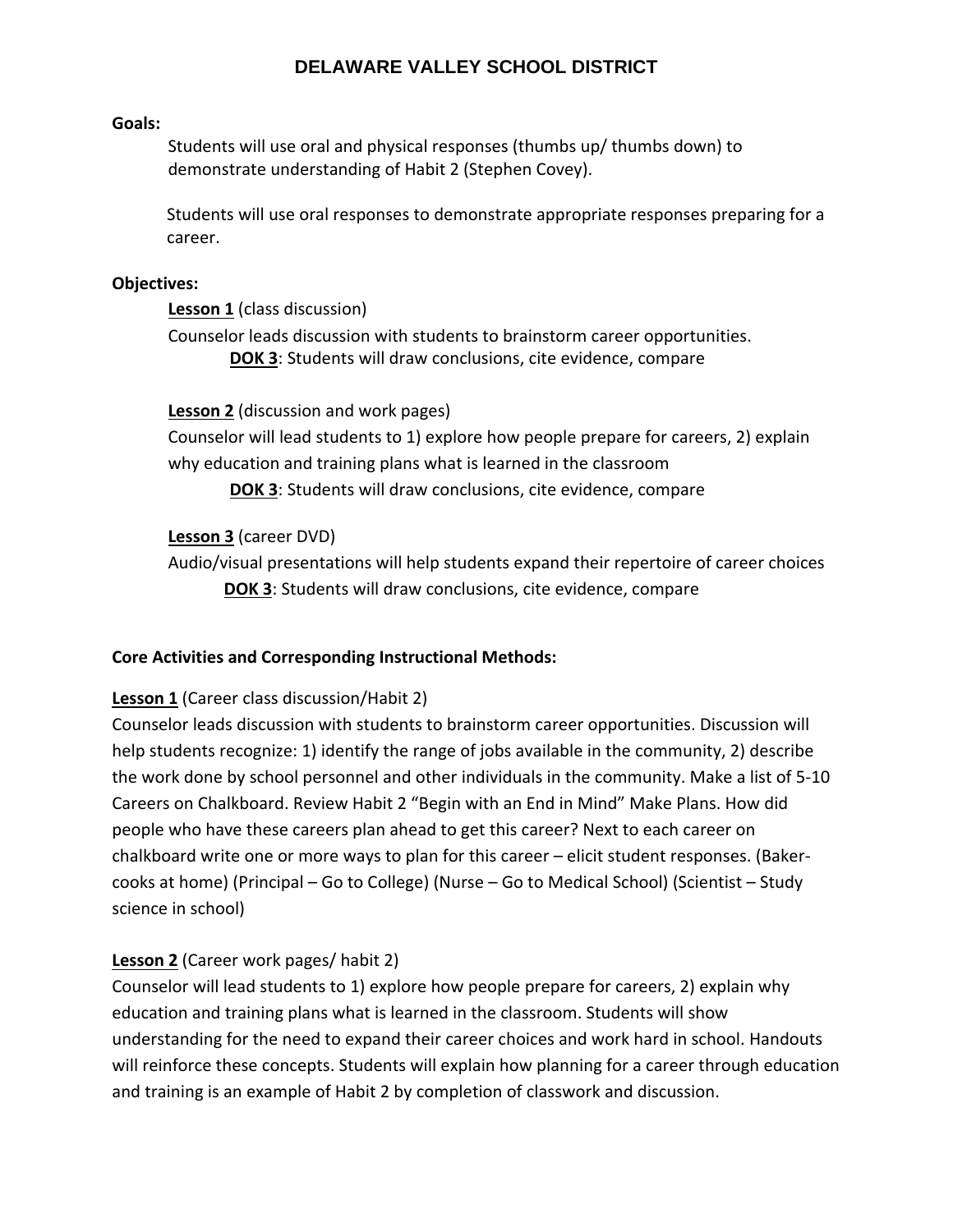## DELAWARE VALLEY SCHOOL DISTRICT

**Goals:**

Students will use oral and physical responses (thumbs up/ thumbs down) to demonstrate understanding of Habit 2 (Stephen Covey).

Students will use oral responses to demonstrate appropriate responses preparing for a career.

**Objectives:**

**Lesson 1** (class discussion)

Counselor leads discussion with students to brainstorm career opportunities.

**DOK 3**: Students will draw conclusions, cite evidence, compare

**Lesson 2** (discussion and work pages)

Counselor will lead students to 1) explore how people prepare for careers, 2) explain why education and training plans what is learned in the classroom

**DOK 3**: Students will draw conclusions, cite evidence, compare

**Lesson 3** (career DVD)

Audio/visual presentations will help students expand their repertoire of career choices

**DOK 3**: Students will draw conclusions, cite evidence, compare

**Core Activities and Corresponding Instructional Methods:**

**Lesson 1** (Career class discussion/Habit 2)

Counselor leads discussion with students to brainstorm career opportunities. Discussion will help students recognize: 1) identify the range of jobs available in the community, 2) describe the work done by school personnel and other individuals in the community. Make a list of 5-10 Careers on Chalkboard. Review Habit 2 "Begin with an End in Mind" Make Plans. How did people who have these careers plan ahead to get this career? Next to each career on chalkboard write one or more ways to plan for this career – elicit student responses. (Baker-cooks at home) (Principal – Go to College) (Nurse – Go to Medical School) (Scientist – Study science in school)

**Lesson 2** (Career work pages/ habit 2)

Counselor will lead students to 1) explore how people prepare for careers, 2) explain why education and training plans what is learned in the classroom. Students will show understanding for the need to expand their career choices and work hard in school. Handouts will reinforce these concepts. Students will explain how planning for a career through education and training is an example of Habit 2 by completion of classwork and discussion.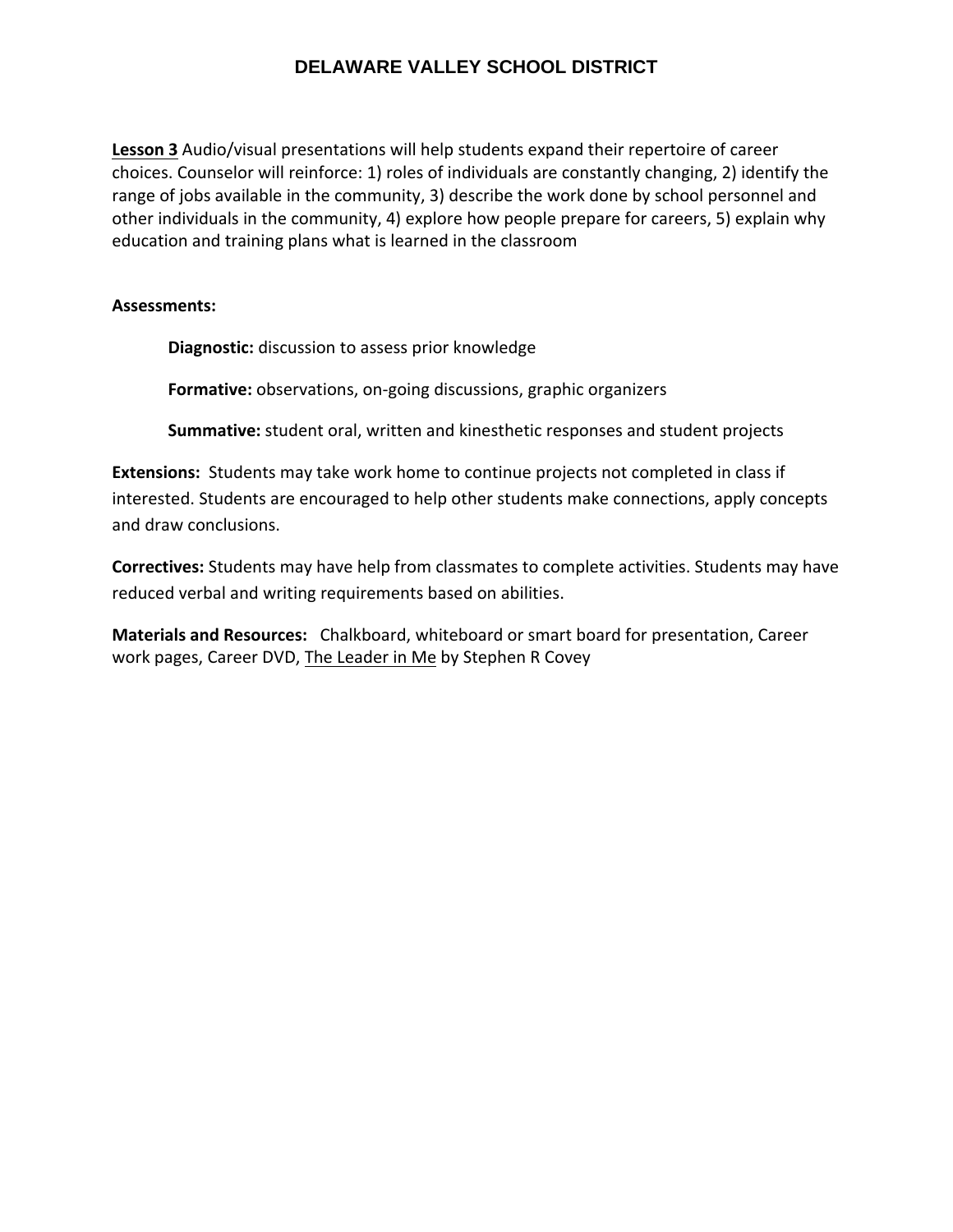**Lesson 3** Audio/visual presentations will help students expand their repertoire of career choices. Counselor will reinforce: 1) roles of individuals are constantly changing, 2) identify the range of jobs available in the community, 3) describe the work done by school personnel and other individuals in the community, 4) explore how people prepare for careers, 5) explain why education and training plans what is learned in the classroom

**Assessments:**

**Diagnostic:** discussion to assess prior knowledge

**Formative:** observations, on-going discussions, graphic organizers

**Summative:** student oral, written and kinesthetic responses and student projects

**Extensions:** Students may take work home to continue projects not completed in class if interested. Students are encouraged to help other students make connections, apply concepts and draw conclusions.

**Correctives:** Students may have help from classmates to complete activities. Students may have reduced verbal and writing requirements based on abilities.

**Materials and Resources:** Chalkboard, whiteboard or smart board for presentation, Career work pages, Career DVD, The Leader in Me by Stephen R Covey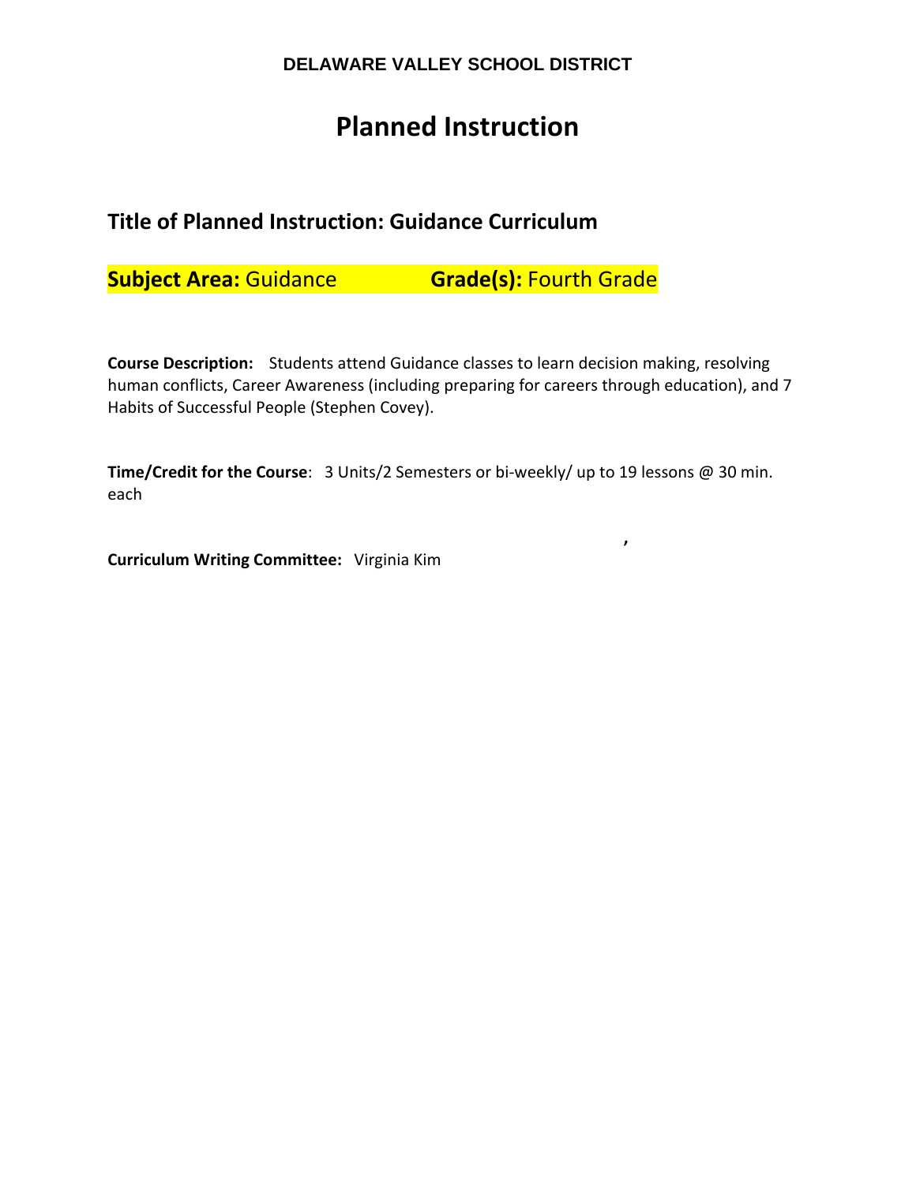**DELAWARE VALLEY SCHOOL DISTRICT**

# Planned Instruction

## Title of Planned Instruction: Guidance Curriculum

**Subject Area:** Guidance **Grade(s):** Fourth Grade

**Course Description:** Students attend Guidance classes to learn decision making, resolving human conflicts, Career Awareness (including preparing for careers through education), and 7 Habits of Successful People (Stephen Covey).

**Time/Credit for the Course**: 3 Units/2 Semesters or bi-weekly/ up to 19 lessons @ 30 min. each

,

**Curriculum Writing Committee:** Virginia Kim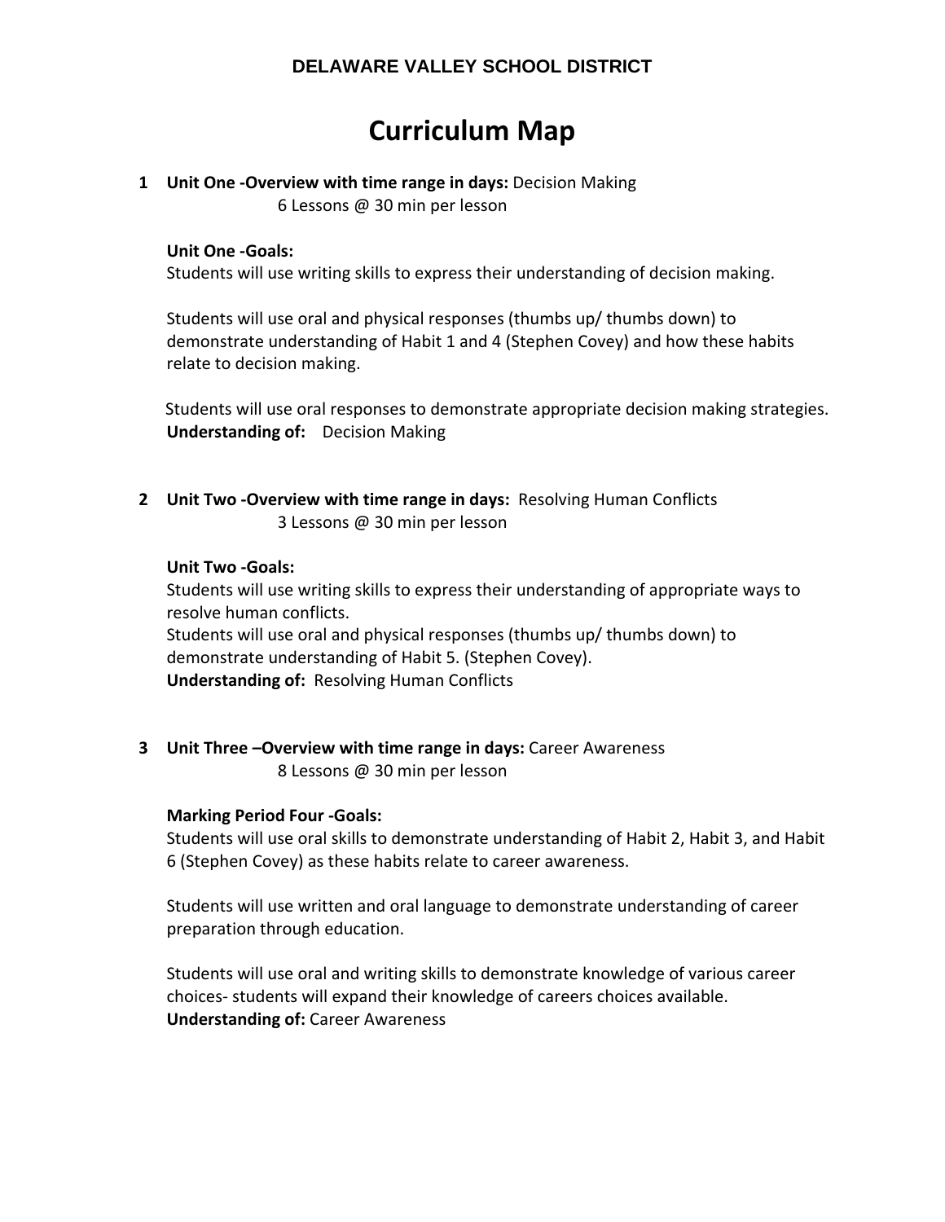**DELAWARE VALLEY SCHOOL DISTRICT**

# Curriculum Map

1. **Unit One -Overview with time range in days:** Decision Making
   6 Lessons @ 30 min per lesson

   **Unit One -Goals:**
   Students will use writing skills to express their understanding of decision making.

   Students will use oral and physical responses (thumbs up/ thumbs down) to demonstrate understanding of Habit 1 and 4 (Stephen Covey) and how these habits relate to decision making.

   Students will use oral responses to demonstrate appropriate decision making strategies.
   **Understanding of:** Decision Making

2. **Unit Two -Overview with time range in days:** Resolving Human Conflicts
   3 Lessons @ 30 min per lesson

   **Unit Two -Goals:**
   Students will use writing skills to express their understanding of appropriate ways to resolve human conflicts.
   Students will use oral and physical responses (thumbs up/ thumbs down) to demonstrate understanding of Habit 5. (Stephen Covey).
   **Understanding of:** Resolving Human Conflicts

3. **Unit Three –Overview with time range in days:** Career Awareness
   8 Lessons @ 30 min per lesson

   **Marking Period Four -Goals:**
   Students will use oral skills to demonstrate understanding of Habit 2, Habit 3, and Habit 6 (Stephen Covey) as these habits relate to career awareness.

   Students will use written and oral language to demonstrate understanding of career preparation through education.

   Students will use oral and writing skills to demonstrate knowledge of various career choices- students will expand their knowledge of careers choices available.
   **Understanding of:** Career Awareness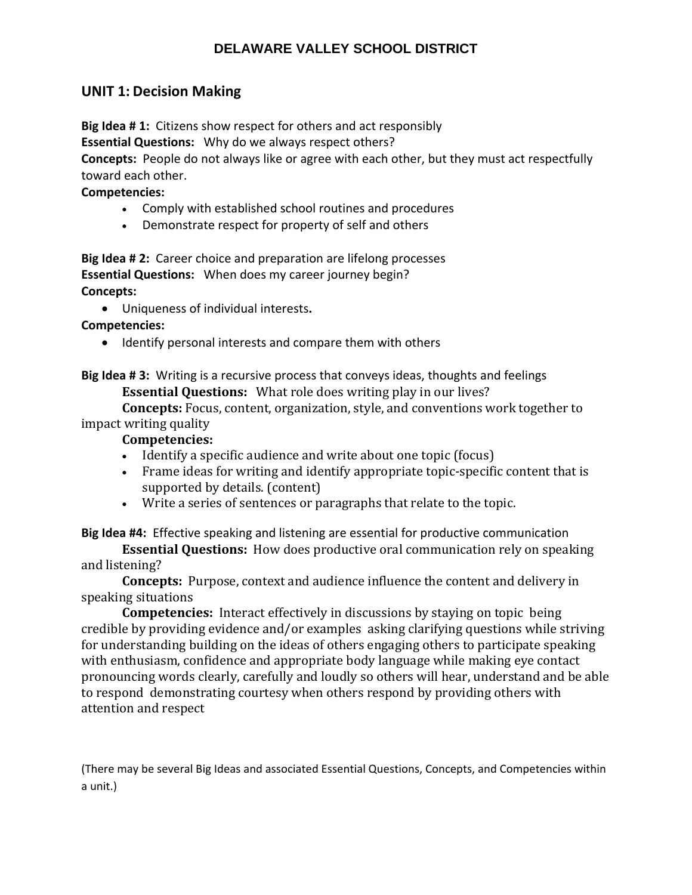## DELAWARE VALLEY SCHOOL DISTRICT

### UNIT 1: Decision Making

**Big Idea # 1:** Citizens show respect for others and act responsibly
**Essential Questions:** Why do we always respect others?
**Concepts:** People do not always like or agree with each other, but they must act respectfully toward each other.
**Competencies:**

- Comply with established school routines and procedures
- Demonstrate respect for property of self and others

**Big Idea # 2:** Career choice and preparation are lifelong processes
**Essential Questions:** When does my career journey begin?
**Concepts:**

- Uniqueness of individual interests.

**Competencies:**

- Identify personal interests and compare them with others

**Big Idea # 3:** Writing is a recursive process that conveys ideas, thoughts and feelings
**Essential Questions:** What role does writing play in our lives?
**Concepts:** Focus, content, organization, style, and conventions work together to impact writing quality
**Competencies:**

- Identify a specific audience and write about one topic (focus)
- Frame ideas for writing and identify appropriate topic-specific content that is supported by details. (content)
- Write a series of sentences or paragraphs that relate to the topic.

**Big Idea #4:** Effective speaking and listening are essential for productive communication
**Essential Questions:** How does productive oral communication rely on speaking and listening?
**Concepts:** Purpose, context and audience influence the content and delivery in speaking situations
**Competencies:** Interact effectively in discussions by staying on topic being credible by providing evidence and/or examples asking clarifying questions while striving for understanding building on the ideas of others engaging others to participate speaking with enthusiasm, confidence and appropriate body language while making eye contact pronouncing words clearly, carefully and loudly so others will hear, understand and be able to respond demonstrating courtesy when others respond by providing others with attention and respect

(There may be several Big Ideas and associated Essential Questions, Concepts, and Competencies within a unit.)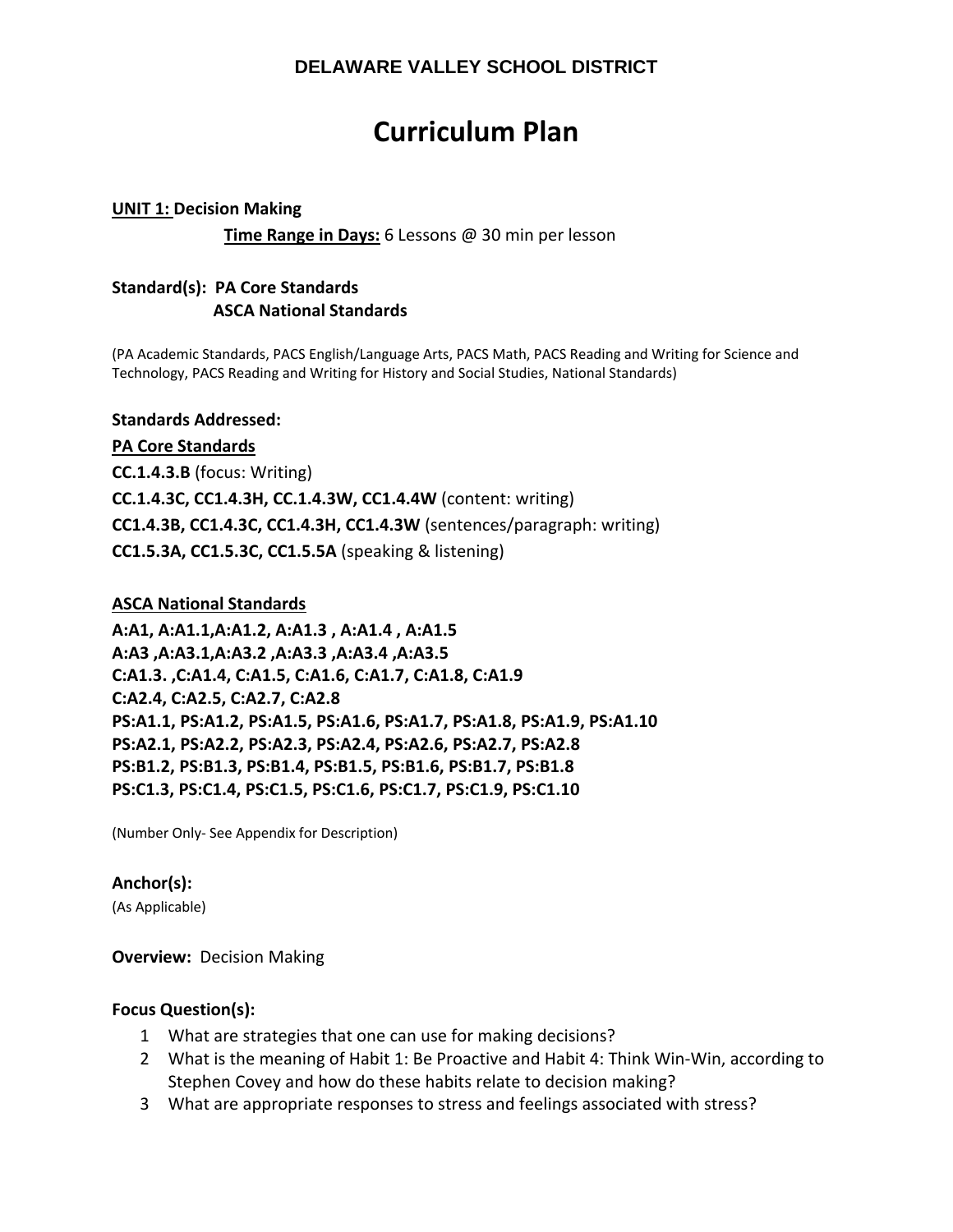**DELAWARE VALLEY SCHOOL DISTRICT**

# Curriculum Plan

**UNIT 1:** **Decision Making**

**Time Range in Days:** 6 Lessons @ 30 min per lesson

**Standard(s): PA Core Standards**
**ASCA National Standards**

(PA Academic Standards, PACS English/Language Arts, PACS Math, PACS Reading and Writing for Science and Technology, PACS Reading and Writing for History and Social Studies, National Standards)

**Standards Addressed:**

**PA Core Standards**

**CC.1.4.3.B** (focus: Writing)
**CC.1.4.3C, CC1.4.3H, CC.1.4.3W, CC1.4.4W** (content: writing)
**CC1.4.3B, CC1.4.3C, CC1.4.3H, CC1.4.3W** (sentences/paragraph: writing)
**CC1.5.3A, CC1.5.3C, CC1.5.5A** (speaking & listening)

**ASCA National Standards**

**A:A1, A:A1.1,A:A1.2, A:A1.3 , A:A1.4 , A:A1.5**
**A:A3 ,A:A3.1,A:A3.2 ,A:A3.3 ,A:A3.4 ,A:A3.5**
**C:A1.3. ,C:A1.4, C:A1.5, C:A1.6, C:A1.7, C:A1.8, C:A1.9**
**C:A2.4, C:A2.5, C:A2.7, C:A2.8**
**PS:A1.1, PS:A1.2, PS:A1.5, PS:A1.6, PS:A1.7, PS:A1.8, PS:A1.9, PS:A1.10**
**PS:A2.1, PS:A2.2, PS:A2.3, PS:A2.4, PS:A2.6, PS:A2.7, PS:A2.8**
**PS:B1.2, PS:B1.3, PS:B1.4, PS:B1.5, PS:B1.6, PS:B1.7, PS:B1.8**
**PS:C1.3, PS:C1.4, PS:C1.5, PS:C1.6, PS:C1.7, PS:C1.9, PS:C1.10**

(Number Only- See Appendix for Description)

**Anchor(s):**
(As Applicable)

**Overview:** Decision Making

**Focus Question(s):**

1. What are strategies that one can use for making decisions?
2. What is the meaning of Habit 1: Be Proactive and Habit 4: Think Win-Win, according to Stephen Covey and how do these habits relate to decision making?
3. What are appropriate responses to stress and feelings associated with stress?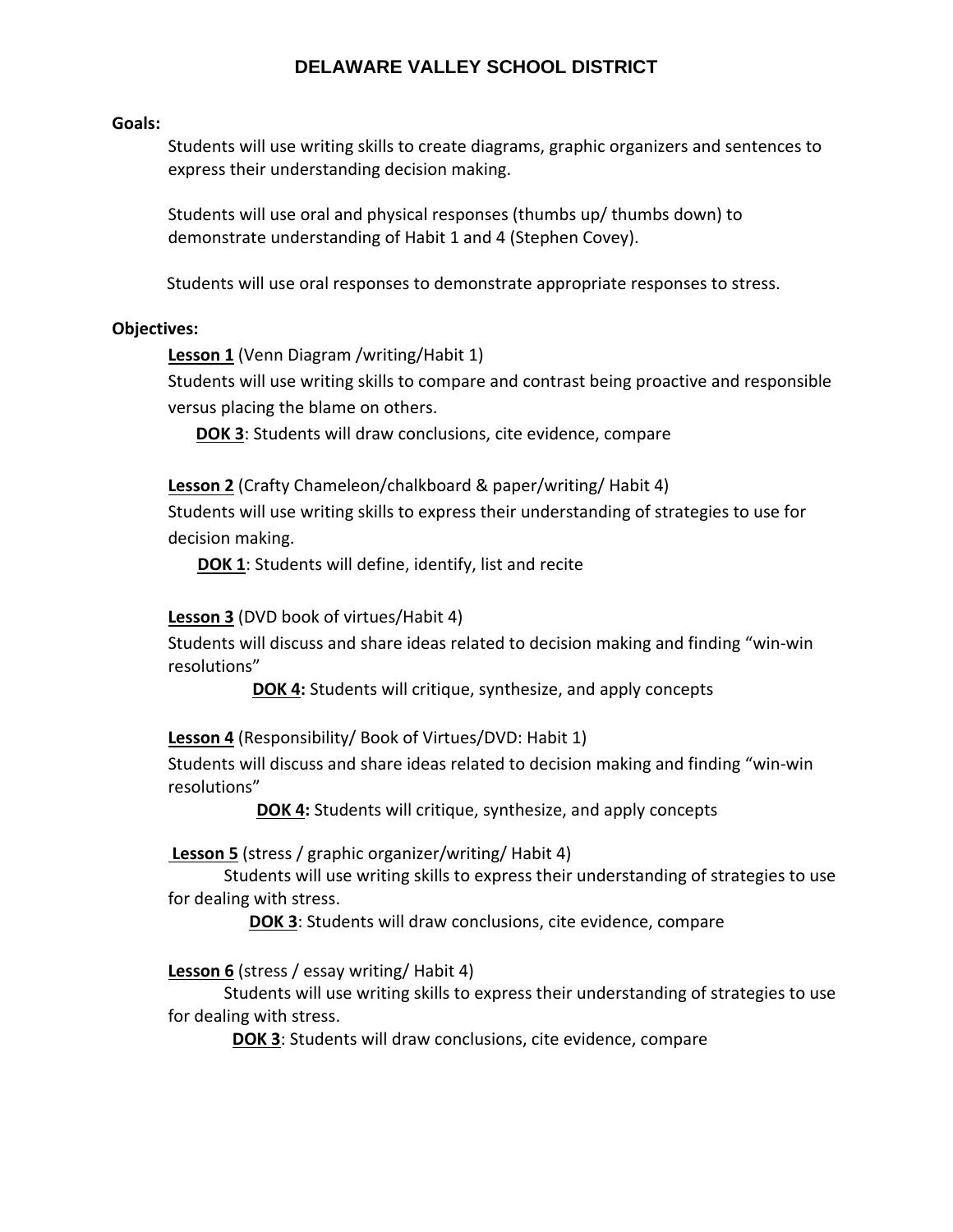# DELAWARE VALLEY SCHOOL DISTRICT

**Goals:**

Students will use writing skills to create diagrams, graphic organizers and sentences to express their understanding decision making.

Students will use oral and physical responses (thumbs up/ thumbs down) to demonstrate understanding of Habit 1 and 4 (Stephen Covey).

Students will use oral responses to demonstrate appropriate responses to stress.

**Objectives:**

**Lesson 1** (Venn Diagram /writing/Habit 1)
Students will use writing skills to compare and contrast being proactive and responsible versus placing the blame on others.

**DOK 3**: Students will draw conclusions, cite evidence, compare

**Lesson 2** (Crafty Chameleon/chalkboard & paper/writing/ Habit 4)
Students will use writing skills to express their understanding of strategies to use for decision making.

**DOK 1**: Students will define, identify, list and recite

**Lesson 3** (DVD book of virtues/Habit 4)
Students will discuss and share ideas related to decision making and finding "win-win resolutions"

**DOK 4:** Students will critique, synthesize, and apply concepts

**Lesson 4** (Responsibility/ Book of Virtues/DVD: Habit 1)
Students will discuss and share ideas related to decision making and finding "win-win resolutions"

**DOK 4:** Students will critique, synthesize, and apply concepts

**Lesson 5** (stress / graphic organizer/writing/ Habit 4)
Students will use writing skills to express their understanding of strategies to use for dealing with stress.

**DOK 3**: Students will draw conclusions, cite evidence, compare

**Lesson 6** (stress / essay writing/ Habit 4)
Students will use writing skills to express their understanding of strategies to use for dealing with stress.

**DOK 3**: Students will draw conclusions, cite evidence, compare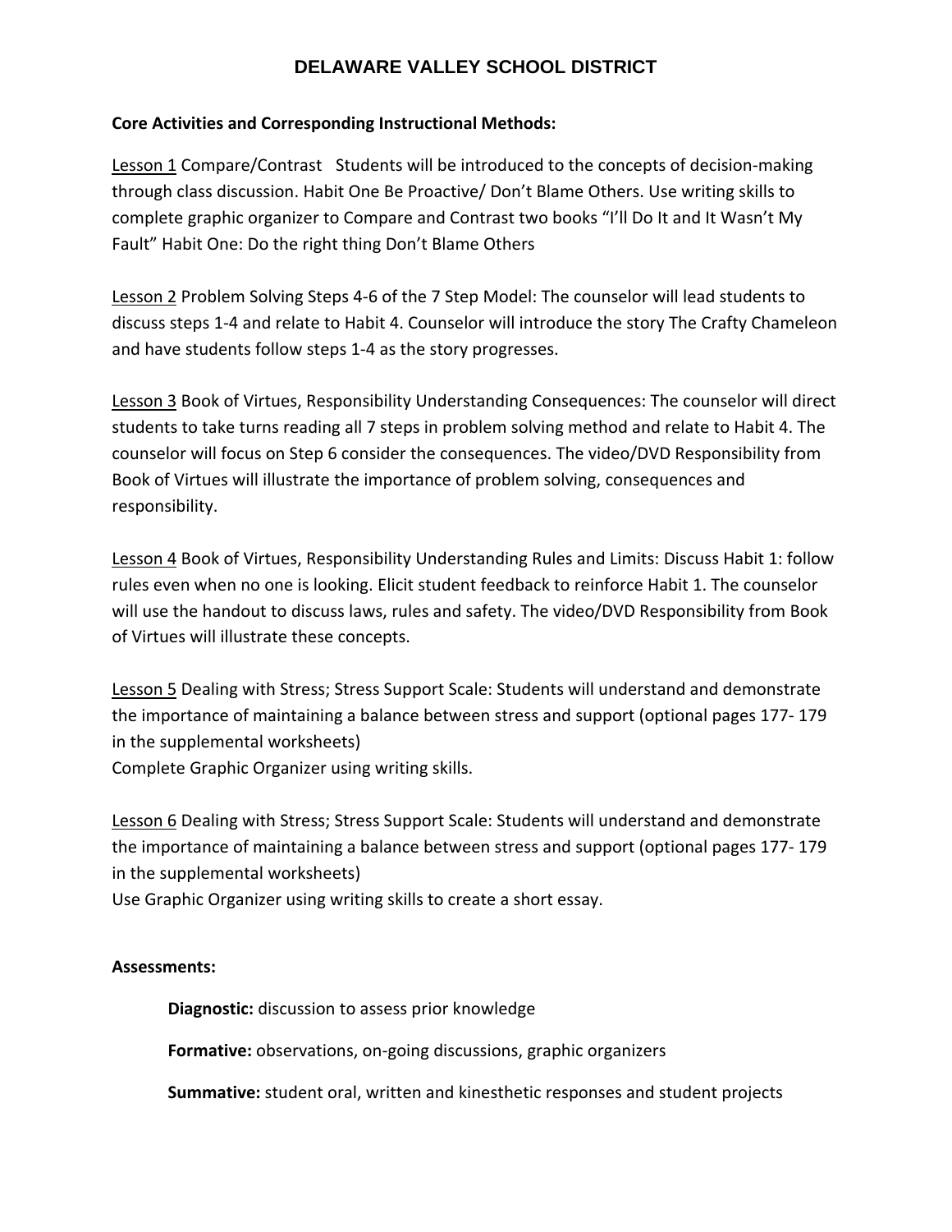# DELAWARE VALLEY SCHOOL DISTRICT

**Core Activities and Corresponding Instructional Methods:**

Lesson 1 Compare/Contrast Students will be introduced to the concepts of decision-making through class discussion. Habit One Be Proactive/ Don't Blame Others. Use writing skills to complete graphic organizer to Compare and Contrast two books "I'll Do It and It Wasn't My Fault" Habit One: Do the right thing Don't Blame Others

Lesson 2 Problem Solving Steps 4-6 of the 7 Step Model: The counselor will lead students to discuss steps 1-4 and relate to Habit 4. Counselor will introduce the story The Crafty Chameleon and have students follow steps 1-4 as the story progresses.

Lesson 3 Book of Virtues, Responsibility Understanding Consequences: The counselor will direct students to take turns reading all 7 steps in problem solving method and relate to Habit 4. The counselor will focus on Step 6 consider the consequences. The video/DVD Responsibility from Book of Virtues will illustrate the importance of problem solving, consequences and responsibility.

Lesson 4 Book of Virtues, Responsibility Understanding Rules and Limits: Discuss Habit 1: follow rules even when no one is looking. Elicit student feedback to reinforce Habit 1. The counselor will use the handout to discuss laws, rules and safety. The video/DVD Responsibility from Book of Virtues will illustrate these concepts.

Lesson 5 Dealing with Stress; Stress Support Scale: Students will understand and demonstrate the importance of maintaining a balance between stress and support (optional pages 177- 179 in the supplemental worksheets)
Complete Graphic Organizer using writing skills.

Lesson 6 Dealing with Stress; Stress Support Scale: Students will understand and demonstrate the importance of maintaining a balance between stress and support (optional pages 177- 179 in the supplemental worksheets)
Use Graphic Organizer using writing skills to create a short essay.

**Assessments:**

**Diagnostic:** discussion to assess prior knowledge

**Formative:** observations, on-going discussions, graphic organizers

**Summative:** student oral, written and kinesthetic responses and student projects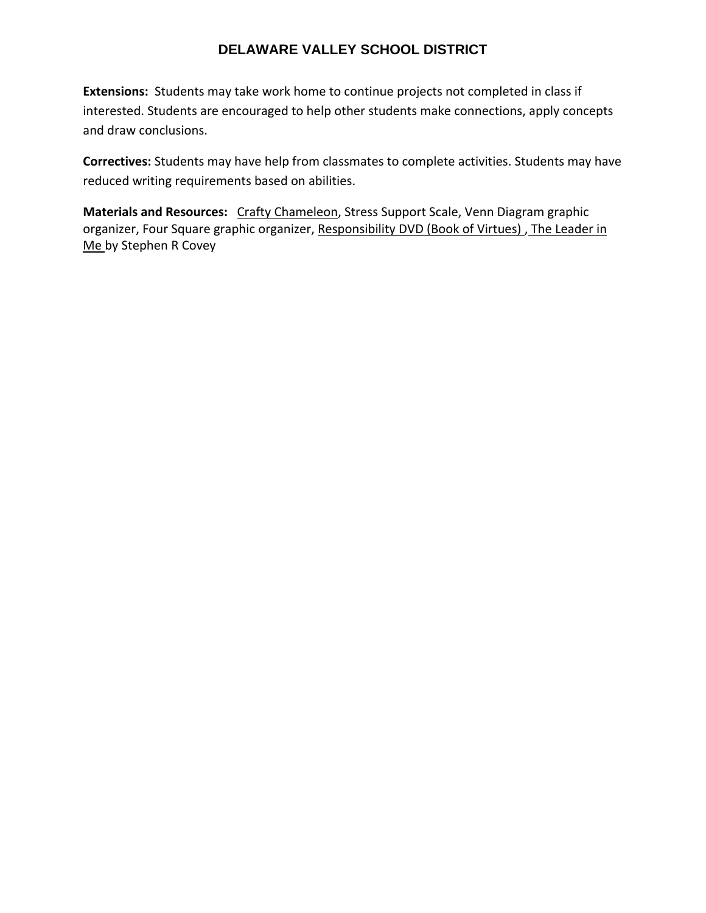**Extensions:** Students may take work home to continue projects not completed in class if interested. Students are encouraged to help other students make connections, apply concepts and draw conclusions.

**Correctives:** Students may have help from classmates to complete activities. Students may have reduced writing requirements based on abilities.

**Materials and Resources:** Crafty Chameleon, Stress Support Scale, Venn Diagram graphic organizer, Four Square graphic organizer, Responsibility DVD (Book of Virtues), The Leader in Me by Stephen R Covey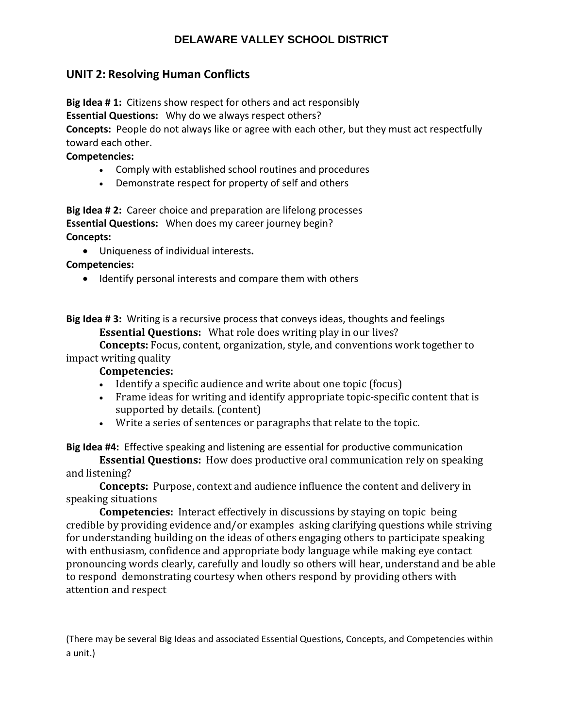# DELAWARE VALLEY SCHOOL DISTRICT

## UNIT 2: Resolving Human Conflicts

**Big Idea # 1:** Citizens show respect for others and act responsibly
**Essential Questions:** Why do we always respect others?
**Concepts:** People do not always like or agree with each other, but they must act respectfully toward each other.
**Competencies:**

- Comply with established school routines and procedures
- Demonstrate respect for property of self and others

**Big Idea # 2:** Career choice and preparation are lifelong processes
**Essential Questions:** When does my career journey begin?
**Concepts:**

- Uniqueness of individual interests**.**

**Competencies:**

- Identify personal interests and compare them with others

**Big Idea # 3:** Writing is a recursive process that conveys ideas, thoughts and feelings
**Essential Questions:** What role does writing play in our lives?
**Concepts:** Focus, content, organization, style, and conventions work together to impact writing quality
**Competencies:**

- Identify a specific audience and write about one topic (focus)
- Frame ideas for writing and identify appropriate topic-specific content that is supported by details. (content)
- Write a series of sentences or paragraphs that relate to the topic.

**Big Idea #4:** Effective speaking and listening are essential for productive communication
**Essential Questions:** How does productive oral communication rely on speaking and listening?
**Concepts:** Purpose, context and audience influence the content and delivery in speaking situations
**Competencies:** Interact effectively in discussions by staying on topic being credible by providing evidence and/or examples asking clarifying questions while striving for understanding building on the ideas of others engaging others to participate speaking with enthusiasm, confidence and appropriate body language while making eye contact pronouncing words clearly, carefully and loudly so others will hear, understand and be able to respond demonstrating courtesy when others respond by providing others with attention and respect

(There may be several Big Ideas and associated Essential Questions, Concepts, and Competencies within a unit.)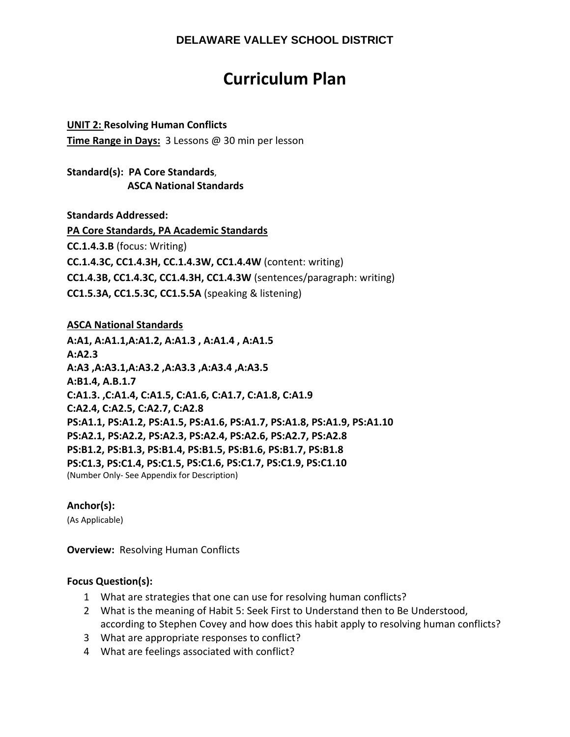**DELAWARE VALLEY SCHOOL DISTRICT**

# Curriculum Plan

**UNIT 2: Resolving Human Conflicts**
**Time Range in Days:** 3 Lessons @ 30 min per lesson

**Standard(s): PA Core Standards,**
**ASCA National Standards**

**Standards Addressed:**

**PA Core Standards, PA Academic Standards**

**CC.1.4.3.B** (focus: Writing)
**CC.1.4.3C, CC1.4.3H, CC.1.4.3W, CC1.4.4W** (content: writing)
**CC1.4.3B, CC1.4.3C, CC1.4.3H, CC1.4.3W** (sentences/paragraph: writing)
**CC1.5.3A, CC1.5.3C, CC1.5.5A** (speaking & listening)

**ASCA National Standards**

**A:A1, A:A1.1,A:A1.2, A:A1.3 , A:A1.4 , A:A1.5**
**A:A2.3**
**A:A3 ,A:A3.1,A:A3.2 ,A:A3.3 ,A:A3.4 ,A:A3.5**
**A:B1.4, A.B.1.7**
**C:A1.3. ,C:A1.4, C:A1.5, C:A1.6, C:A1.7, C:A1.8, C:A1.9**
**C:A2.4, C:A2.5, C:A2.7, C:A2.8**
**PS:A1.1, PS:A1.2, PS:A1.5, PS:A1.6, PS:A1.7, PS:A1.8, PS:A1.9, PS:A1.10**
**PS:A2.1, PS:A2.2, PS:A2.3, PS:A2.4, PS:A2.6, PS:A2.7, PS:A2.8**
**PS:B1.2, PS:B1.3, PS:B1.4, PS:B1.5, PS:B1.6, PS:B1.7, PS:B1.8**
**PS:C1.3, PS:C1.4, PS:C1.5, PS:C1.6, PS:C1.7, PS:C1.9, PS:C1.10**
(Number Only- See Appendix for Description)

**Anchor(s):**
(As Applicable)

**Overview:** Resolving Human Conflicts

**Focus Question(s):**

1. What are strategies that one can use for resolving human conflicts?
2. What is the meaning of Habit 5: Seek First to Understand then to Be Understood, according to Stephen Covey and how does this habit apply to resolving human conflicts?
3. What are appropriate responses to conflict?
4. What are feelings associated with conflict?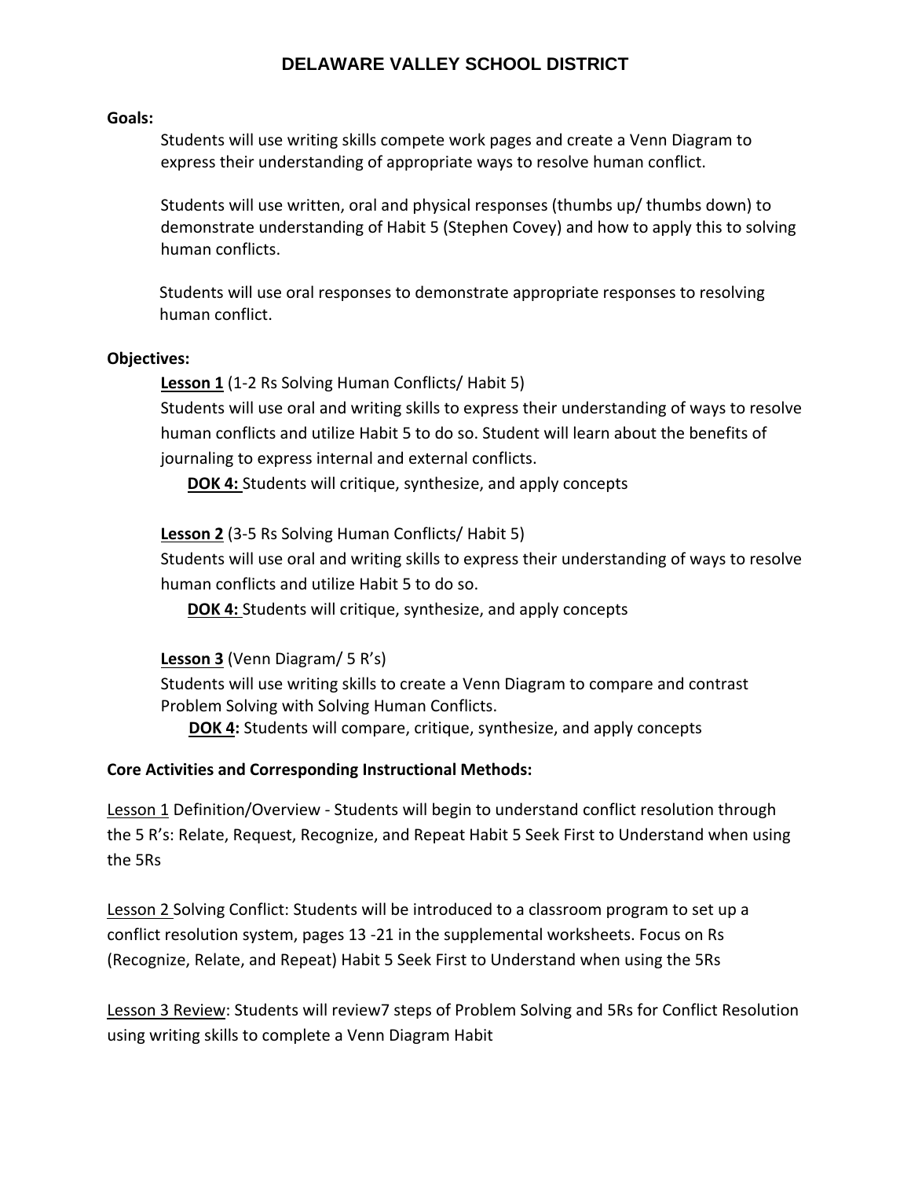# DELAWARE VALLEY SCHOOL DISTRICT

**Goals:**

Students will use writing skills compete work pages and create a Venn Diagram to express their understanding of appropriate ways to resolve human conflict.

Students will use written, oral and physical responses (thumbs up/ thumbs down) to demonstrate understanding of Habit 5 (Stephen Covey) and how to apply this to solving human conflicts.

Students will use oral responses to demonstrate appropriate responses to resolving human conflict.

**Objectives:**

**Lesson 1** (1-2 Rs Solving Human Conflicts/ Habit 5)
Students will use oral and writing skills to express their understanding of ways to resolve human conflicts and utilize Habit 5 to do so. Student will learn about the benefits of journaling to express internal and external conflicts.

**DOK 4:** Students will critique, synthesize, and apply concepts

**Lesson 2** (3-5 Rs Solving Human Conflicts/ Habit 5)
Students will use oral and writing skills to express their understanding of ways to resolve human conflicts and utilize Habit 5 to do so.

**DOK 4:** Students will critique, synthesize, and apply concepts

**Lesson 3** (Venn Diagram/ 5 R's)
Students will use writing skills to create a Venn Diagram to compare and contrast Problem Solving with Solving Human Conflicts.

**DOK 4:** Students will compare, critique, synthesize, and apply concepts

**Core Activities and Corresponding Instructional Methods:**

Lesson 1 Definition/Overview - Students will begin to understand conflict resolution through the 5 R's: Relate, Request, Recognize, and Repeat Habit 5 Seek First to Understand when using the 5Rs

Lesson 2 Solving Conflict: Students will be introduced to a classroom program to set up a conflict resolution system, pages 13 -21 in the supplemental worksheets. Focus on Rs (Recognize, Relate, and Repeat) Habit 5 Seek First to Understand when using the 5Rs

Lesson 3 Review: Students will review7 steps of Problem Solving and 5Rs for Conflict Resolution using writing skills to complete a Venn Diagram Habit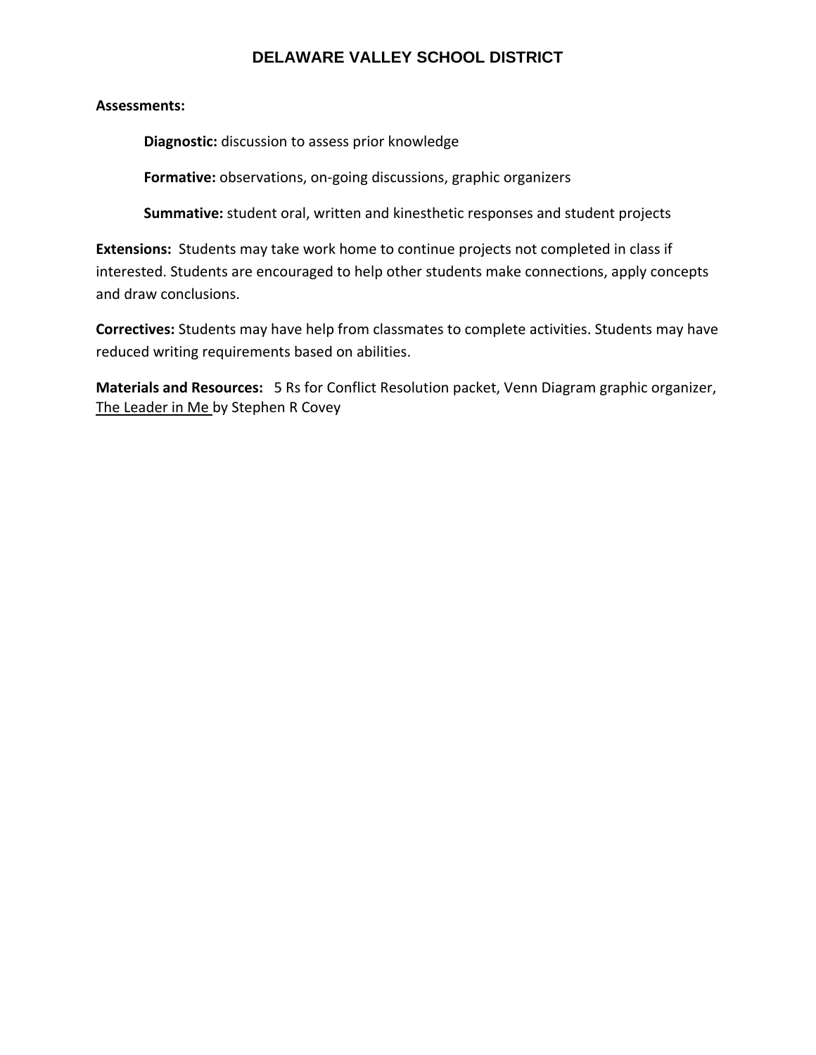**Assessments:**

**Diagnostic:** discussion to assess prior knowledge

**Formative:** observations, on-going discussions, graphic organizers

**Summative:** student oral, written and kinesthetic responses and student projects

**Extensions:** Students may take work home to continue projects not completed in class if interested. Students are encouraged to help other students make connections, apply concepts and draw conclusions.

**Correctives:** Students may have help from classmates to complete activities. Students may have reduced writing requirements based on abilities.

**Materials and Resources:** 5 Rs for Conflict Resolution packet, Venn Diagram graphic organizer, The Leader in Me by Stephen R Covey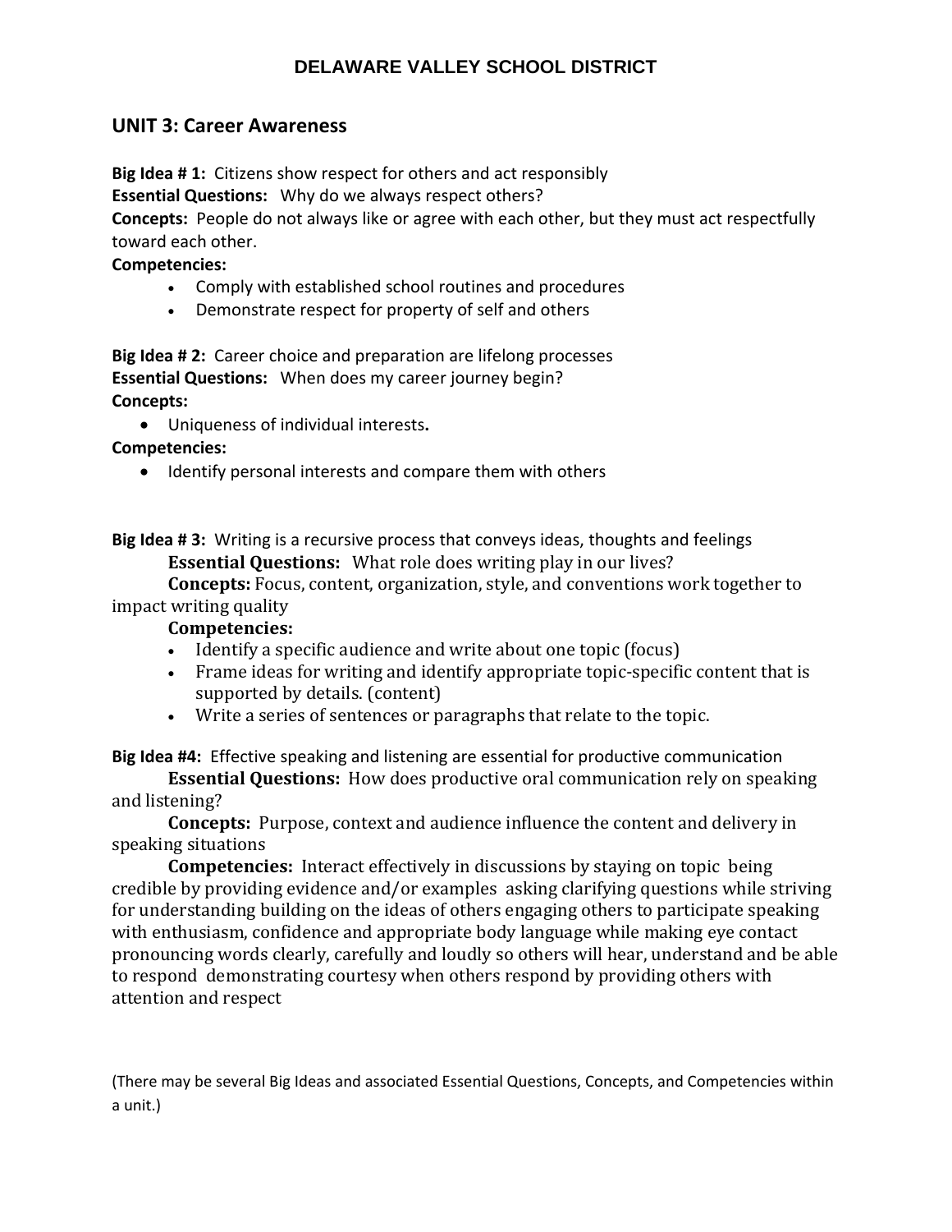# DELAWARE VALLEY SCHOOL DISTRICT

## UNIT 3: Career Awareness

**Big Idea # 1:** Citizens show respect for others and act responsibly
**Essential Questions:** Why do we always respect others?
**Concepts:** People do not always like or agree with each other, but they must act respectfully toward each other.
**Competencies:**

- Comply with established school routines and procedures
- Demonstrate respect for property of self and others

**Big Idea # 2:** Career choice and preparation are lifelong processes
**Essential Questions:** When does my career journey begin?
**Concepts:**

- Uniqueness of individual interests**.**

**Competencies:**

- Identify personal interests and compare them with others

**Big Idea # 3:** Writing is a recursive process that conveys ideas, thoughts and feelings
**Essential Questions:** What role does writing play in our lives?
**Concepts:** Focus, content, organization, style, and conventions work together to impact writing quality
**Competencies:**

- Identify a specific audience and write about one topic (focus)
- Frame ideas for writing and identify appropriate topic-specific content that is supported by details. (content)
- Write a series of sentences or paragraphs that relate to the topic.

**Big Idea #4:** Effective speaking and listening are essential for productive communication
**Essential Questions:** How does productive oral communication rely on speaking and listening?
**Concepts:** Purpose, context and audience influence the content and delivery in speaking situations
**Competencies:** Interact effectively in discussions by staying on topic being credible by providing evidence and/or examples asking clarifying questions while striving for understanding building on the ideas of others engaging others to participate speaking with enthusiasm, confidence and appropriate body language while making eye contact pronouncing words clearly, carefully and loudly so others will hear, understand and be able to respond demonstrating courtesy when others respond by providing others with attention and respect

(There may be several Big Ideas and associated Essential Questions, Concepts, and Competencies within a unit.)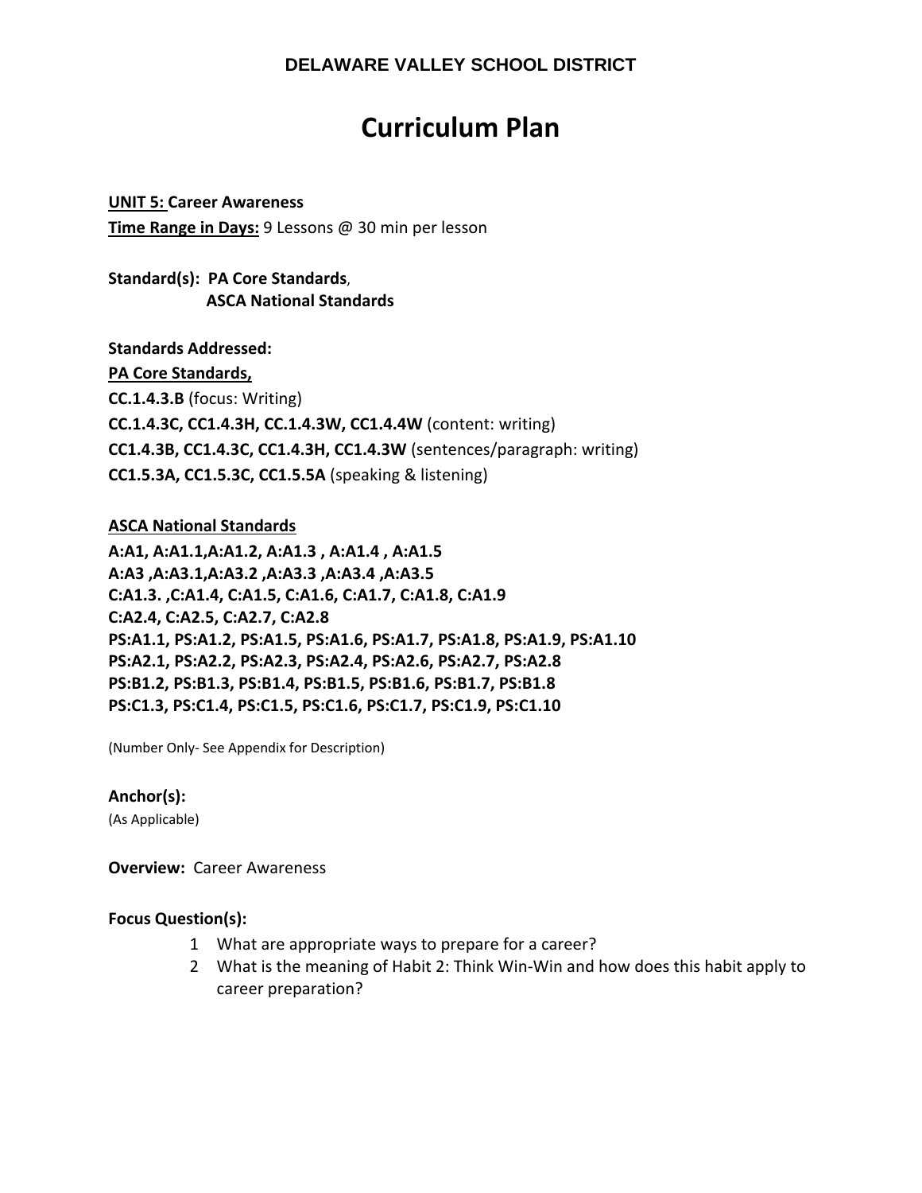**DELAWARE VALLEY SCHOOL DISTRICT**

# Curriculum Plan

**UNIT 5: Career Awareness**
**Time Range in Days:** 9 Lessons @ 30 min per lesson

**Standard(s): PA Core Standards**,
**ASCA National Standards**

**Standards Addressed:**
**PA Core Standards,**
**CC.1.4.3.B** (focus: Writing)
**CC.1.4.3C, CC1.4.3H, CC.1.4.3W, CC1.4.4W** (content: writing)
**CC1.4.3B, CC1.4.3C, CC1.4.3H, CC1.4.3W** (sentences/paragraph: writing)
**CC1.5.3A, CC1.5.3C, CC1.5.5A** (speaking & listening)

**ASCA National Standards**
**A:A1, A:A1.1,A:A1.2, A:A1.3 , A:A1.4 , A:A1.5**
**A:A3 ,A:A3.1,A:A3.2 ,A:A3.3 ,A:A3.4 ,A:A3.5**
**C:A1.3. ,C:A1.4, C:A1.5, C:A1.6, C:A1.7, C:A1.8, C:A1.9**
**C:A2.4, C:A2.5, C:A2.7, C:A2.8**
**PS:A1.1, PS:A1.2, PS:A1.5, PS:A1.6, PS:A1.7, PS:A1.8, PS:A1.9, PS:A1.10**
**PS:A2.1, PS:A2.2, PS:A2.3, PS:A2.4, PS:A2.6, PS:A2.7, PS:A2.8**
**PS:B1.2, PS:B1.3, PS:B1.4, PS:B1.5, PS:B1.6, PS:B1.7, PS:B1.8**
**PS:C1.3, PS:C1.4, PS:C1.5, PS:C1.6, PS:C1.7, PS:C1.9, PS:C1.10**

(Number Only- See Appendix for Description)

**Anchor(s):**
(As Applicable)

**Overview:** Career Awareness

**Focus Question(s):**

1. What are appropriate ways to prepare for a career?
2. What is the meaning of Habit 2: Think Win-Win and how does this habit apply to career preparation?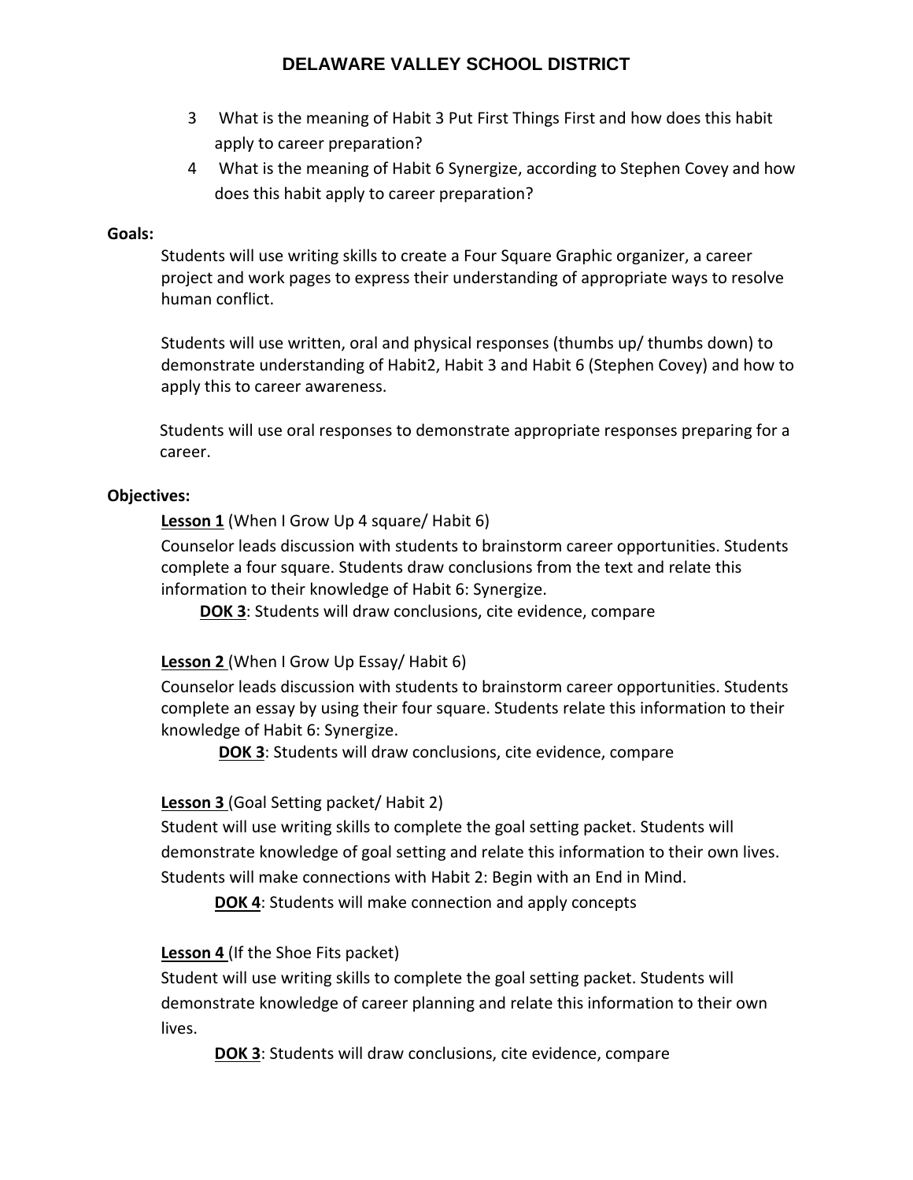3. What is the meaning of Habit 3 Put First Things First and how does this habit apply to career preparation?
4. What is the meaning of Habit 6 Synergize, according to Stephen Covey and how does this habit apply to career preparation?

**Goals:**

Students will use writing skills to create a Four Square Graphic organizer, a career project and work pages to express their understanding of appropriate ways to resolve human conflict.

Students will use written, oral and physical responses (thumbs up/ thumbs down) to demonstrate understanding of Habit2, Habit 3 and Habit 6 (Stephen Covey) and how to apply this to career awareness.

Students will use oral responses to demonstrate appropriate responses preparing for a career.

**Objectives:**

**Lesson 1** (When I Grow Up 4 square/ Habit 6)

Counselor leads discussion with students to brainstorm career opportunities. Students complete a four square. Students draw conclusions from the text and relate this information to their knowledge of Habit 6: Synergize.

**DOK 3**: Students will draw conclusions, cite evidence, compare

**Lesson 2** (When I Grow Up Essay/ Habit 6)

Counselor leads discussion with students to brainstorm career opportunities. Students complete an essay by using their four square. Students relate this information to their knowledge of Habit 6: Synergize.

**DOK 3**: Students will draw conclusions, cite evidence, compare

**Lesson 3** (Goal Setting packet/ Habit 2)

Student will use writing skills to complete the goal setting packet. Students will demonstrate knowledge of goal setting and relate this information to their own lives. Students will make connections with Habit 2: Begin with an End in Mind.

**DOK 4**: Students will make connection and apply concepts

**Lesson 4** (If the Shoe Fits packet)

Student will use writing skills to complete the goal setting packet. Students will demonstrate knowledge of career planning and relate this information to their own lives.

**DOK 3**: Students will draw conclusions, cite evidence, compare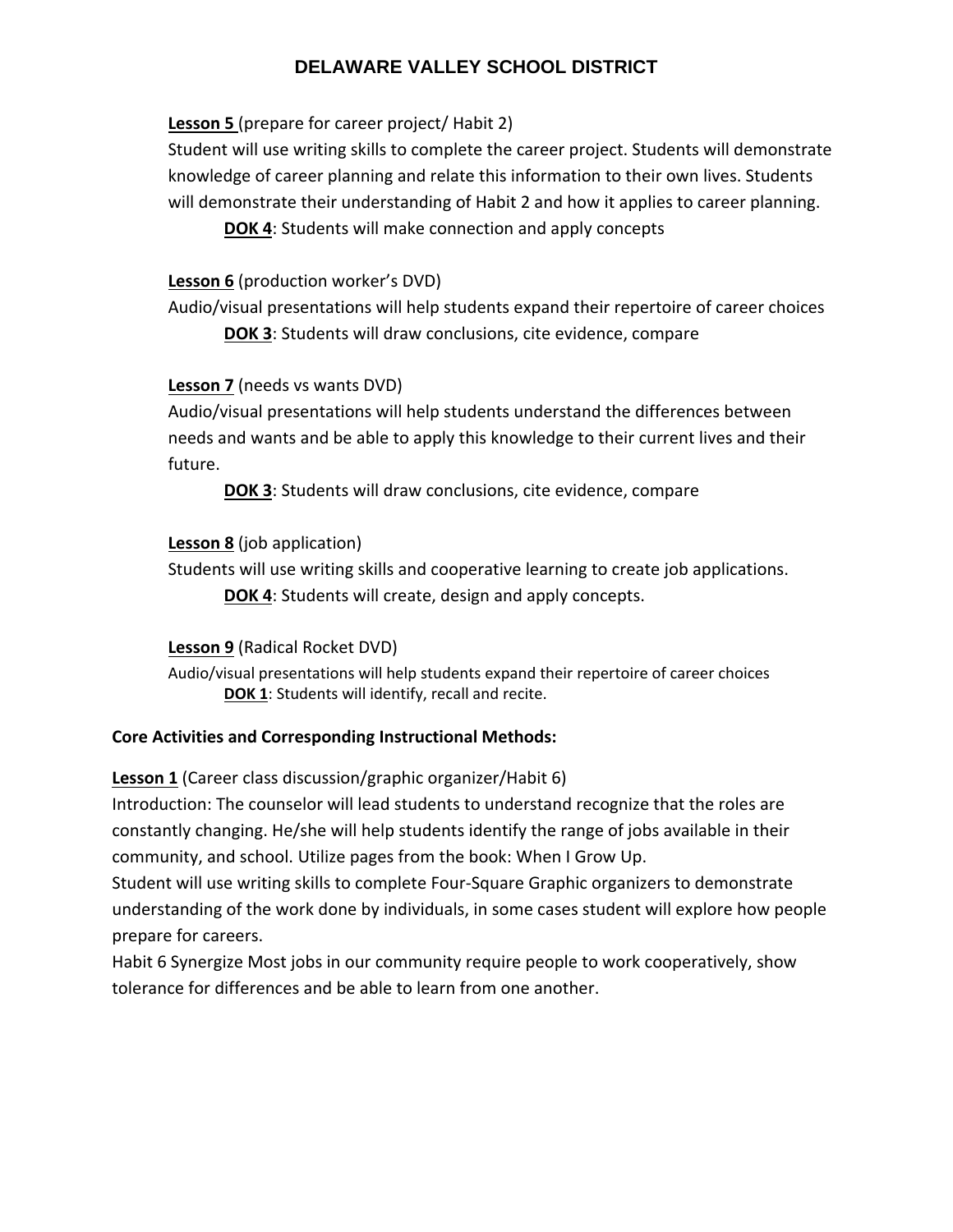**<u>Lesson 5</u>** (prepare for career project/ Habit 2)
Student will use writing skills to complete the career project. Students will demonstrate knowledge of career planning and relate this information to their own lives. Students will demonstrate their understanding of Habit 2 and how it applies to career planning.

> **<u>DOK 4</u>**: Students will make connection and apply concepts

**<u>Lesson 6</u>** (production worker's DVD)
Audio/visual presentations will help students expand their repertoire of career choices

> **<u>DOK 3</u>**: Students will draw conclusions, cite evidence, compare

**<u>Lesson 7</u>** (needs vs wants DVD)
Audio/visual presentations will help students understand the differences between needs and wants and be able to apply this knowledge to their current lives and their future.

> **<u>DOK 3</u>**: Students will draw conclusions, cite evidence, compare

**<u>Lesson 8</u>** (job application)
Students will use writing skills and cooperative learning to create job applications.

> **<u>DOK 4</u>**: Students will create, design and apply concepts.

**<u>Lesson 9</u>** (Radical Rocket DVD)
Audio/visual presentations will help students expand their repertoire of career choices

> **<u>DOK 1</u>**: Students will identify, recall and recite.

**Core Activities and Corresponding Instructional Methods:**

**<u>Lesson 1</u>** (Career class discussion/graphic organizer/Habit 6)
Introduction: The counselor will lead students to understand recognize that the roles are constantly changing. He/she will help students identify the range of jobs available in their community, and school. Utilize pages from the book: When I Grow Up.
Student will use writing skills to complete Four-Square Graphic organizers to demonstrate understanding of the work done by individuals, in some cases student will explore how people prepare for careers.
Habit 6 Synergize Most jobs in our community require people to work cooperatively, show tolerance for differences and be able to learn from one another.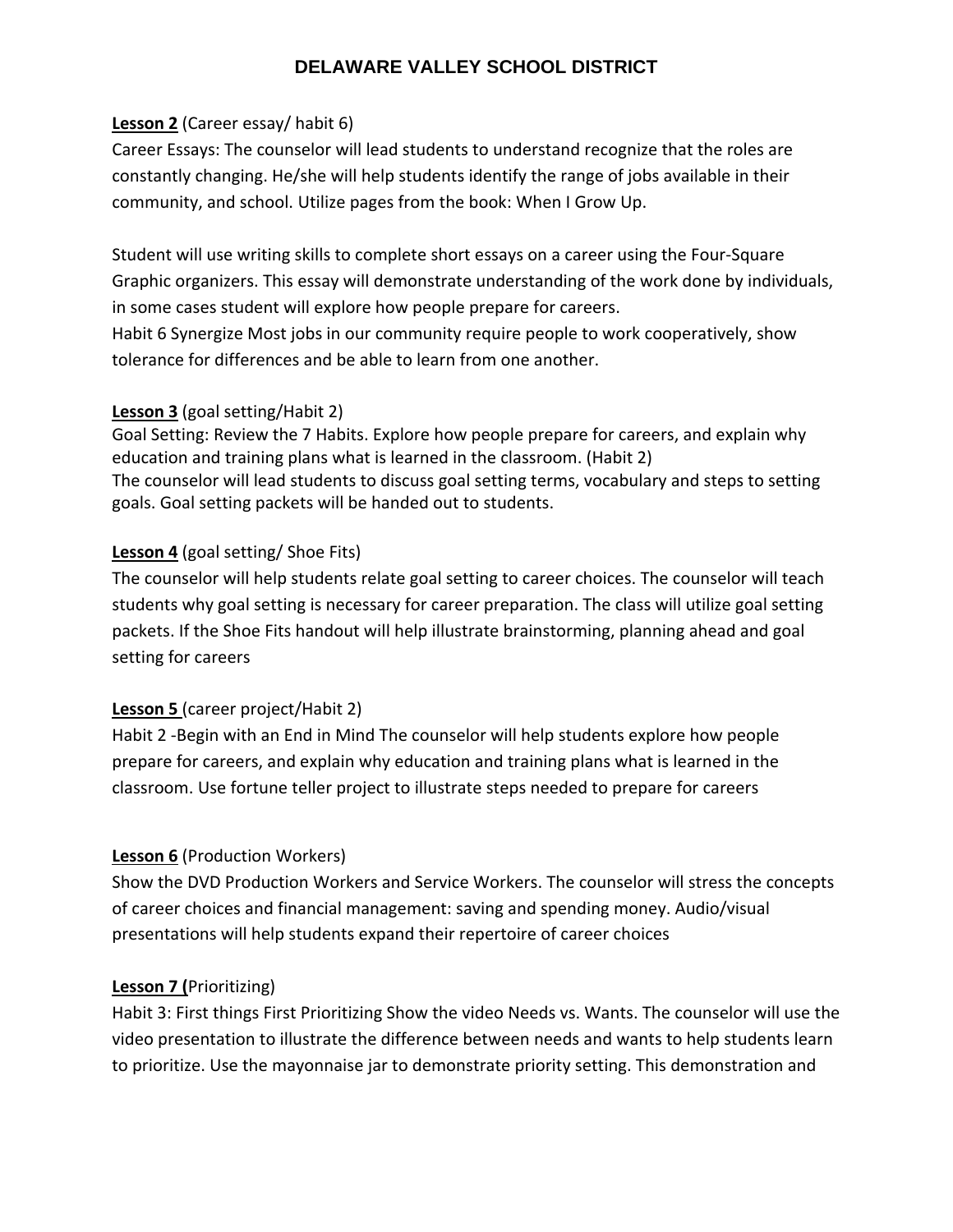**DELAWARE VALLEY SCHOOL DISTRICT**

**Lesson 2** (Career essay/ habit 6)
Career Essays: The counselor will lead students to understand recognize that the roles are constantly changing. He/she will help students identify the range of jobs available in their community, and school. Utilize pages from the book: When I Grow Up.

Student will use writing skills to complete short essays on a career using the Four-Square Graphic organizers. This essay will demonstrate understanding of the work done by individuals, in some cases student will explore how people prepare for careers.
Habit 6 Synergize Most jobs in our community require people to work cooperatively, show tolerance for differences and be able to learn from one another.

**Lesson 3** (goal setting/Habit 2)
Goal Setting: Review the 7 Habits. Explore how people prepare for careers, and explain why education and training plans what is learned in the classroom. (Habit 2)
The counselor will lead students to discuss goal setting terms, vocabulary and steps to setting goals. Goal setting packets will be handed out to students.

**Lesson 4** (goal setting/ Shoe Fits)
The counselor will help students relate goal setting to career choices. The counselor will teach students why goal setting is necessary for career preparation. The class will utilize goal setting packets. If the Shoe Fits handout will help illustrate brainstorming, planning ahead and goal setting for careers

**Lesson 5** (career project/Habit 2)
Habit 2 -Begin with an End in Mind The counselor will help students explore how people prepare for careers, and explain why education and training plans what is learned in the classroom. Use fortune teller project to illustrate steps needed to prepare for careers

**Lesson 6** (Production Workers)
Show the DVD Production Workers and Service Workers. The counselor will stress the concepts of career choices and financial management: saving and spending money. Audio/visual presentations will help students expand their repertoire of career choices

**Lesson 7 (**Prioritizing)
Habit 3: First things First Prioritizing Show the video Needs vs. Wants. The counselor will use the video presentation to illustrate the difference between needs and wants to help students learn to prioritize. Use the mayonnaise jar to demonstrate priority setting. This demonstration and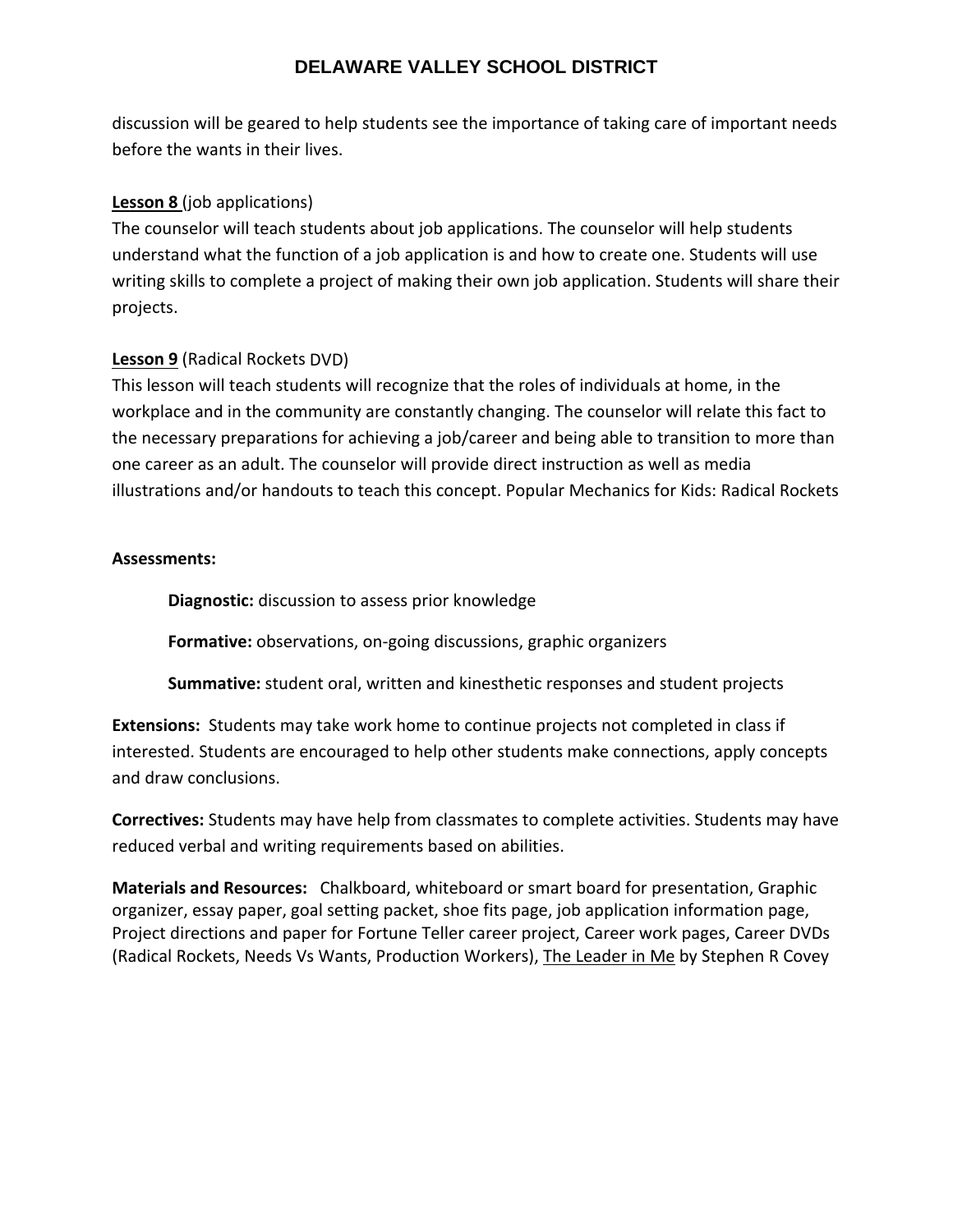discussion will be geared to help students see the importance of taking care of important needs before the wants in their lives.

**Lesson 8** (job applications)
The counselor will teach students about job applications. The counselor will help students understand what the function of a job application is and how to create one. Students will use writing skills to complete a project of making their own job application. Students will share their projects.

**Lesson 9** (Radical Rockets DVD)
This lesson will teach students will recognize that the roles of individuals at home, in the workplace and in the community are constantly changing. The counselor will relate this fact to the necessary preparations for achieving a job/career and being able to transition to more than one career as an adult. The counselor will provide direct instruction as well as media illustrations and/or handouts to teach this concept. Popular Mechanics for Kids: Radical Rockets

**Assessments:**

**Diagnostic:** discussion to assess prior knowledge

**Formative:** observations, on-going discussions, graphic organizers

**Summative:** student oral, written and kinesthetic responses and student projects

**Extensions:** Students may take work home to continue projects not completed in class if interested. Students are encouraged to help other students make connections, apply concepts and draw conclusions.

**Correctives:** Students may have help from classmates to complete activities. Students may have reduced verbal and writing requirements based on abilities.

**Materials and Resources:** Chalkboard, whiteboard or smart board for presentation, Graphic organizer, essay paper, goal setting packet, shoe fits page, job application information page, Project directions and paper for Fortune Teller career project, Career work pages, Career DVDs (Radical Rockets, Needs Vs Wants, Production Workers), The Leader in Me by Stephen R Covey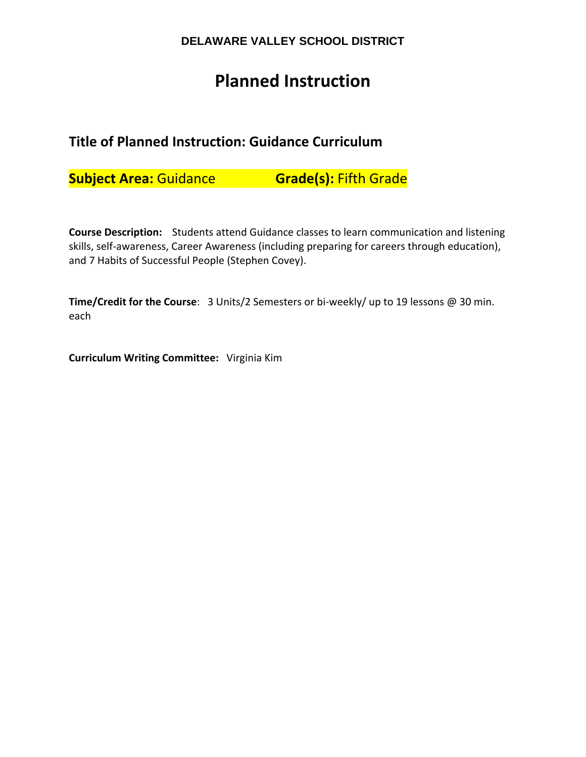**DELAWARE VALLEY SCHOOL DISTRICT**

# Planned Instruction

## Title of Planned Instruction: Guidance Curriculum

**Subject Area:** Guidance **Grade(s):** Fifth Grade

**Course Description:** Students attend Guidance classes to learn communication and listening skills, self-awareness, Career Awareness (including preparing for careers through education), and 7 Habits of Successful People (Stephen Covey).

**Time/Credit for the Course**: 3 Units/2 Semesters or bi-weekly/ up to 19 lessons @ 30 min. each

**Curriculum Writing Committee:** Virginia Kim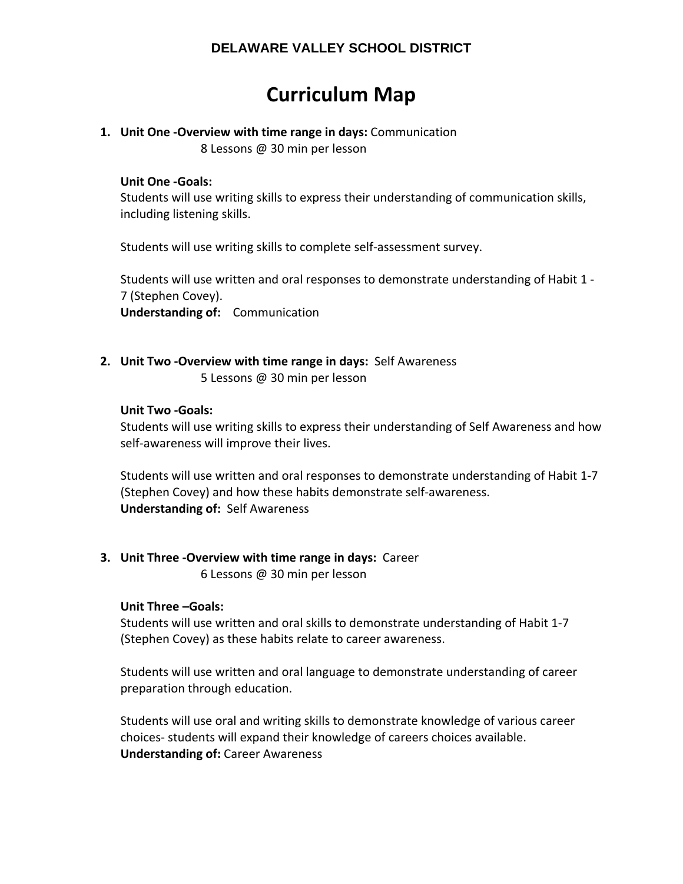**DELAWARE VALLEY SCHOOL DISTRICT**

# Curriculum Map

1. **Unit One -Overview with time range in days:** Communication
   8 Lessons @ 30 min per lesson

   **Unit One -Goals:**
   Students will use writing skills to express their understanding of communication skills, including listening skills.

   Students will use writing skills to complete self-assessment survey.

   Students will use written and oral responses to demonstrate understanding of Habit 1 - 7 (Stephen Covey).
   **Understanding of:** Communication

2. **Unit Two -Overview with time range in days:** Self Awareness
   5 Lessons @ 30 min per lesson

   **Unit Two -Goals:**
   Students will use writing skills to express their understanding of Self Awareness and how self-awareness will improve their lives.

   Students will use written and oral responses to demonstrate understanding of Habit 1-7 (Stephen Covey) and how these habits demonstrate self-awareness.
   **Understanding of:** Self Awareness

3. **Unit Three -Overview with time range in days:** Career
   6 Lessons @ 30 min per lesson

   **Unit Three –Goals:**
   Students will use written and oral skills to demonstrate understanding of Habit 1-7 (Stephen Covey) as these habits relate to career awareness.

   Students will use written and oral language to demonstrate understanding of career preparation through education.

   Students will use oral and writing skills to demonstrate knowledge of various career choices- students will expand their knowledge of careers choices available.
   **Understanding of:** Career Awareness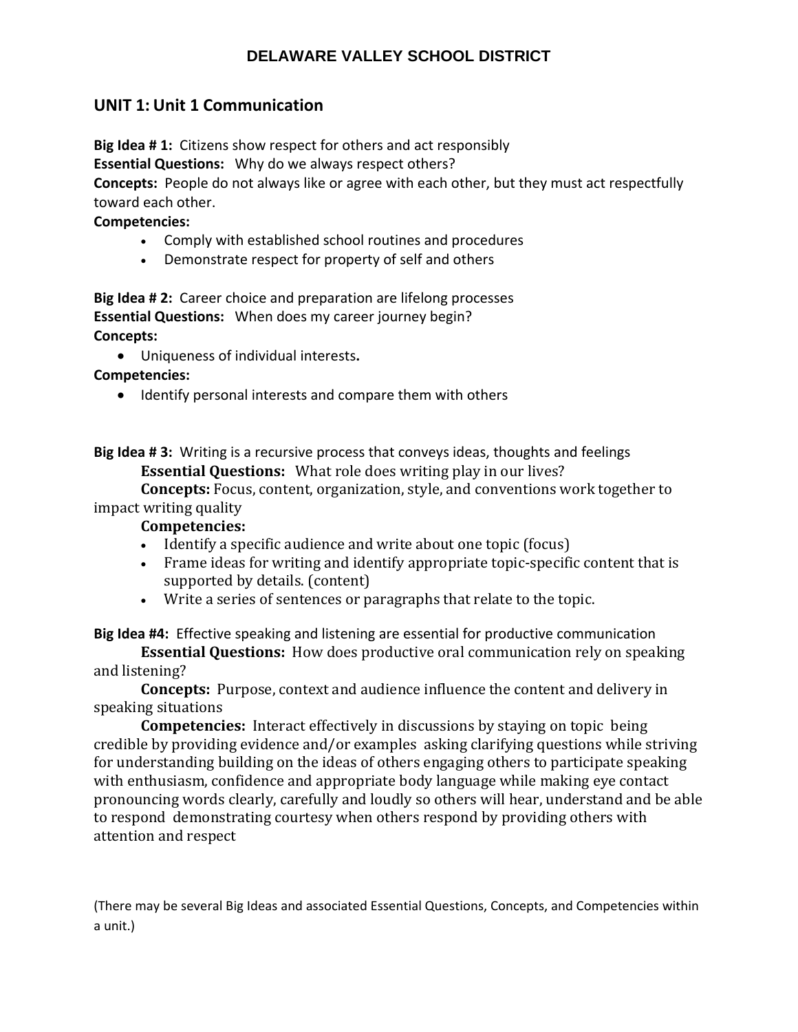# DELAWARE VALLEY SCHOOL DISTRICT

## UNIT 1: Unit 1 Communication

**Big Idea # 1:** Citizens show respect for others and act responsibly
**Essential Questions:** Why do we always respect others?
**Concepts:** People do not always like or agree with each other, but they must act respectfully toward each other.
**Competencies:**

- Comply with established school routines and procedures
- Demonstrate respect for property of self and others

**Big Idea # 2:** Career choice and preparation are lifelong processes
**Essential Questions:** When does my career journey begin?
**Concepts:**

- Uniqueness of individual interests**.**

**Competencies:**

- Identify personal interests and compare them with others

**Big Idea # 3:** Writing is a recursive process that conveys ideas, thoughts and feelings
**Essential Questions:** What role does writing play in our lives?
**Concepts:** Focus, content, organization, style, and conventions work together to impact writing quality
**Competencies:**

- Identify a specific audience and write about one topic (focus)
- Frame ideas for writing and identify appropriate topic-specific content that is supported by details. (content)
- Write a series of sentences or paragraphs that relate to the topic.

**Big Idea #4:** Effective speaking and listening are essential for productive communication
**Essential Questions:** How does productive oral communication rely on speaking and listening?
**Concepts:** Purpose, context and audience influence the content and delivery in speaking situations
**Competencies:** Interact effectively in discussions by staying on topic being credible by providing evidence and/or examples asking clarifying questions while striving for understanding building on the ideas of others engaging others to participate speaking with enthusiasm, confidence and appropriate body language while making eye contact pronouncing words clearly, carefully and loudly so others will hear, understand and be able to respond demonstrating courtesy when others respond by providing others with attention and respect

(There may be several Big Ideas and associated Essential Questions, Concepts, and Competencies within a unit.)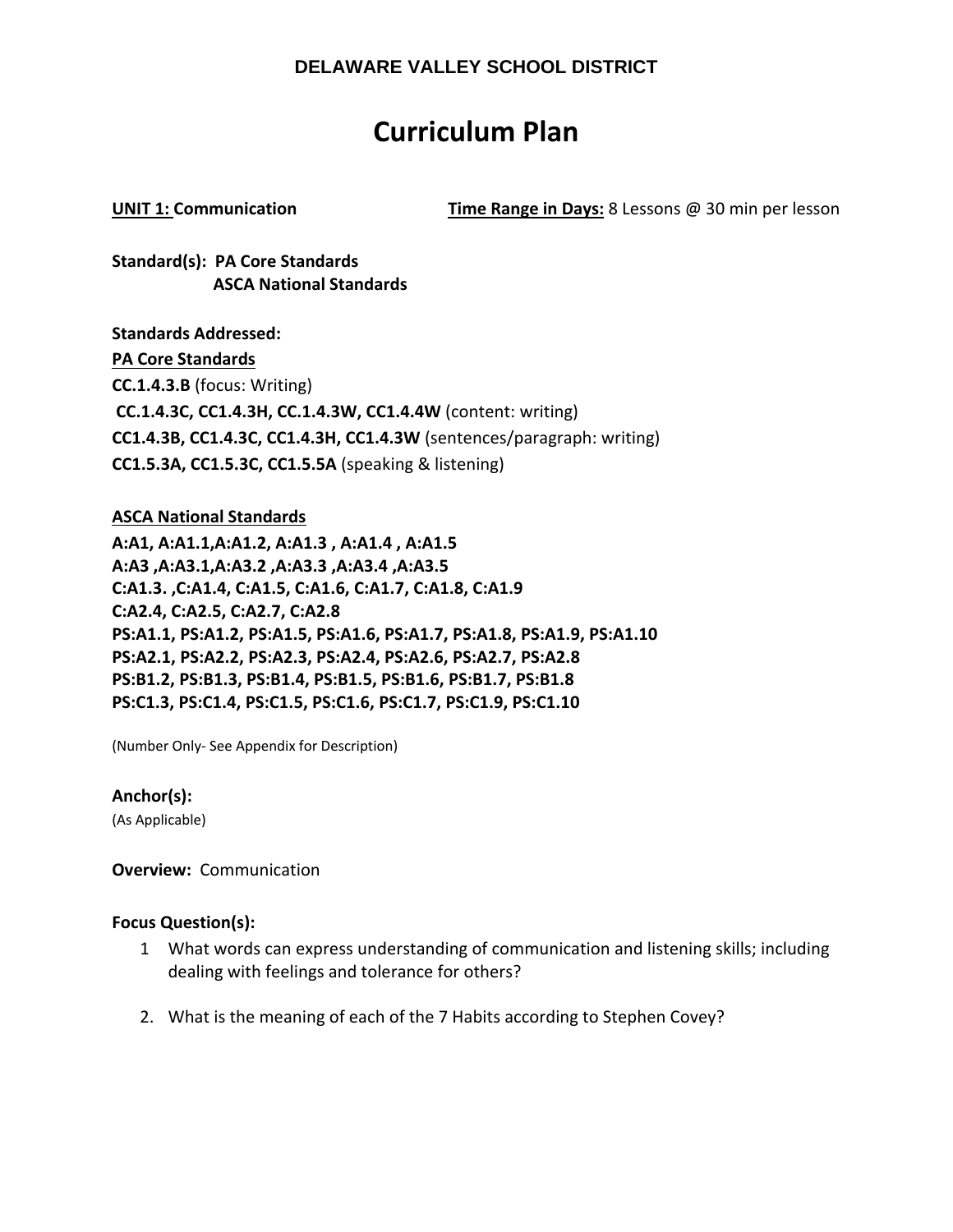**DELAWARE VALLEY SCHOOL DISTRICT**

# Curriculum Plan

**UNIT 1: Communication** **Time Range in Days:** 8 Lessons @ 30 min per lesson

**Standard(s): PA Core Standards**
**ASCA National Standards**

**Standards Addressed:**

**PA Core Standards**

**CC.1.4.3.B** (focus: Writing)
**CC.1.4.3C, CC1.4.3H, CC.1.4.3W, CC1.4.4W** (content: writing)
**CC1.4.3B, CC1.4.3C, CC1.4.3H, CC1.4.3W** (sentences/paragraph: writing)
**CC1.5.3A, CC1.5.3C, CC1.5.5A** (speaking & listening)

**ASCA National Standards**

**A:A1, A:A1.1,A:A1.2, A:A1.3 , A:A1.4 , A:A1.5**
**A:A3 ,A:A3.1,A:A3.2 ,A:A3.3 ,A:A3.4 ,A:A3.5**
**C:A1.3. ,C:A1.4, C:A1.5, C:A1.6, C:A1.7, C:A1.8, C:A1.9**
**C:A2.4, C:A2.5, C:A2.7, C:A2.8**
**PS:A1.1, PS:A1.2, PS:A1.5, PS:A1.6, PS:A1.7, PS:A1.8, PS:A1.9, PS:A1.10**
**PS:A2.1, PS:A2.2, PS:A2.3, PS:A2.4, PS:A2.6, PS:A2.7, PS:A2.8**
**PS:B1.2, PS:B1.3, PS:B1.4, PS:B1.5, PS:B1.6, PS:B1.7, PS:B1.8**
**PS:C1.3, PS:C1.4, PS:C1.5, PS:C1.6, PS:C1.7, PS:C1.9, PS:C1.10**

(Number Only- See Appendix for Description)

**Anchor(s):**
(As Applicable)

**Overview:** Communication

**Focus Question(s):**

1. What words can express understanding of communication and listening skills; including dealing with feelings and tolerance for others?

2. What is the meaning of each of the 7 Habits according to Stephen Covey?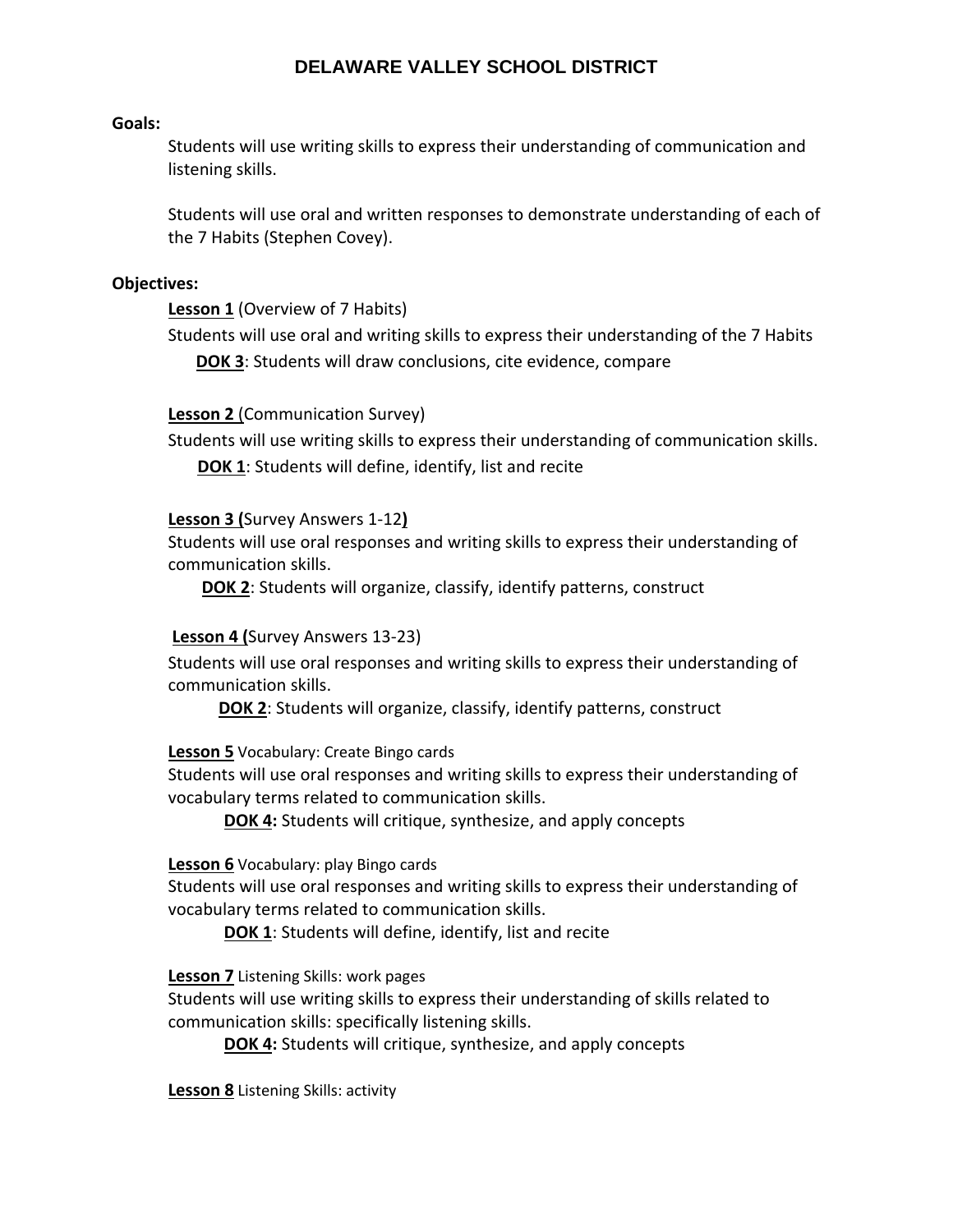# DELAWARE VALLEY SCHOOL DISTRICT

**Goals:**

Students will use writing skills to express their understanding of communication and listening skills.

Students will use oral and written responses to demonstrate understanding of each of the 7 Habits (Stephen Covey).

**Objectives:**

**Lesson 1** (Overview of 7 Habits)
Students will use oral and writing skills to express their understanding of the 7 Habits
**DOK 3**: Students will draw conclusions, cite evidence, compare

**Lesson 2** (Communication Survey)
Students will use writing skills to express their understanding of communication skills.
**DOK 1**: Students will define, identify, list and recite

**Lesson 3** (Survey Answers 1-12)
Students will use oral responses and writing skills to express their understanding of communication skills.
**DOK 2**: Students will organize, classify, identify patterns, construct

**Lesson 4** (Survey Answers 13-23)
Students will use oral responses and writing skills to express their understanding of communication skills.
**DOK 2**: Students will organize, classify, identify patterns, construct

**Lesson 5** Vocabulary: Create Bingo cards
Students will use oral responses and writing skills to express their understanding of vocabulary terms related to communication skills.
**DOK 4:** Students will critique, synthesize, and apply concepts

**Lesson 6** Vocabulary: play Bingo cards
Students will use oral responses and writing skills to express their understanding of vocabulary terms related to communication skills.
**DOK 1**: Students will define, identify, list and recite

**Lesson 7** Listening Skills: work pages
Students will use writing skills to express their understanding of skills related to communication skills: specifically listening skills.
**DOK 4:** Students will critique, synthesize, and apply concepts

**Lesson 8** Listening Skills: activity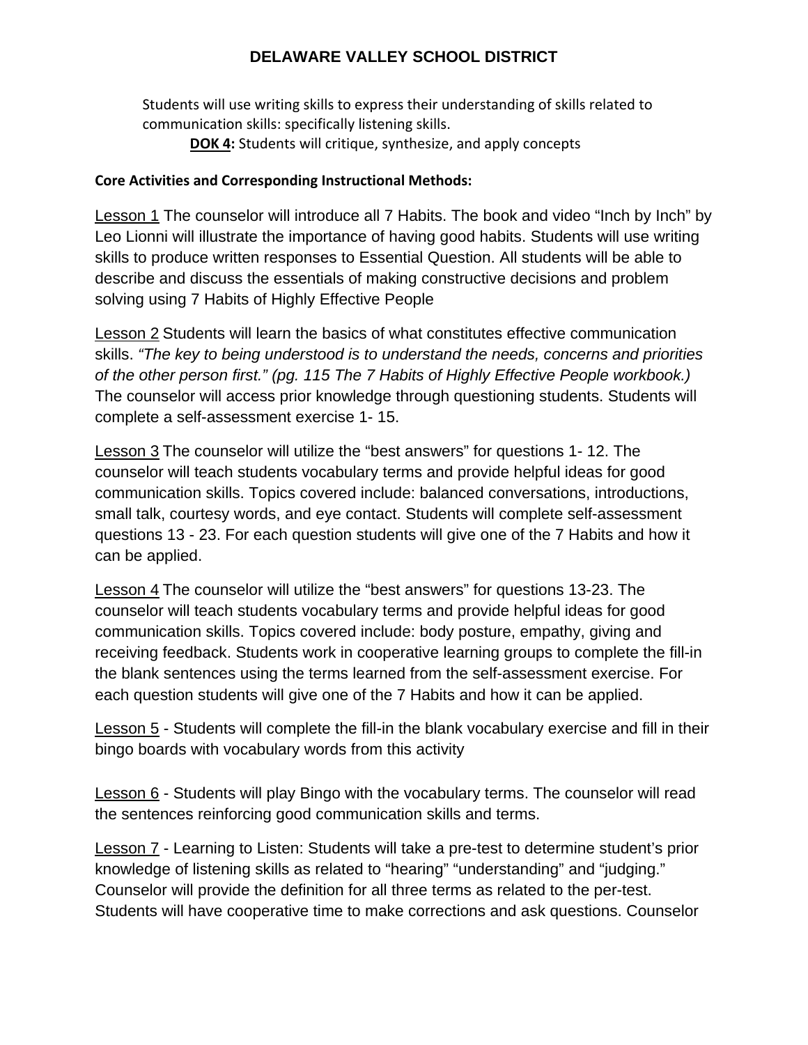# DELAWARE VALLEY SCHOOL DISTRICT

Students will use writing skills to express their understanding of skills related to communication skills: specifically listening skills.

**DOK 4:** Students will critique, synthesize, and apply concepts

**Core Activities and Corresponding Instructional Methods:**

Lesson 1 The counselor will introduce all 7 Habits. The book and video "Inch by Inch" by Leo Lionni will illustrate the importance of having good habits. Students will use writing skills to produce written responses to Essential Question. All students will be able to describe and discuss the essentials of making constructive decisions and problem solving using 7 Habits of Highly Effective People

Lesson 2 Students will learn the basics of what constitutes effective communication skills. *"The key to being understood is to understand the needs, concerns and priorities of the other person first." (pg. 115 The 7 Habits of Highly Effective People workbook.)* The counselor will access prior knowledge through questioning students. Students will complete a self-assessment exercise 1- 15.

Lesson 3 The counselor will utilize the "best answers" for questions 1- 12. The counselor will teach students vocabulary terms and provide helpful ideas for good communication skills. Topics covered include: balanced conversations, introductions, small talk, courtesy words, and eye contact. Students will complete self-assessment questions 13 - 23. For each question students will give one of the 7 Habits and how it can be applied.

Lesson 4 The counselor will utilize the "best answers" for questions 13-23. The counselor will teach students vocabulary terms and provide helpful ideas for good communication skills. Topics covered include: body posture, empathy, giving and receiving feedback. Students work in cooperative learning groups to complete the fill-in the blank sentences using the terms learned from the self-assessment exercise. For each question students will give one of the 7 Habits and how it can be applied.

Lesson 5 - Students will complete the fill-in the blank vocabulary exercise and fill in their bingo boards with vocabulary words from this activity

Lesson 6 - Students will play Bingo with the vocabulary terms. The counselor will read the sentences reinforcing good communication skills and terms.

Lesson 7 - Learning to Listen: Students will take a pre-test to determine student's prior knowledge of listening skills as related to "hearing" "understanding" and "judging." Counselor will provide the definition for all three terms as related to the per-test. Students will have cooperative time to make corrections and ask questions. Counselor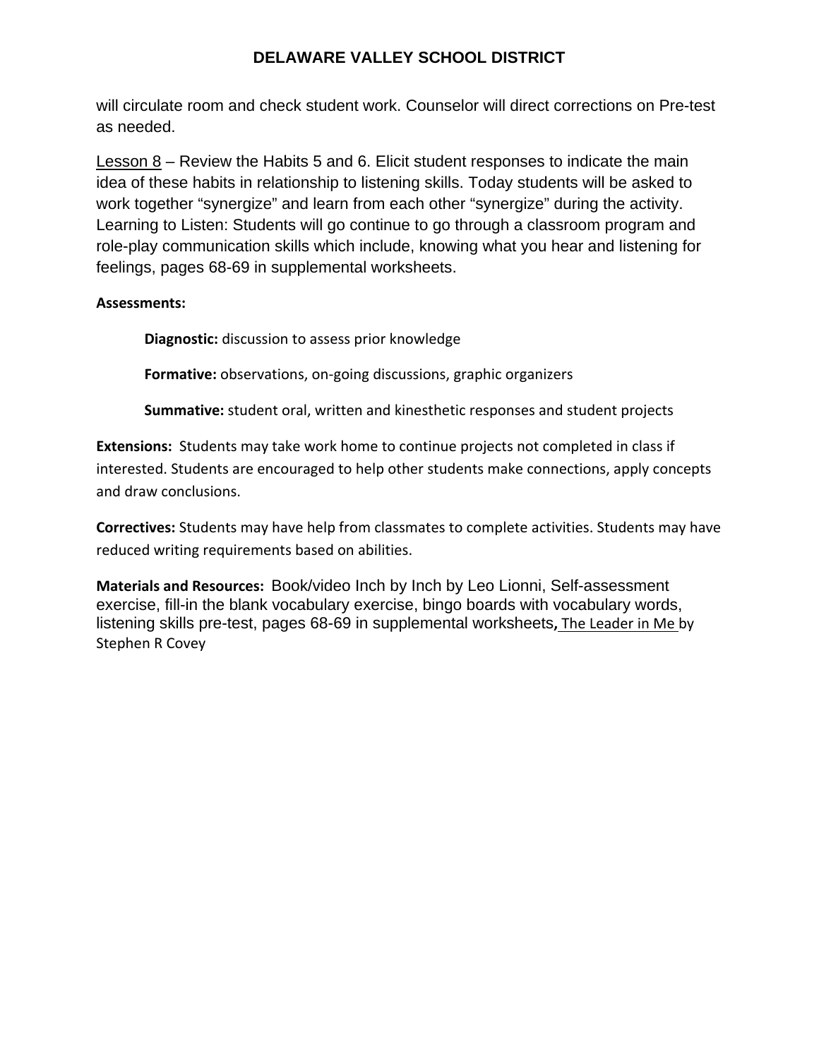will circulate room and check student work. Counselor will direct corrections on Pre-test as needed.

Lesson 8 – Review the Habits 5 and 6. Elicit student responses to indicate the main idea of these habits in relationship to listening skills. Today students will be asked to work together "synergize" and learn from each other "synergize" during the activity. Learning to Listen: Students will go continue to go through a classroom program and role-play communication skills which include, knowing what you hear and listening for feelings, pages 68-69 in supplemental worksheets.

**Assessments:**

> **Diagnostic:** discussion to assess prior knowledge
>
> **Formative:** observations, on-going discussions, graphic organizers
>
> **Summative:** student oral, written and kinesthetic responses and student projects

**Extensions:** Students may take work home to continue projects not completed in class if interested. Students are encouraged to help other students make connections, apply concepts and draw conclusions.

**Correctives:** Students may have help from classmates to complete activities. Students may have reduced writing requirements based on abilities.

**Materials and Resources:** Book/video Inch by Inch by Leo Lionni, Self-assessment exercise, fill-in the blank vocabulary exercise, bingo boards with vocabulary words, listening skills pre-test, pages 68-69 in supplemental worksheets, The Leader in Me by Stephen R Covey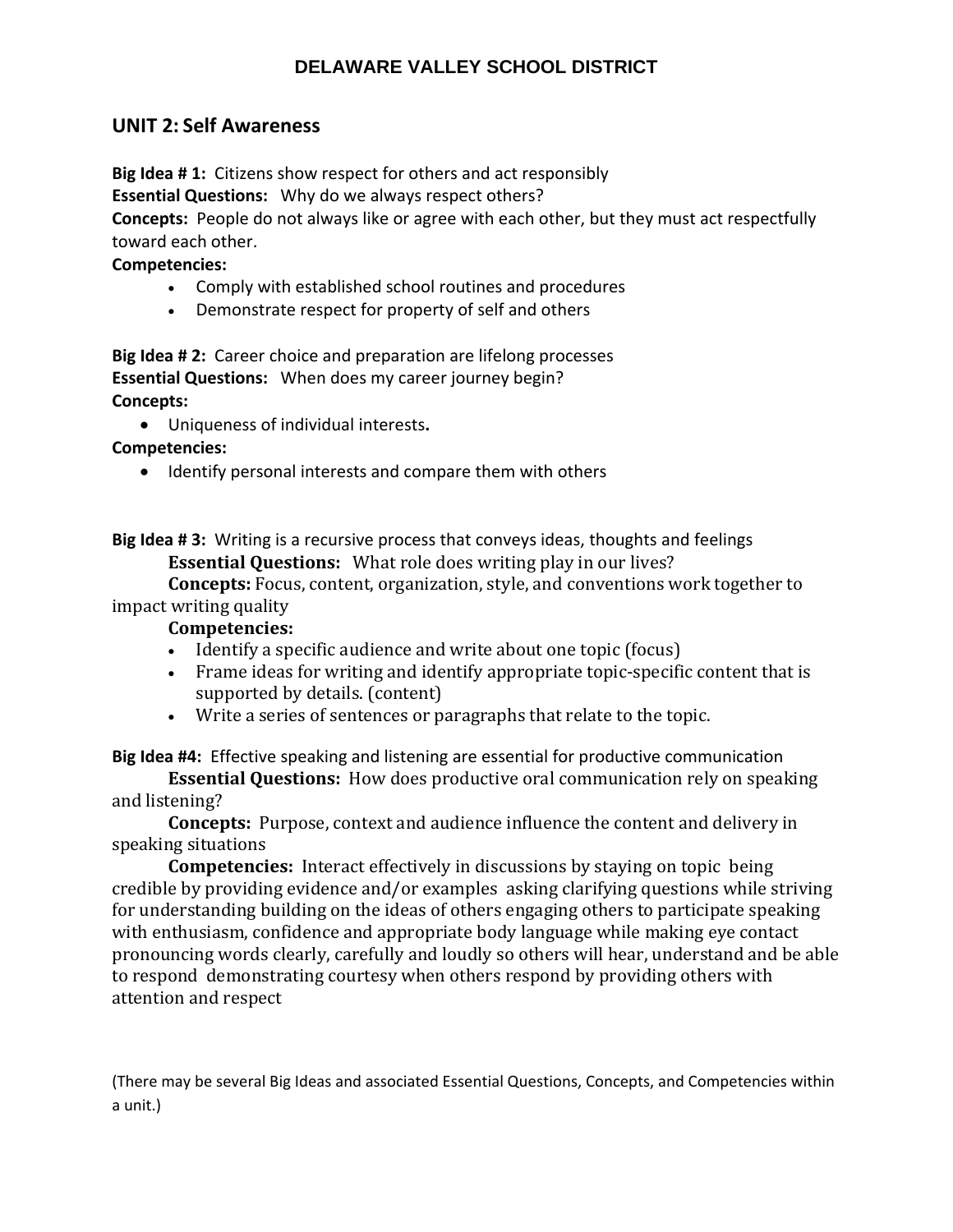**DELAWARE VALLEY SCHOOL DISTRICT**

## UNIT 2: Self Awareness

**Big Idea # 1:** Citizens show respect for others and act responsibly
**Essential Questions:** Why do we always respect others?
**Concepts:** People do not always like or agree with each other, but they must act respectfully toward each other.
**Competencies:**

- Comply with established school routines and procedures
- Demonstrate respect for property of self and others

**Big Idea # 2:** Career choice and preparation are lifelong processes
**Essential Questions:** When does my career journey begin?
**Concepts:**

- Uniqueness of individual interests**.**

**Competencies:**

- Identify personal interests and compare them with others

**Big Idea # 3:** Writing is a recursive process that conveys ideas, thoughts and feelings
**Essential Questions:** What role does writing play in our lives?
**Concepts:** Focus, content, organization, style, and conventions work together to impact writing quality
**Competencies:**

- Identify a specific audience and write about one topic (focus)
- Frame ideas for writing and identify appropriate topic-specific content that is supported by details. (content)
- Write a series of sentences or paragraphs that relate to the topic.

**Big Idea #4:** Effective speaking and listening are essential for productive communication
**Essential Questions:** How does productive oral communication rely on speaking and listening?
**Concepts:** Purpose, context and audience influence the content and delivery in speaking situations
**Competencies:** Interact effectively in discussions by staying on topic being credible by providing evidence and/or examples asking clarifying questions while striving for understanding building on the ideas of others engaging others to participate speaking with enthusiasm, confidence and appropriate body language while making eye contact pronouncing words clearly, carefully and loudly so others will hear, understand and be able to respond demonstrating courtesy when others respond by providing others with attention and respect

(There may be several Big Ideas and associated Essential Questions, Concepts, and Competencies within a unit.)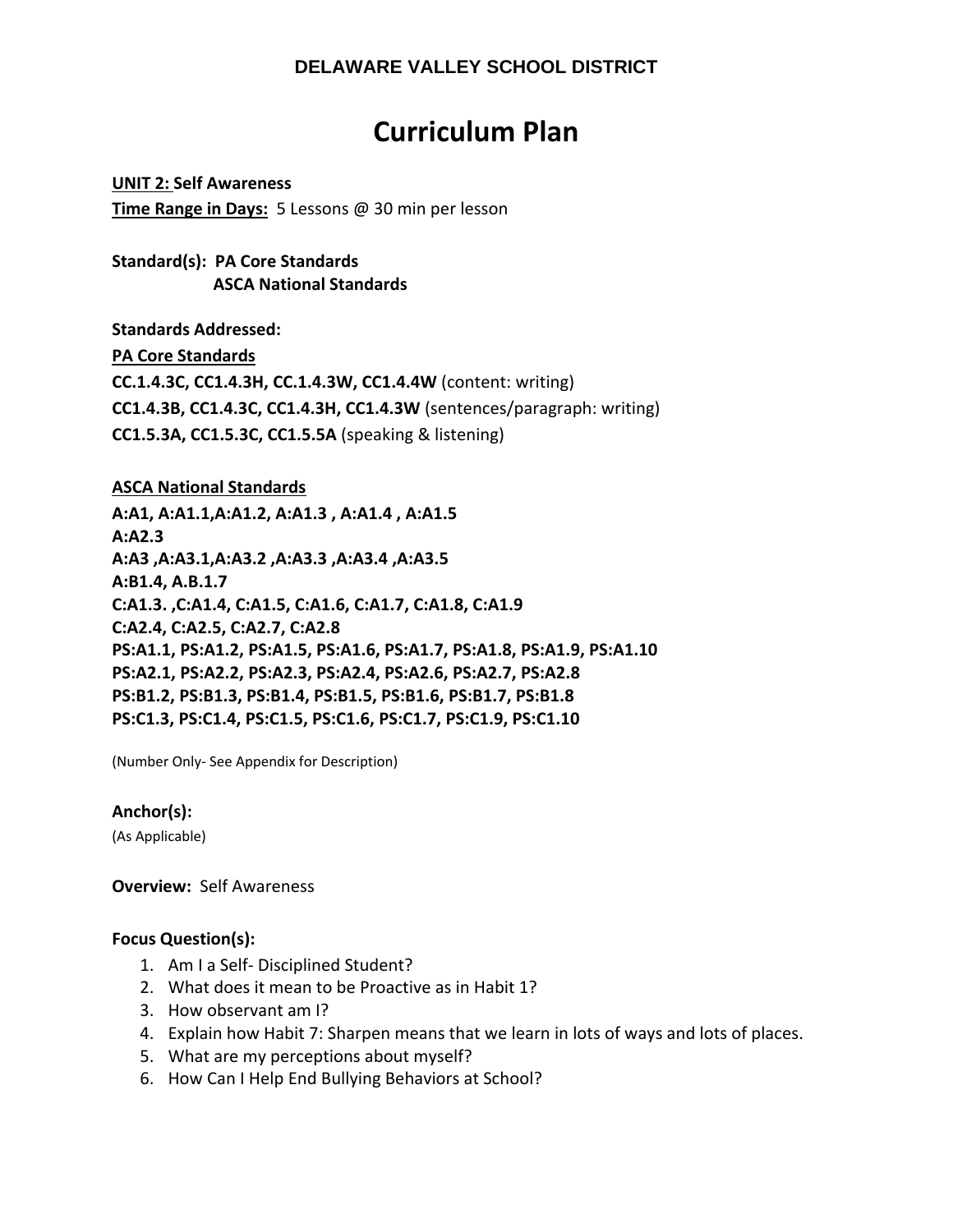**DELAWARE VALLEY SCHOOL DISTRICT**

# Curriculum Plan

**UNIT 2: Self Awareness**
**Time Range in Days:** 5 Lessons @ 30 min per lesson

**Standard(s): PA Core Standards**
**ASCA National Standards**

**Standards Addressed:**

**PA Core Standards**

**CC.1.4.3C, CC1.4.3H, CC.1.4.3W, CC1.4.4W** (content: writing)
**CC1.4.3B, CC1.4.3C, CC1.4.3H, CC1.4.3W** (sentences/paragraph: writing)
**CC1.5.3A, CC1.5.3C, CC1.5.5A** (speaking & listening)

**ASCA National Standards**

**A:A1, A:A1.1,A:A1.2, A:A1.3 , A:A1.4 , A:A1.5**
**A:A2.3**
**A:A3 ,A:A3.1,A:A3.2 ,A:A3.3 ,A:A3.4 ,A:A3.5**
**A:B1.4, A.B.1.7**
**C:A1.3. ,C:A1.4, C:A1.5, C:A1.6, C:A1.7, C:A1.8, C:A1.9**
**C:A2.4, C:A2.5, C:A2.7, C:A2.8**
**PS:A1.1, PS:A1.2, PS:A1.5, PS:A1.6, PS:A1.7, PS:A1.8, PS:A1.9, PS:A1.10**
**PS:A2.1, PS:A2.2, PS:A2.3, PS:A2.4, PS:A2.6, PS:A2.7, PS:A2.8**
**PS:B1.2, PS:B1.3, PS:B1.4, PS:B1.5, PS:B1.6, PS:B1.7, PS:B1.8**
**PS:C1.3, PS:C1.4, PS:C1.5, PS:C1.6, PS:C1.7, PS:C1.9, PS:C1.10**

(Number Only- See Appendix for Description)

**Anchor(s):**
(As Applicable)

**Overview:** Self Awareness

**Focus Question(s):**

1. Am I a Self- Disciplined Student?
2. What does it mean to be Proactive as in Habit 1?
3. How observant am I?
4. Explain how Habit 7: Sharpen means that we learn in lots of ways and lots of places.
5. What are my perceptions about myself?
6. How Can I Help End Bullying Behaviors at School?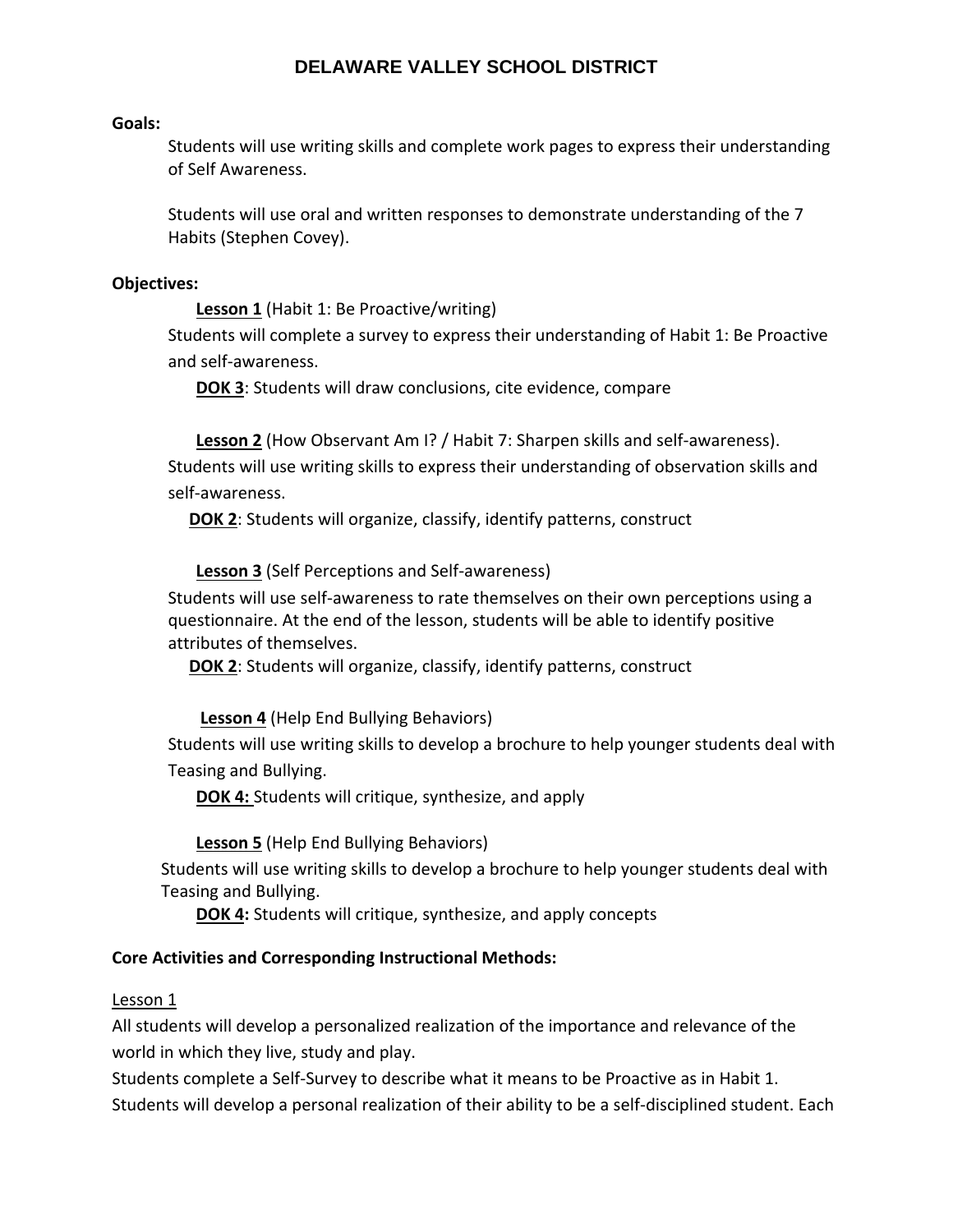# DELAWARE VALLEY SCHOOL DISTRICT

**Goals:**

Students will use writing skills and complete work pages to express their understanding of Self Awareness.

Students will use oral and written responses to demonstrate understanding of the 7 Habits (Stephen Covey).

**Objectives:**

**Lesson 1** (Habit 1: Be Proactive/writing)
Students will complete a survey to express their understanding of Habit 1: Be Proactive and self-awareness.
**DOK 3**: Students will draw conclusions, cite evidence, compare

**Lesson 2** (How Observant Am I? / Habit 7: Sharpen skills and self-awareness).
Students will use writing skills to express their understanding of observation skills and self-awareness.
**DOK 2**: Students will organize, classify, identify patterns, construct

**Lesson 3** (Self Perceptions and Self-awareness)
Students will use self-awareness to rate themselves on their own perceptions using a questionnaire. At the end of the lesson, students will be able to identify positive attributes of themselves.
**DOK 2**: Students will organize, classify, identify patterns, construct

**Lesson 4** (Help End Bullying Behaviors)
Students will use writing skills to develop a brochure to help younger students deal with Teasing and Bullying.
**DOK 4:** Students will critique, synthesize, and apply

**Lesson 5** (Help End Bullying Behaviors)
Students will use writing skills to develop a brochure to help younger students deal with Teasing and Bullying.
**DOK 4:** Students will critique, synthesize, and apply concepts

**Core Activities and Corresponding Instructional Methods:**

Lesson 1

All students will develop a personalized realization of the importance and relevance of the world in which they live, study and play.
Students complete a Self-Survey to describe what it means to be Proactive as in Habit 1.
Students will develop a personal realization of their ability to be a self-disciplined student. Each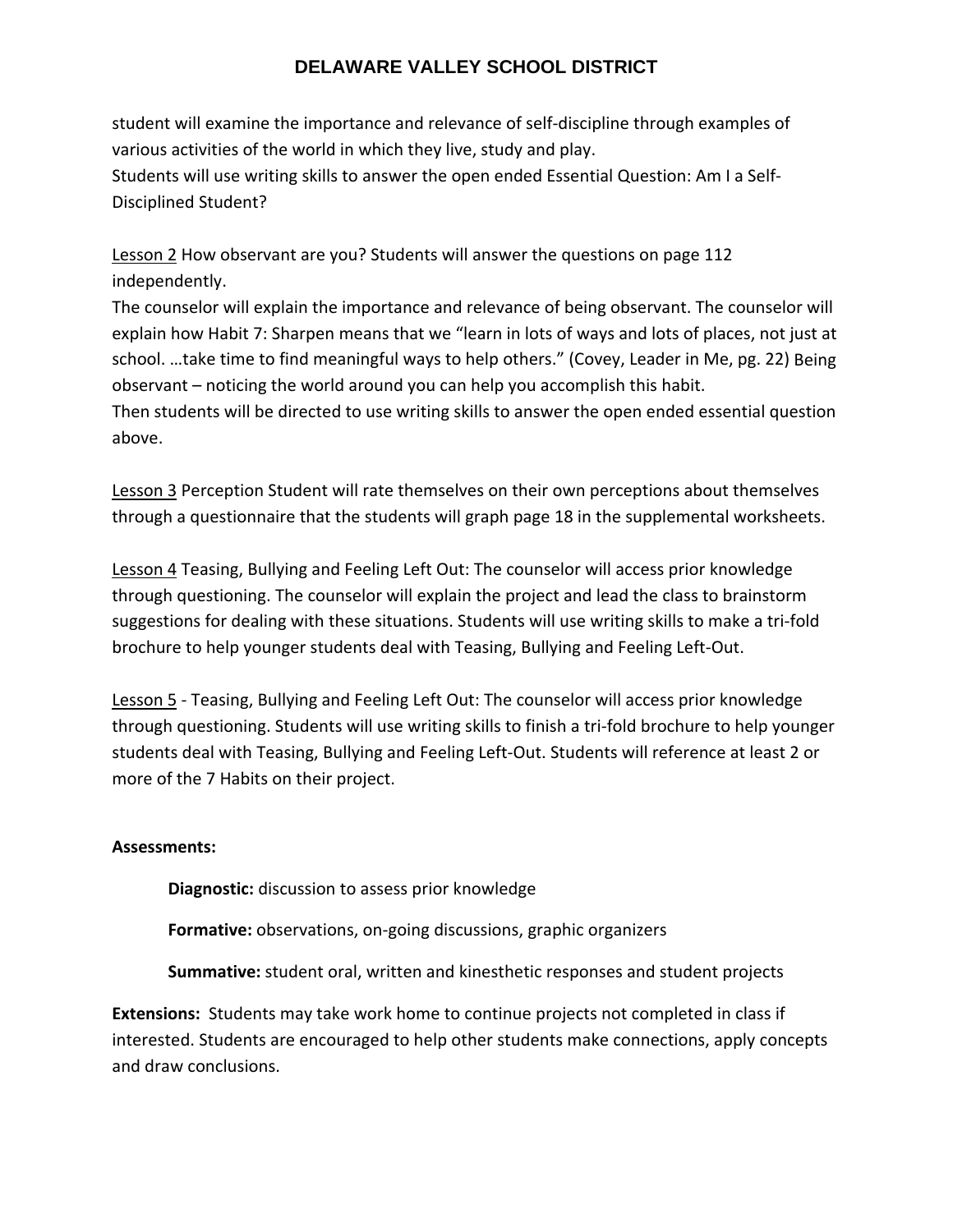student will examine the importance and relevance of self-discipline through examples of various activities of the world in which they live, study and play.
Students will use writing skills to answer the open ended Essential Question: Am I a Self-Disciplined Student?

<u>Lesson 2</u> How observant are you? Students will answer the questions on page 112 independently.
The counselor will explain the importance and relevance of being observant. The counselor will explain how Habit 7: Sharpen means that we "learn in lots of ways and lots of places, not just at school. …take time to find meaningful ways to help others." (Covey, Leader in Me, pg. 22) Being observant – noticing the world around you can help you accomplish this habit.
Then students will be directed to use writing skills to answer the open ended essential question above.

<u>Lesson 3</u> Perception Student will rate themselves on their own perceptions about themselves through a questionnaire that the students will graph page 18 in the supplemental worksheets.

<u>Lesson 4</u> Teasing, Bullying and Feeling Left Out: The counselor will access prior knowledge through questioning. The counselor will explain the project and lead the class to brainstorm suggestions for dealing with these situations. Students will use writing skills to make a tri-fold brochure to help younger students deal with Teasing, Bullying and Feeling Left-Out.

<u>Lesson 5</u> - Teasing, Bullying and Feeling Left Out: The counselor will access prior knowledge through questioning. Students will use writing skills to finish a tri-fold brochure to help younger students deal with Teasing, Bullying and Feeling Left-Out. Students will reference at least 2 or more of the 7 Habits on their project.

**Assessments:**

**Diagnostic:** discussion to assess prior knowledge

**Formative:** observations, on-going discussions, graphic organizers

**Summative:** student oral, written and kinesthetic responses and student projects

**Extensions:** Students may take work home to continue projects not completed in class if interested. Students are encouraged to help other students make connections, apply concepts and draw conclusions.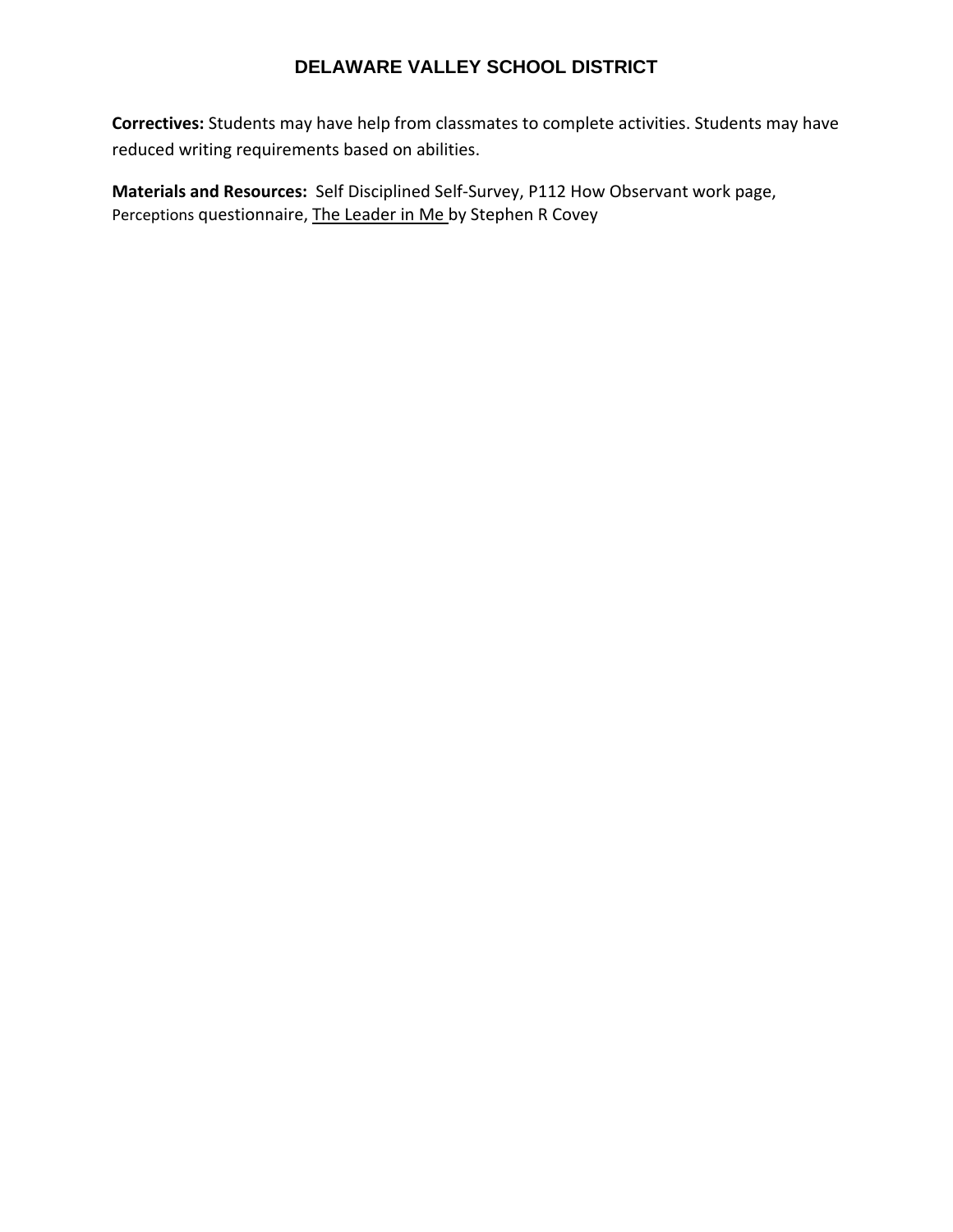**Correctives:** Students may have help from classmates to complete activities. Students may have reduced writing requirements based on abilities.

**Materials and Resources:** Self Disciplined Self-Survey, P112 How Observant work page, Perceptions questionnaire, The Leader in Me by Stephen R Covey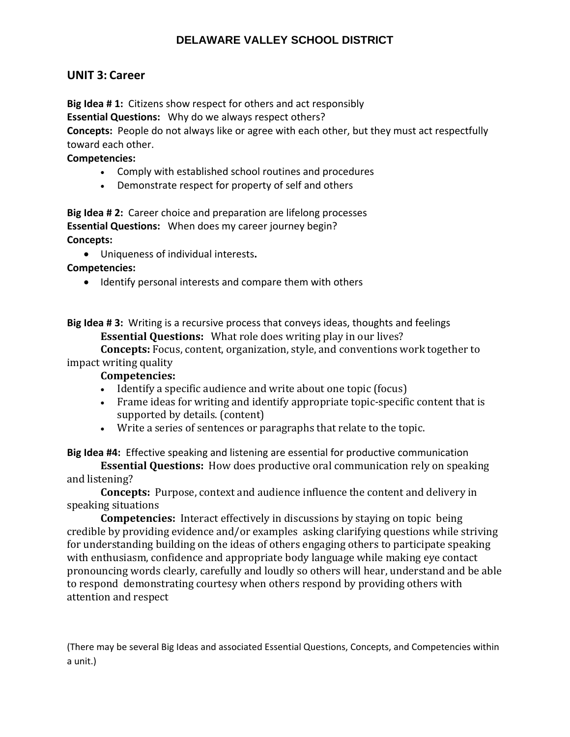# DELAWARE VALLEY SCHOOL DISTRICT

## UNIT 3: Career

**Big Idea # 1:** Citizens show respect for others and act responsibly

**Essential Questions:** Why do we always respect others?

**Concepts:** People do not always like or agree with each other, but they must act respectfully toward each other.

**Competencies:**

- Comply with established school routines and procedures
- Demonstrate respect for property of self and others

**Big Idea # 2:** Career choice and preparation are lifelong processes

**Essential Questions:** When does my career journey begin?

**Concepts:**

- Uniqueness of individual interests.

**Competencies:**

- Identify personal interests and compare them with others

**Big Idea # 3:** Writing is a recursive process that conveys ideas, thoughts and feelings

**Essential Questions:** What role does writing play in our lives?

**Concepts:** Focus, content, organization, style, and conventions work together to impact writing quality

**Competencies:**

- Identify a specific audience and write about one topic (focus)
- Frame ideas for writing and identify appropriate topic-specific content that is supported by details. (content)
- Write a series of sentences or paragraphs that relate to the topic.

**Big Idea #4:** Effective speaking and listening are essential for productive communication

**Essential Questions:** How does productive oral communication rely on speaking and listening?

**Concepts:** Purpose, context and audience influence the content and delivery in speaking situations

**Competencies:** Interact effectively in discussions by staying on topic being credible by providing evidence and/or examples asking clarifying questions while striving for understanding building on the ideas of others engaging others to participate speaking with enthusiasm, confidence and appropriate body language while making eye contact pronouncing words clearly, carefully and loudly so others will hear, understand and be able to respond demonstrating courtesy when others respond by providing others with attention and respect

(There may be several Big Ideas and associated Essential Questions, Concepts, and Competencies within a unit.)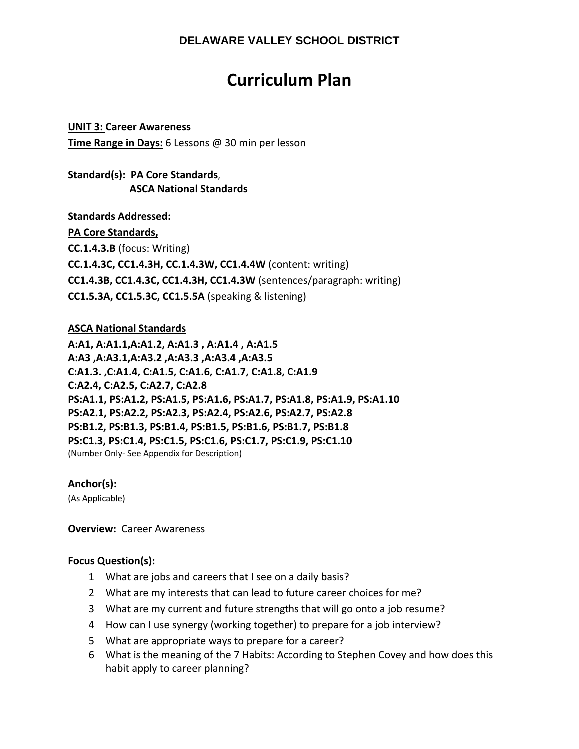**DELAWARE VALLEY SCHOOL DISTRICT**

# Curriculum Plan

**UNIT 3: Career Awareness**
**Time Range in Days:** 6 Lessons @ 30 min per lesson

**Standard(s): PA Core Standards**,
**ASCA National Standards**

**Standards Addressed:**
**PA Core Standards,**
**CC.1.4.3.B** (focus: Writing)
**CC.1.4.3C, CC1.4.3H, CC.1.4.3W, CC1.4.4W** (content: writing)
**CC1.4.3B, CC1.4.3C, CC1.4.3H, CC1.4.3W** (sentences/paragraph: writing)
**CC1.5.3A, CC1.5.3C, CC1.5.5A** (speaking & listening)

**ASCA National Standards**
**A:A1, A:A1.1,A:A1.2, A:A1.3 , A:A1.4 , A:A1.5**
**A:A3 ,A:A3.1,A:A3.2 ,A:A3.3 ,A:A3.4 ,A:A3.5**
**C:A1.3. ,C:A1.4, C:A1.5, C:A1.6, C:A1.7, C:A1.8, C:A1.9**
**C:A2.4, C:A2.5, C:A2.7, C:A2.8**
**PS:A1.1, PS:A1.2, PS:A1.5, PS:A1.6, PS:A1.7, PS:A1.8, PS:A1.9, PS:A1.10**
**PS:A2.1, PS:A2.2, PS:A2.3, PS:A2.4, PS:A2.6, PS:A2.7, PS:A2.8**
**PS:B1.2, PS:B1.3, PS:B1.4, PS:B1.5, PS:B1.6, PS:B1.7, PS:B1.8**
**PS:C1.3, PS:C1.4, PS:C1.5, PS:C1.6, PS:C1.7, PS:C1.9, PS:C1.10**
(Number Only- See Appendix for Description)

**Anchor(s):**
(As Applicable)

**Overview:** Career Awareness

**Focus Question(s):**

1. What are jobs and careers that I see on a daily basis?
2. What are my interests that can lead to future career choices for me?
3. What are my current and future strengths that will go onto a job resume?
4. How can I use synergy (working together) to prepare for a job interview?
5. What are appropriate ways to prepare for a career?
6. What is the meaning of the 7 Habits: According to Stephen Covey and how does this habit apply to career planning?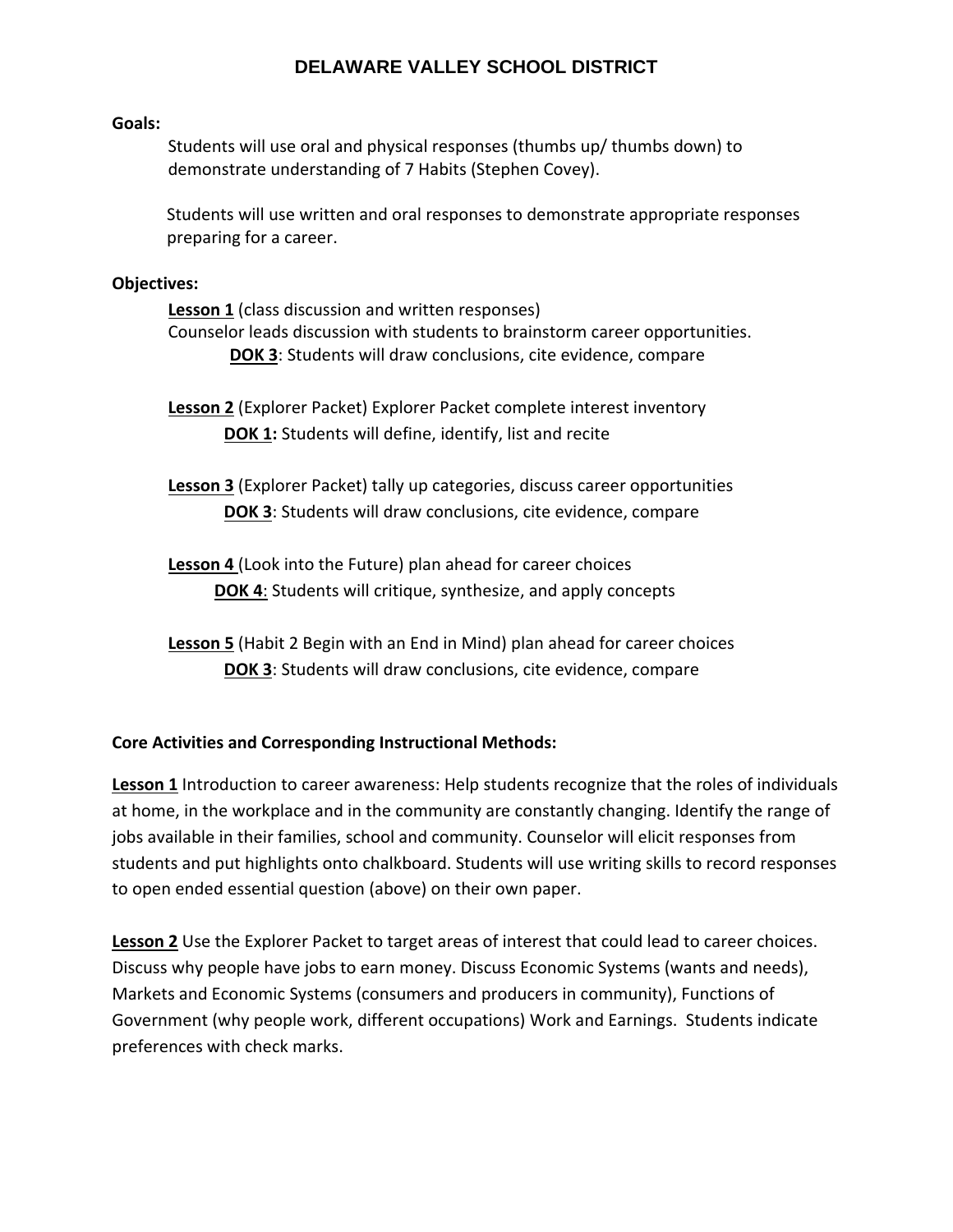# DELAWARE VALLEY SCHOOL DISTRICT

**Goals:**

Students will use oral and physical responses (thumbs up/ thumbs down) to demonstrate understanding of 7 Habits (Stephen Covey).

Students will use written and oral responses to demonstrate appropriate responses preparing for a career.

**Objectives:**

**Lesson 1** (class discussion and written responses)
Counselor leads discussion with students to brainstorm career opportunities.
**DOK 3**: Students will draw conclusions, cite evidence, compare

**Lesson 2** (Explorer Packet) Explorer Packet complete interest inventory
**DOK 1:** Students will define, identify, list and recite

**Lesson 3** (Explorer Packet) tally up categories, discuss career opportunities
**DOK 3**: Students will draw conclusions, cite evidence, compare

**Lesson 4** (Look into the Future) plan ahead for career choices
**DOK 4**: Students will critique, synthesize, and apply concepts

**Lesson 5** (Habit 2 Begin with an End in Mind) plan ahead for career choices
**DOK 3**: Students will draw conclusions, cite evidence, compare

**Core Activities and Corresponding Instructional Methods:**

**Lesson 1** Introduction to career awareness: Help students recognize that the roles of individuals at home, in the workplace and in the community are constantly changing. Identify the range of jobs available in their families, school and community. Counselor will elicit responses from students and put highlights onto chalkboard. Students will use writing skills to record responses to open ended essential question (above) on their own paper.

**Lesson 2** Use the Explorer Packet to target areas of interest that could lead to career choices. Discuss why people have jobs to earn money. Discuss Economic Systems (wants and needs), Markets and Economic Systems (consumers and producers in community), Functions of Government (why people work, different occupations) Work and Earnings. Students indicate preferences with check marks.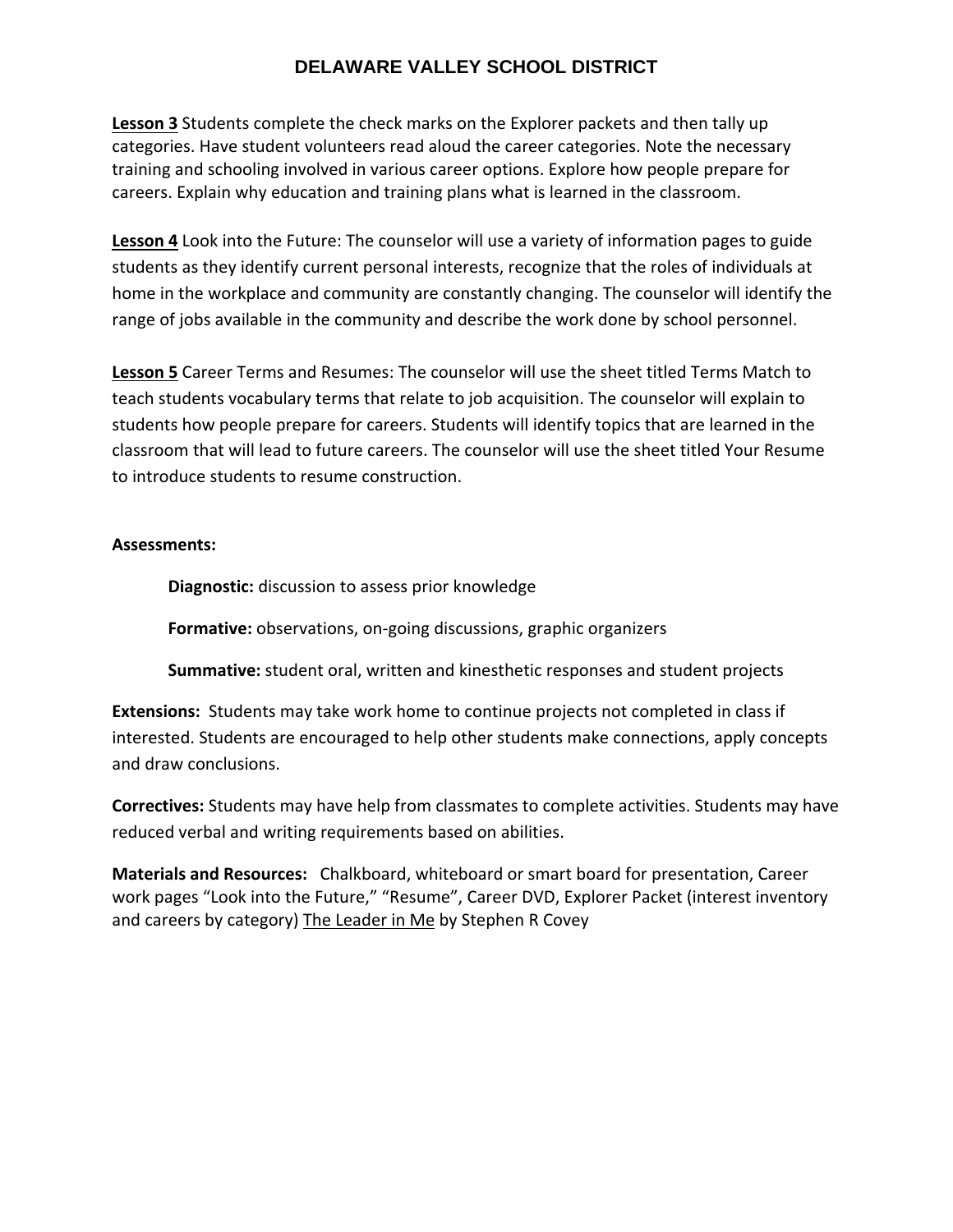# DELAWARE VALLEY SCHOOL DISTRICT

**Lesson 3** Students complete the check marks on the Explorer packets and then tally up categories. Have student volunteers read aloud the career categories. Note the necessary training and schooling involved in various career options. Explore how people prepare for careers. Explain why education and training plans what is learned in the classroom.

**Lesson 4** Look into the Future: The counselor will use a variety of information pages to guide students as they identify current personal interests, recognize that the roles of individuals at home in the workplace and community are constantly changing. The counselor will identify the range of jobs available in the community and describe the work done by school personnel.

**Lesson 5** Career Terms and Resumes: The counselor will use the sheet titled Terms Match to teach students vocabulary terms that relate to job acquisition. The counselor will explain to students how people prepare for careers. Students will identify topics that are learned in the classroom that will lead to future careers. The counselor will use the sheet titled Your Resume to introduce students to resume construction.

**Assessments:**

**Diagnostic:** discussion to assess prior knowledge

**Formative:** observations, on-going discussions, graphic organizers

**Summative:** student oral, written and kinesthetic responses and student projects

**Extensions:** Students may take work home to continue projects not completed in class if interested. Students are encouraged to help other students make connections, apply concepts and draw conclusions.

**Correctives:** Students may have help from classmates to complete activities. Students may have reduced verbal and writing requirements based on abilities.

**Materials and Resources:** Chalkboard, whiteboard or smart board for presentation, Career work pages "Look into the Future," "Resume", Career DVD, Explorer Packet (interest inventory and careers by category) The Leader in Me by Stephen R Covey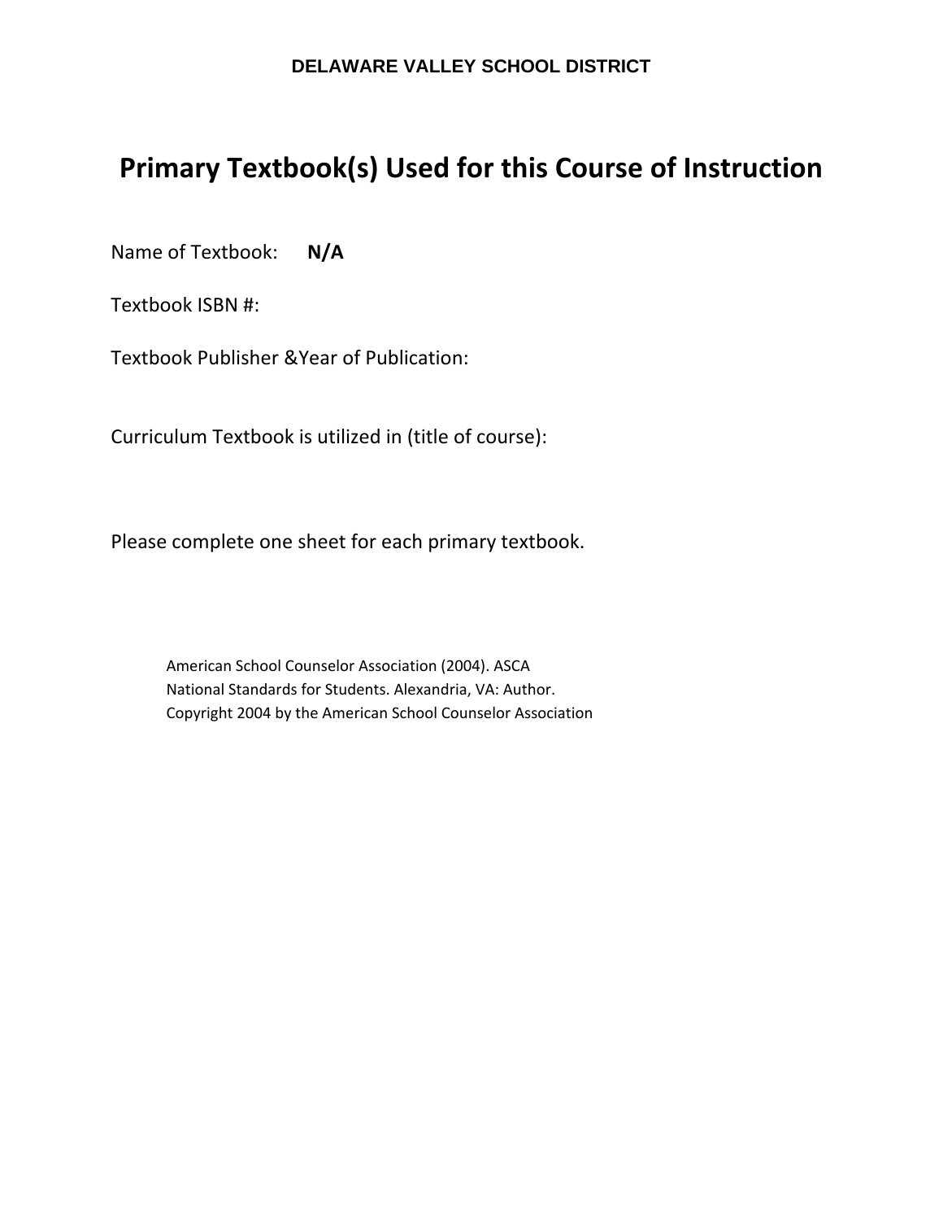**DELAWARE VALLEY SCHOOL DISTRICT**

# Primary Textbook(s) Used for this Course of Instruction

Name of Textbook: **N/A**

Textbook ISBN #:

Textbook Publisher &Year of Publication:

Curriculum Textbook is utilized in (title of course):

Please complete one sheet for each primary textbook.

American School Counselor Association (2004). ASCA National Standards for Students. Alexandria, VA: Author. Copyright 2004 by the American School Counselor Association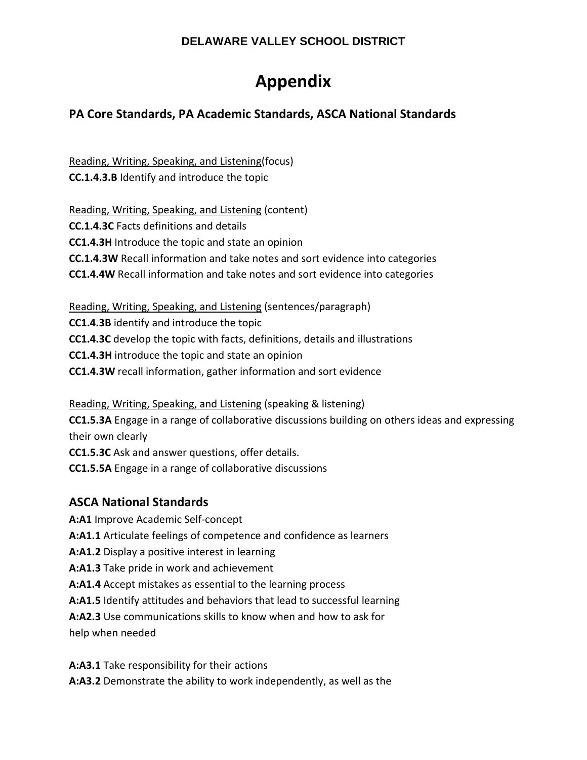DELAWARE VALLEY SCHOOL DISTRICT

# Appendix

## PA Core Standards, PA Academic Standards, ASCA National Standards

<u>Reading, Writing, Speaking, and Listening</u>(focus)
**CC.1.4.3.B** Identify and introduce the topic

<u>Reading, Writing, Speaking, and Listening</u> (content)
**CC.1.4.3C** Facts definitions and details
**CC1.4.3H** Introduce the topic and state an opinion
**CC.1.4.3W** Recall information and take notes and sort evidence into categories
**CC1.4.4W** Recall information and take notes and sort evidence into categories

<u>Reading, Writing, Speaking, and Listening</u> (sentences/paragraph)
**CC1.4.3B** identify and introduce the topic
**CC1.4.3C** develop the topic with facts, definitions, details and illustrations
**CC1.4.3H** introduce the topic and state an opinion
**CC1.4.3W** recall information, gather information and sort evidence

<u>Reading, Writing, Speaking, and Listening</u> (speaking & listening)
**CC1.5.3A** Engage in a range of collaborative discussions building on others ideas and expressing their own clearly
**CC1.5.3C** Ask and answer questions, offer details.
**CC1.5.5A** Engage in a range of collaborative discussions

### ASCA National Standards

**A:A1** Improve Academic Self-concept
**A:A1.1** Articulate feelings of competence and confidence as learners
**A:A1.2** Display a positive interest in learning
**A:A1.3** Take pride in work and achievement
**A:A1.4** Accept mistakes as essential to the learning process
**A:A1.5** Identify attitudes and behaviors that lead to successful learning
**A:A2.3** Use communications skills to know when and how to ask for help when needed

**A:A3.1** Take responsibility for their actions
**A:A3.2** Demonstrate the ability to work independently, as well as the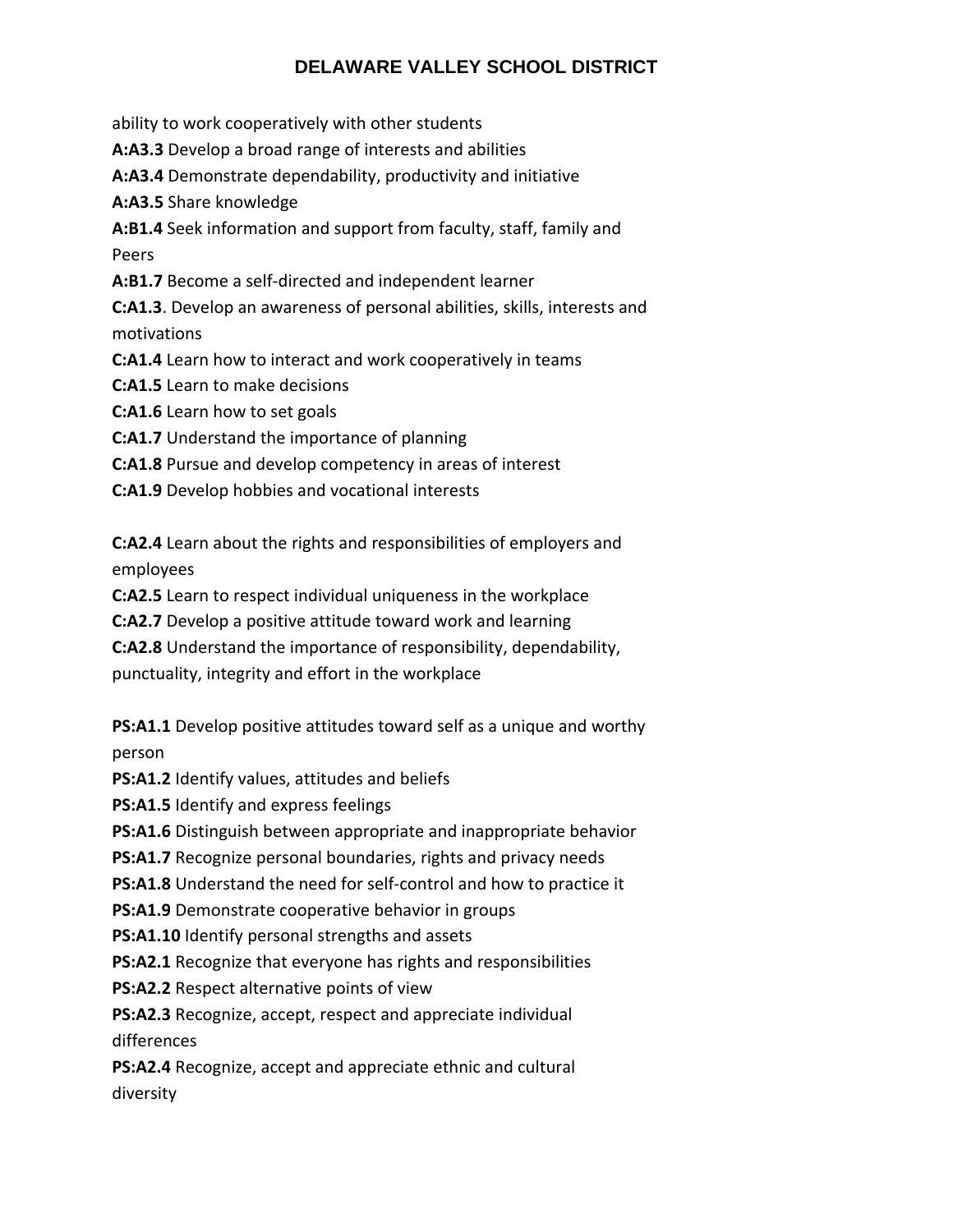ability to work cooperatively with other students

**A:A3.3** Develop a broad range of interests and abilities
**A:A3.4** Demonstrate dependability, productivity and initiative
**A:A3.5** Share knowledge
**A:B1.4** Seek information and support from faculty, staff, family and Peers
**A:B1.7** Become a self-directed and independent learner
**C:A1.3**. Develop an awareness of personal abilities, skills, interests and motivations
**C:A1.4** Learn how to interact and work cooperatively in teams
**C:A1.5** Learn to make decisions
**C:A1.6** Learn how to set goals
**C:A1.7** Understand the importance of planning
**C:A1.8** Pursue and develop competency in areas of interest
**C:A1.9** Develop hobbies and vocational interests

**C:A2.4** Learn about the rights and responsibilities of employers and employees
**C:A2.5** Learn to respect individual uniqueness in the workplace
**C:A2.7** Develop a positive attitude toward work and learning
**C:A2.8** Understand the importance of responsibility, dependability, punctuality, integrity and effort in the workplace

**PS:A1.1** Develop positive attitudes toward self as a unique and worthy person
**PS:A1.2** Identify values, attitudes and beliefs
**PS:A1.5** Identify and express feelings
**PS:A1.6** Distinguish between appropriate and inappropriate behavior
**PS:A1.7** Recognize personal boundaries, rights and privacy needs
**PS:A1.8** Understand the need for self-control and how to practice it
**PS:A1.9** Demonstrate cooperative behavior in groups
**PS:A1.10** Identify personal strengths and assets
**PS:A2.1** Recognize that everyone has rights and responsibilities
**PS:A2.2** Respect alternative points of view
**PS:A2.3** Recognize, accept, respect and appreciate individual differences
**PS:A2.4** Recognize, accept and appreciate ethnic and cultural diversity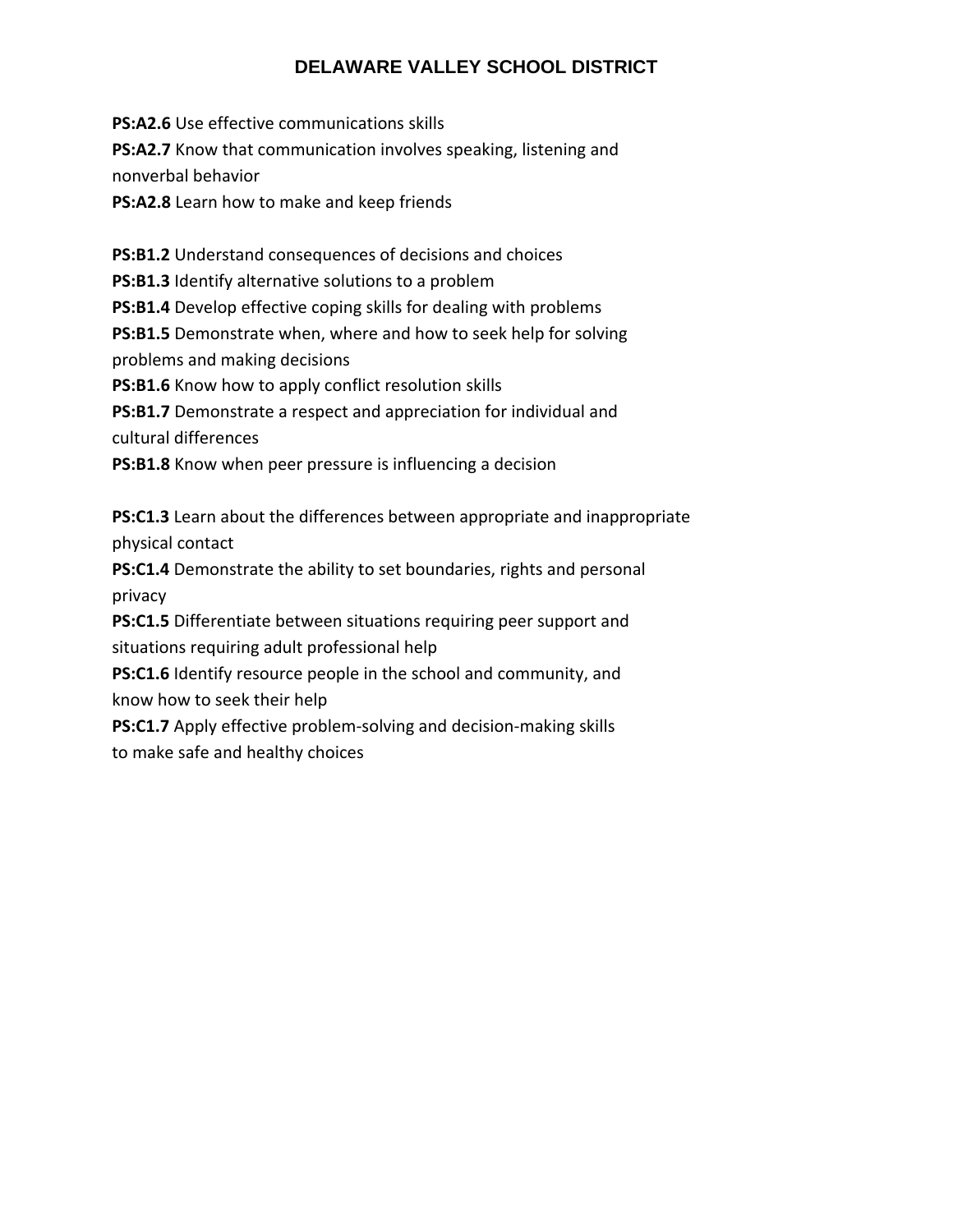**PS:A2.6** Use effective communications skills
**PS:A2.7** Know that communication involves speaking, listening and nonverbal behavior
**PS:A2.8** Learn how to make and keep friends

**PS:B1.2** Understand consequences of decisions and choices
**PS:B1.3** Identify alternative solutions to a problem
**PS:B1.4** Develop effective coping skills for dealing with problems
**PS:B1.5** Demonstrate when, where and how to seek help for solving problems and making decisions
**PS:B1.6** Know how to apply conflict resolution skills
**PS:B1.7** Demonstrate a respect and appreciation for individual and cultural differences
**PS:B1.8** Know when peer pressure is influencing a decision

**PS:C1.3** Learn about the differences between appropriate and inappropriate physical contact
**PS:C1.4** Demonstrate the ability to set boundaries, rights and personal privacy
**PS:C1.5** Differentiate between situations requiring peer support and situations requiring adult professional help
**PS:C1.6** Identify resource people in the school and community, and know how to seek their help
**PS:C1.7** Apply effective problem-solving and decision-making skills to make safe and healthy choices